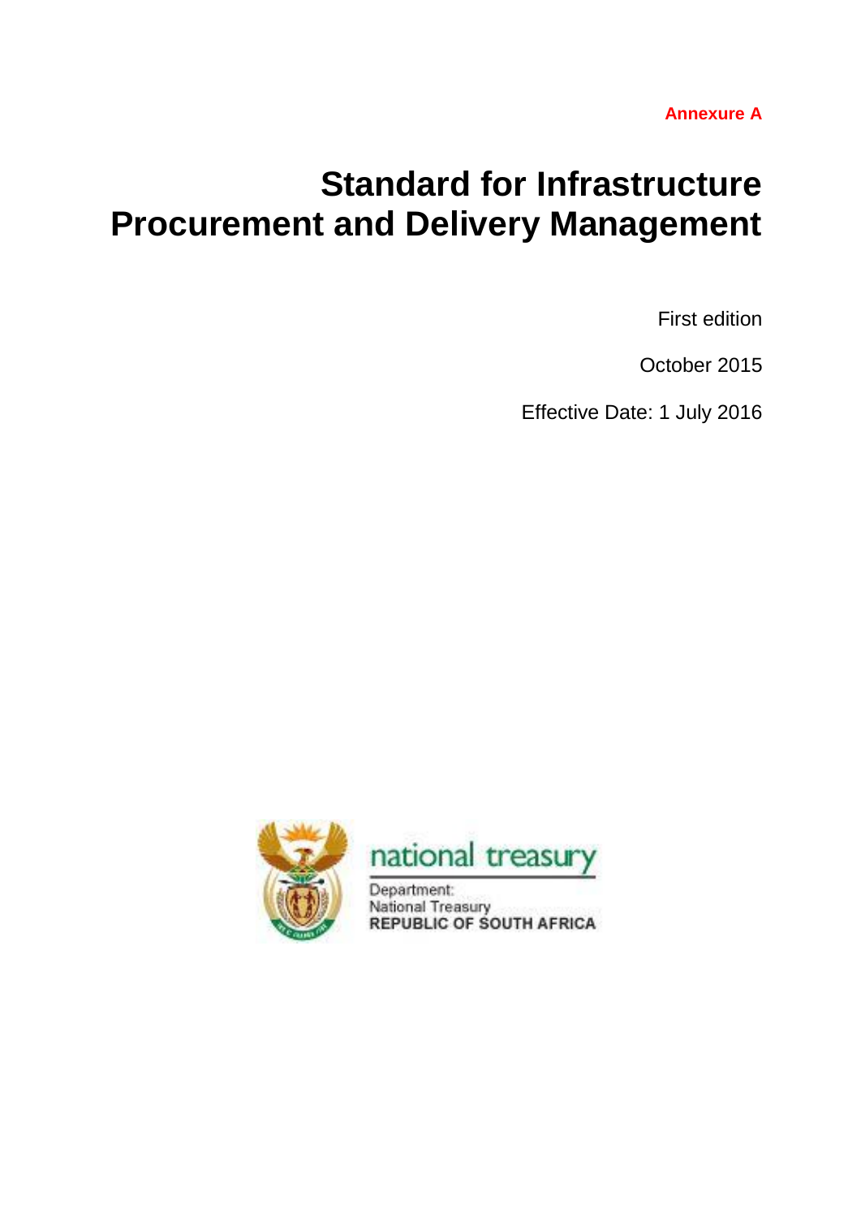**Annexure A**

# Standard for Infrastructure Procurement and Delivery Management

First edition

October 2015

Effective Date: 1 July 2016

national treasury

Department:
National Treasury
REPUBLIC OF SOUTH AFRICA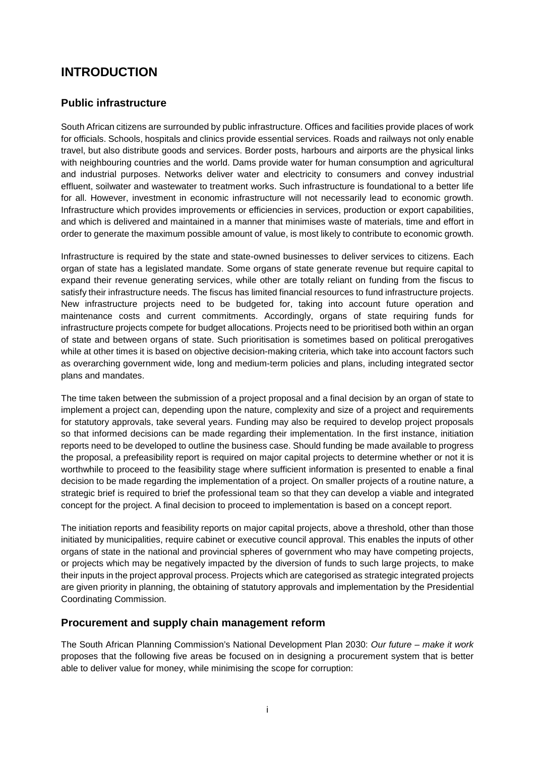# INTRODUCTION

## Public infrastructure

South African citizens are surrounded by public infrastructure. Offices and facilities provide places of work for officials. Schools, hospitals and clinics provide essential services. Roads and railways not only enable travel, but also distribute goods and services. Border posts, harbours and airports are the physical links with neighbouring countries and the world. Dams provide water for human consumption and agricultural and industrial purposes. Networks deliver water and electricity to consumers and convey industrial effluent, soilwater and wastewater to treatment works. Such infrastructure is foundational to a better life for all. However, investment in economic infrastructure will not necessarily lead to economic growth. Infrastructure which provides improvements or efficiencies in services, production or export capabilities, and which is delivered and maintained in a manner that minimises waste of materials, time and effort in order to generate the maximum possible amount of value, is most likely to contribute to economic growth.

Infrastructure is required by the state and state-owned businesses to deliver services to citizens. Each organ of state has a legislated mandate. Some organs of state generate revenue but require capital to expand their revenue generating services, while other are totally reliant on funding from the fiscus to satisfy their infrastructure needs. The fiscus has limited financial resources to fund infrastructure projects. New infrastructure projects need to be budgeted for, taking into account future operation and maintenance costs and current commitments. Accordingly, organs of state requiring funds for infrastructure projects compete for budget allocations. Projects need to be prioritised both within an organ of state and between organs of state. Such prioritisation is sometimes based on political prerogatives while at other times it is based on objective decision-making criteria, which take into account factors such as overarching government wide, long and medium-term policies and plans, including integrated sector plans and mandates.

The time taken between the submission of a project proposal and a final decision by an organ of state to implement a project can, depending upon the nature, complexity and size of a project and requirements for statutory approvals, take several years. Funding may also be required to develop project proposals so that informed decisions can be made regarding their implementation. In the first instance, initiation reports need to be developed to outline the business case. Should funding be made available to progress the proposal, a prefeasibility report is required on major capital projects to determine whether or not it is worthwhile to proceed to the feasibility stage where sufficient information is presented to enable a final decision to be made regarding the implementation of a project. On smaller projects of a routine nature, a strategic brief is required to brief the professional team so that they can develop a viable and integrated concept for the project. A final decision to proceed to implementation is based on a concept report.

The initiation reports and feasibility reports on major capital projects, above a threshold, other than those initiated by municipalities, require cabinet or executive council approval. This enables the inputs of other organs of state in the national and provincial spheres of government who may have competing projects, or projects which may be negatively impacted by the diversion of funds to such large projects, to make their inputs in the project approval process. Projects which are categorised as strategic integrated projects are given priority in planning, the obtaining of statutory approvals and implementation by the Presidential Coordinating Commission.

## Procurement and supply chain management reform

The South African Planning Commission's National Development Plan 2030: *Our future – make it work* proposes that the following five areas be focused on in designing a procurement system that is better able to deliver value for money, while minimising the scope for corruption: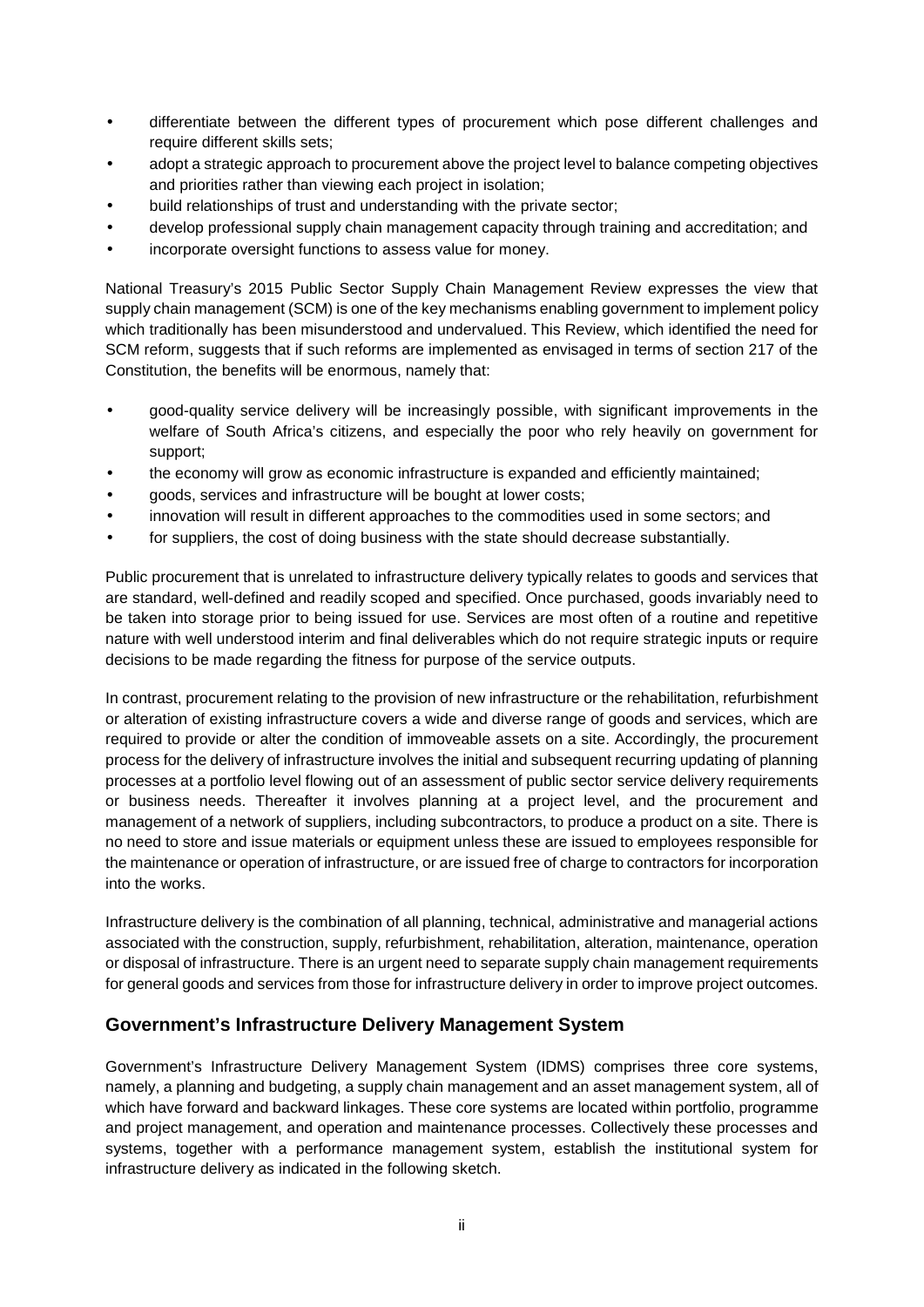- differentiate between the different types of procurement which pose different challenges and require different skills sets;
- adopt a strategic approach to procurement above the project level to balance competing objectives and priorities rather than viewing each project in isolation;
- build relationships of trust and understanding with the private sector;
- develop professional supply chain management capacity through training and accreditation; and
- incorporate oversight functions to assess value for money.

National Treasury's 2015 Public Sector Supply Chain Management Review expresses the view that supply chain management (SCM) is one of the key mechanisms enabling government to implement policy which traditionally has been misunderstood and undervalued. This Review, which identified the need for SCM reform, suggests that if such reforms are implemented as envisaged in terms of section 217 of the Constitution, the benefits will be enormous, namely that:

- good-quality service delivery will be increasingly possible, with significant improvements in the welfare of South Africa's citizens, and especially the poor who rely heavily on government for support;
- the economy will grow as economic infrastructure is expanded and efficiently maintained;
- goods, services and infrastructure will be bought at lower costs;
- innovation will result in different approaches to the commodities used in some sectors; and
- for suppliers, the cost of doing business with the state should decrease substantially.

Public procurement that is unrelated to infrastructure delivery typically relates to goods and services that are standard, well-defined and readily scoped and specified. Once purchased, goods invariably need to be taken into storage prior to being issued for use. Services are most often of a routine and repetitive nature with well understood interim and final deliverables which do not require strategic inputs or require decisions to be made regarding the fitness for purpose of the service outputs.

In contrast, procurement relating to the provision of new infrastructure or the rehabilitation, refurbishment or alteration of existing infrastructure covers a wide and diverse range of goods and services, which are required to provide or alter the condition of immoveable assets on a site. Accordingly, the procurement process for the delivery of infrastructure involves the initial and subsequent recurring updating of planning processes at a portfolio level flowing out of an assessment of public sector service delivery requirements or business needs. Thereafter it involves planning at a project level, and the procurement and management of a network of suppliers, including subcontractors, to produce a product on a site. There is no need to store and issue materials or equipment unless these are issued to employees responsible for the maintenance or operation of infrastructure, or are issued free of charge to contractors for incorporation into the works.

Infrastructure delivery is the combination of all planning, technical, administrative and managerial actions associated with the construction, supply, refurbishment, rehabilitation, alteration, maintenance, operation or disposal of infrastructure. There is an urgent need to separate supply chain management requirements for general goods and services from those for infrastructure delivery in order to improve project outcomes.

## Government's Infrastructure Delivery Management System

Government's Infrastructure Delivery Management System (IDMS) comprises three core systems, namely, a planning and budgeting, a supply chain management and an asset management system, all of which have forward and backward linkages. These core systems are located within portfolio, programme and project management, and operation and maintenance processes. Collectively these processes and systems, together with a performance management system, establish the institutional system for infrastructure delivery as indicated in the following sketch.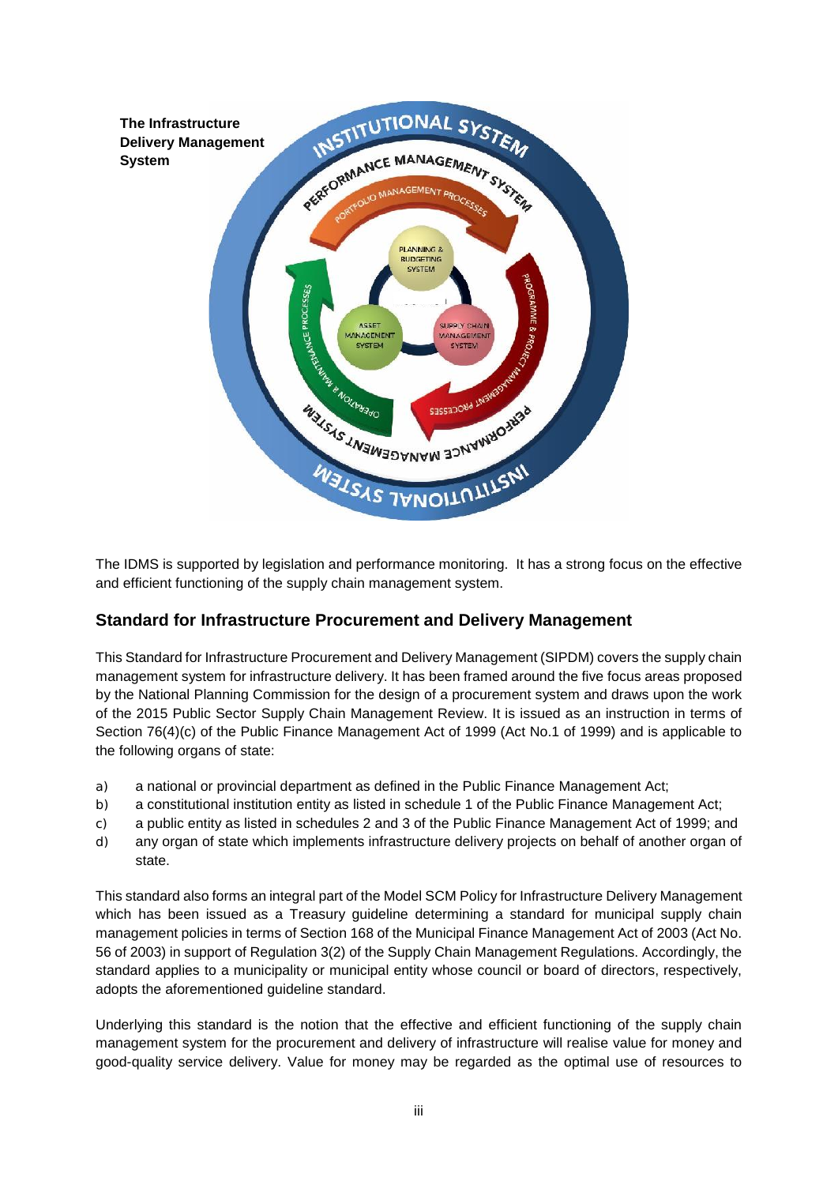**The Infrastructure Delivery Management System**

The IDMS is supported by legislation and performance monitoring. It has a strong focus on the effective and efficient functioning of the supply chain management system.

## Standard for Infrastructure Procurement and Delivery Management

This Standard for Infrastructure Procurement and Delivery Management (SIPDM) covers the supply chain management system for infrastructure delivery. It has been framed around the five focus areas proposed by the National Planning Commission for the design of a procurement system and draws upon the work of the 2015 Public Sector Supply Chain Management Review. It is issued as an instruction in terms of Section 76(4)(c) of the Public Finance Management Act of 1999 (Act No.1 of 1999) and is applicable to the following organs of state:

a) a national or provincial department as defined in the Public Finance Management Act;
b) a constitutional institution entity as listed in schedule 1 of the Public Finance Management Act;
c) a public entity as listed in schedules 2 and 3 of the Public Finance Management Act of 1999; and
d) any organ of state which implements infrastructure delivery projects on behalf of another organ of state.

This standard also forms an integral part of the Model SCM Policy for Infrastructure Delivery Management which has been issued as a Treasury guideline determining a standard for municipal supply chain management policies in terms of Section 168 of the Municipal Finance Management Act of 2003 (Act No. 56 of 2003) in support of Regulation 3(2) of the Supply Chain Management Regulations. Accordingly, the standard applies to a municipality or municipal entity whose council or board of directors, respectively, adopts the aforementioned guideline standard.

Underlying this standard is the notion that the effective and efficient functioning of the supply chain management system for the procurement and delivery of infrastructure will realise value for money and good-quality service delivery. Value for money may be regarded as the optimal use of resources to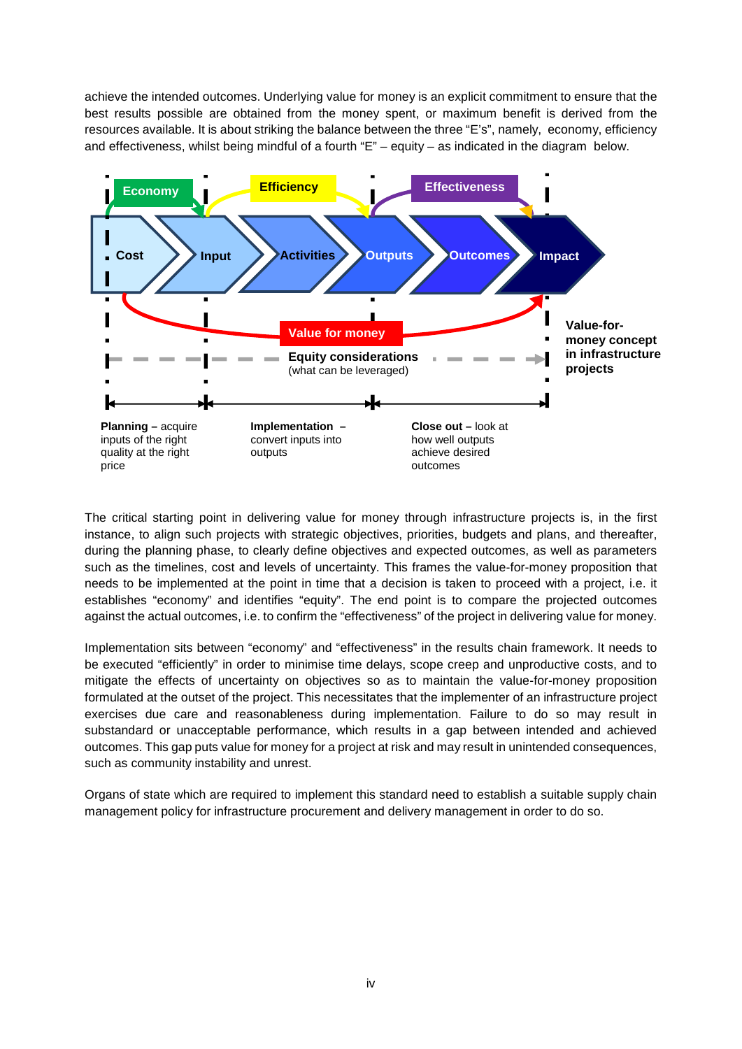achieve the intended outcomes. Underlying value for money is an explicit commitment to ensure that the best results possible are obtained from the money spent, or maximum benefit is derived from the resources available. It is about striking the balance between the three "E's", namely, economy, efficiency and effectiveness, whilst being mindful of a fourth "E" – equity – as indicated in the diagram below.

Economy | Efficiency | Effectiveness

Cost → Input → Activities → Outputs → Outcomes → Impact

Value for money

**Equity considerations**
(what can be leveraged)

**Value-for-money concept in infrastructure projects**

**Planning –** acquire inputs of the right quality at the right price

**Implementation –** convert inputs into outputs

**Close out –** look at how well outputs achieve desired outcomes

The critical starting point in delivering value for money through infrastructure projects is, in the first instance, to align such projects with strategic objectives, priorities, budgets and plans, and thereafter, during the planning phase, to clearly define objectives and expected outcomes, as well as parameters such as the timelines, cost and levels of uncertainty. This frames the value-for-money proposition that needs to be implemented at the point in time that a decision is taken to proceed with a project, i.e. it establishes "economy" and identifies "equity". The end point is to compare the projected outcomes against the actual outcomes, i.e. to confirm the "effectiveness" of the project in delivering value for money.

Implementation sits between "economy" and "effectiveness" in the results chain framework. It needs to be executed "efficiently" in order to minimise time delays, scope creep and unproductive costs, and to mitigate the effects of uncertainty on objectives so as to maintain the value-for-money proposition formulated at the outset of the project. This necessitates that the implementer of an infrastructure project exercises due care and reasonableness during implementation. Failure to do so may result in substandard or unacceptable performance, which results in a gap between intended and achieved outcomes. This gap puts value for money for a project at risk and may result in unintended consequences, such as community instability and unrest.

Organs of state which are required to implement this standard need to establish a suitable supply chain management policy for infrastructure procurement and delivery management in order to do so.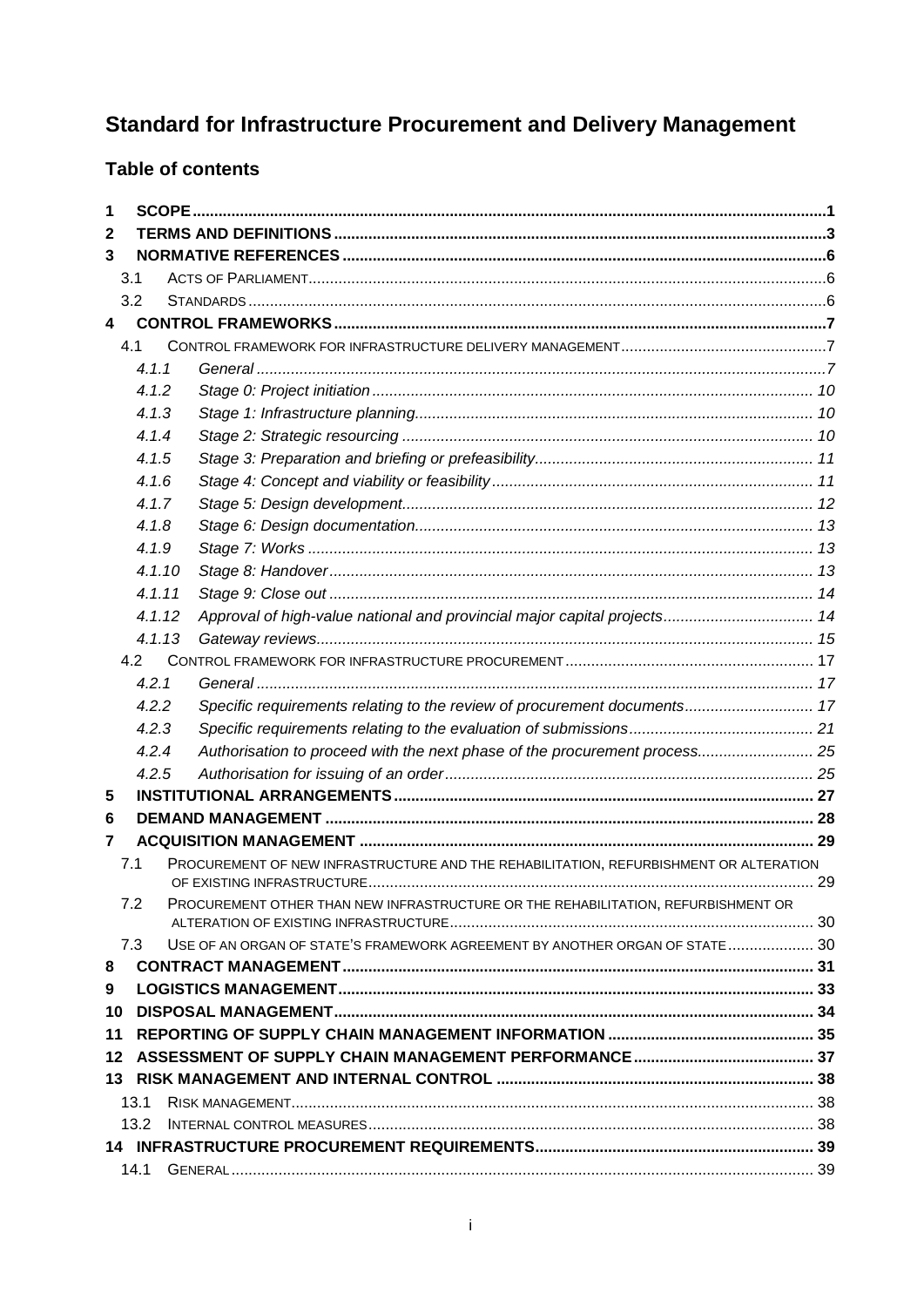# Standard for Infrastructure Procurement and Delivery Management

## Table of contents

1 SCOPE ..... 1
2 TERMS AND DEFINITIONS ..... 3
3 NORMATIVE REFERENCES ..... 6
3.1 ACTS OF PARLIAMENT ..... 6
3.2 STANDARDS ..... 6
4 CONTROL FRAMEWORKS ..... 7
4.1 CONTROL FRAMEWORK FOR INFRASTRUCTURE DELIVERY MANAGEMENT ..... 7
4.1.1 *General* ..... 7
4.1.2 *Stage 0: Project initiation* ..... 10
4.1.3 *Stage 1: Infrastructure planning* ..... 10
4.1.4 *Stage 2: Strategic resourcing* ..... 10
4.1.5 *Stage 3: Preparation and briefing or prefeasibility* ..... 11
4.1.6 *Stage 4: Concept and viability or feasibility* ..... 11
4.1.7 *Stage 5: Design development* ..... 12
4.1.8 *Stage 6: Design documentation* ..... 13
4.1.9 *Stage 7: Works* ..... 13
4.1.10 *Stage 8: Handover* ..... 13
4.1.11 *Stage 9: Close out* ..... 14
4.1.12 *Approval of high-value national and provincial major capital projects* ..... 14
4.1.13 *Gateway reviews* ..... 15
4.2 CONTROL FRAMEWORK FOR INFRASTRUCTURE PROCUREMENT ..... 17
4.2.1 *General* ..... 17
4.2.2 *Specific requirements relating to the review of procurement documents* ..... 17
4.2.3 *Specific requirements relating to the evaluation of submissions* ..... 21
4.2.4 *Authorisation to proceed with the next phase of the procurement process* ..... 25
4.2.5 *Authorisation for issuing of an order* ..... 25
5 INSTITUTIONAL ARRANGEMENTS ..... 27
6 DEMAND MANAGEMENT ..... 28
7 ACQUISITION MANAGEMENT ..... 29
7.1 PROCUREMENT OF NEW INFRASTRUCTURE AND THE REHABILITATION, REFURBISHMENT OR ALTERATION OF EXISTING INFRASTRUCTURE ..... 29
7.2 PROCUREMENT OTHER THAN NEW INFRASTRUCTURE OR THE REHABILITATION, REFURBISHMENT OR ALTERATION OF EXISTING INFRASTRUCTURE ..... 30
7.3 USE OF AN ORGAN OF STATE'S FRAMEWORK AGREEMENT BY ANOTHER ORGAN OF STATE ..... 30
8 CONTRACT MANAGEMENT ..... 31
9 LOGISTICS MANAGEMENT ..... 33
10 DISPOSAL MANAGEMENT ..... 34
11 REPORTING OF SUPPLY CHAIN MANAGEMENT INFORMATION ..... 35
12 ASSESSMENT OF SUPPLY CHAIN MANAGEMENT PERFORMANCE ..... 37
13 RISK MANAGEMENT AND INTERNAL CONTROL ..... 38
13.1 RISK MANAGEMENT ..... 38
13.2 INTERNAL CONTROL MEASURES ..... 38
14 INFRASTRUCTURE PROCUREMENT REQUIREMENTS ..... 39
14.1 GENERAL ..... 39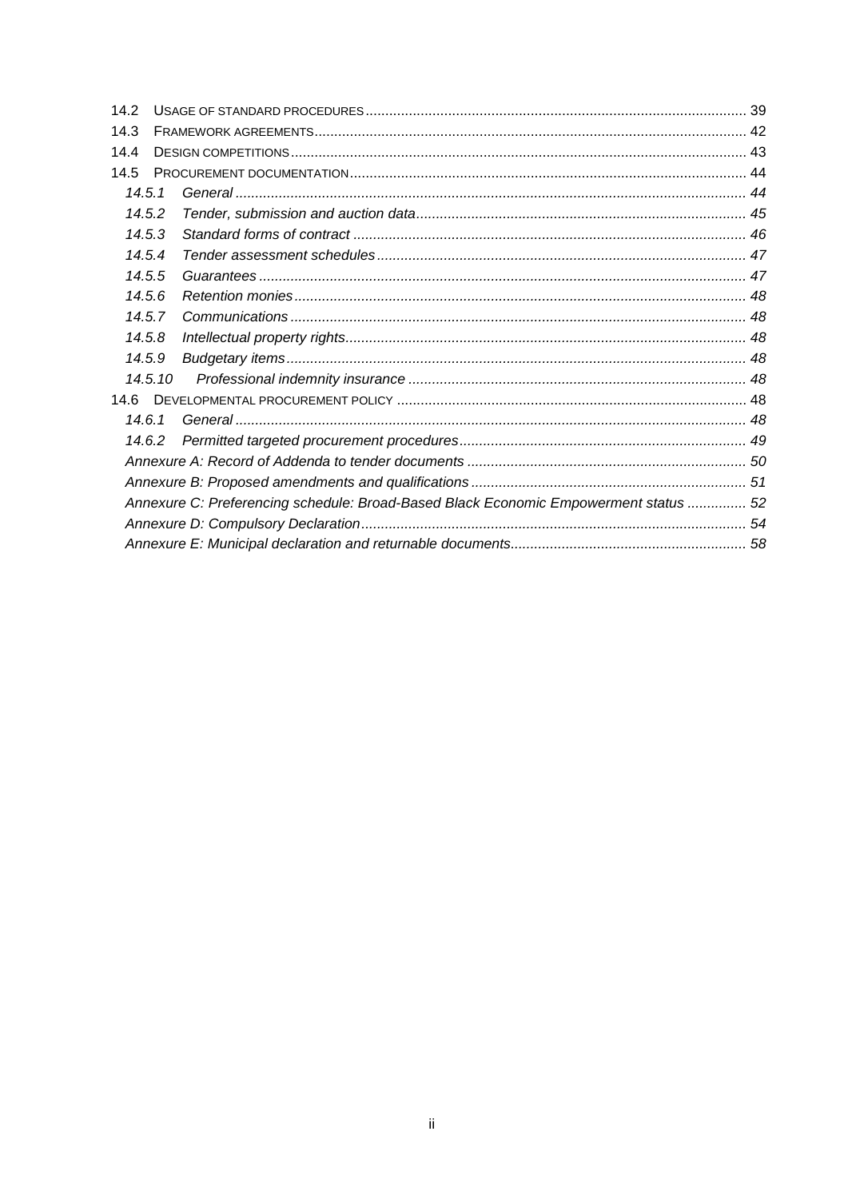14.2 USAGE OF STANDARD PROCEDURES ........................................................................ 39
14.3 FRAMEWORK AGREEMENTS ............................................................................... 42
14.4 DESIGN COMPETITIONS .................................................................................... 43
14.5 PROCUREMENT DOCUMENTATION .................................................................... 44
*14.5.1 General ........................................................................................................ 44*
*14.5.2 Tender, submission and auction data ............................................................. 45*
*14.5.3 Standard forms of contract ........................................................................... 46*
*14.5.4 Tender assessment schedules ....................................................................... 47*
*14.5.5 Guarantees .................................................................................................. 47*
*14.5.6 Retention monies ......................................................................................... 48*
*14.5.7 Communications .......................................................................................... 48*
*14.5.8 Intellectual property rights ............................................................................ 48*
*14.5.9 Budgetary items ........................................................................................... 48*
*14.5.10 Professional indemnity insurance ................................................................ 48*
14.6 DEVELOPMENTAL PROCUREMENT POLICY ........................................................ 48
*14.6.1 General ........................................................................................................ 48*
*14.6.2 Permitted targeted procurement procedures .................................................. 49*
*Annexure A: Record of Addenda to tender documents ............................................. 50*
*Annexure B: Proposed amendments and qualifications ............................................ 51*
*Annexure C: Preferencing schedule: Broad-Based Black Economic Empowerment status .............. 52*
*Annexure D: Compulsory Declaration ...................................................................... 54*
*Annexure E: Municipal declaration and returnable documents .................................. 58*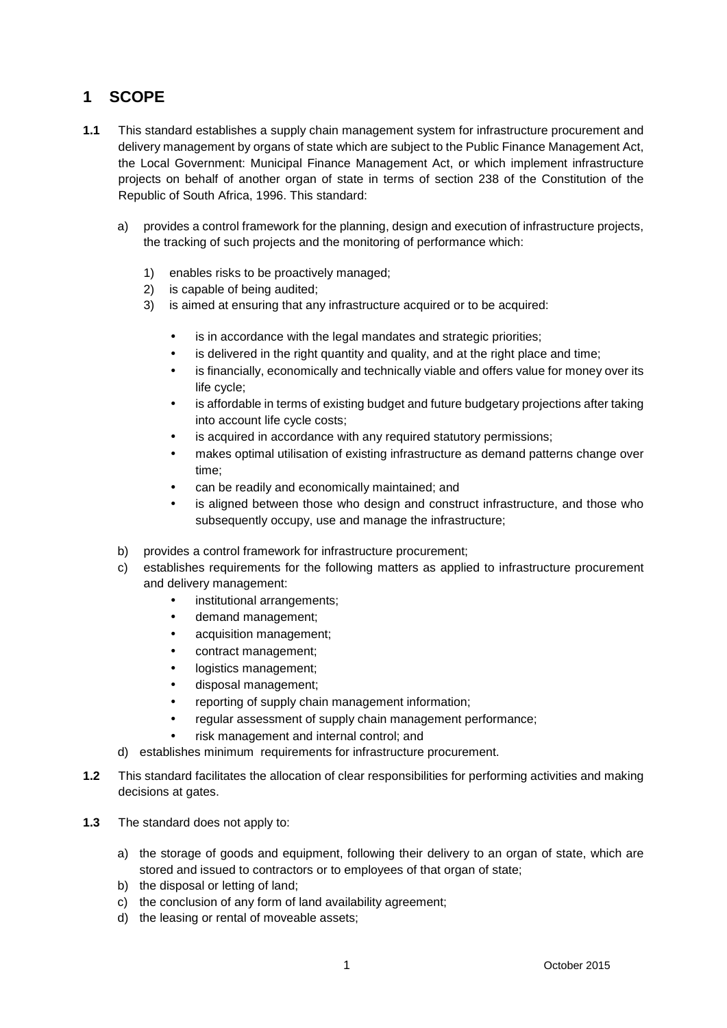# 1 SCOPE

**1.1** This standard establishes a supply chain management system for infrastructure procurement and delivery management by organs of state which are subject to the Public Finance Management Act, the Local Government: Municipal Finance Management Act, or which implement infrastructure projects on behalf of another organ of state in terms of section 238 of the Constitution of the Republic of South Africa, 1996. This standard:

a) provides a control framework for the planning, design and execution of infrastructure projects, the tracking of such projects and the monitoring of performance which:

   1) enables risks to be proactively managed;
   2) is capable of being audited;
   3) is aimed at ensuring that any infrastructure acquired or to be acquired:

      - is in accordance with the legal mandates and strategic priorities;
      - is delivered in the right quantity and quality, and at the right place and time;
      - is financially, economically and technically viable and offers value for money over its life cycle;
      - is affordable in terms of existing budget and future budgetary projections after taking into account life cycle costs;
      - is acquired in accordance with any required statutory permissions;
      - makes optimal utilisation of existing infrastructure as demand patterns change over time;
      - can be readily and economically maintained; and
      - is aligned between those who design and construct infrastructure, and those who subsequently occupy, use and manage the infrastructure;

b) provides a control framework for infrastructure procurement;

c) establishes requirements for the following matters as applied to infrastructure procurement and delivery management:

   - institutional arrangements;
   - demand management;
   - acquisition management;
   - contract management;
   - logistics management;
   - disposal management;
   - reporting of supply chain management information;
   - regular assessment of supply chain management performance;
   - risk management and internal control; and

d) establishes minimum requirements for infrastructure procurement.

**1.2** This standard facilitates the allocation of clear responsibilities for performing activities and making decisions at gates.

**1.3** The standard does not apply to:

a) the storage of goods and equipment, following their delivery to an organ of state, which are stored and issued to contractors or to employees of that organ of state;
b) the disposal or letting of land;
c) the conclusion of any form of land availability agreement;
d) the leasing or rental of moveable assets;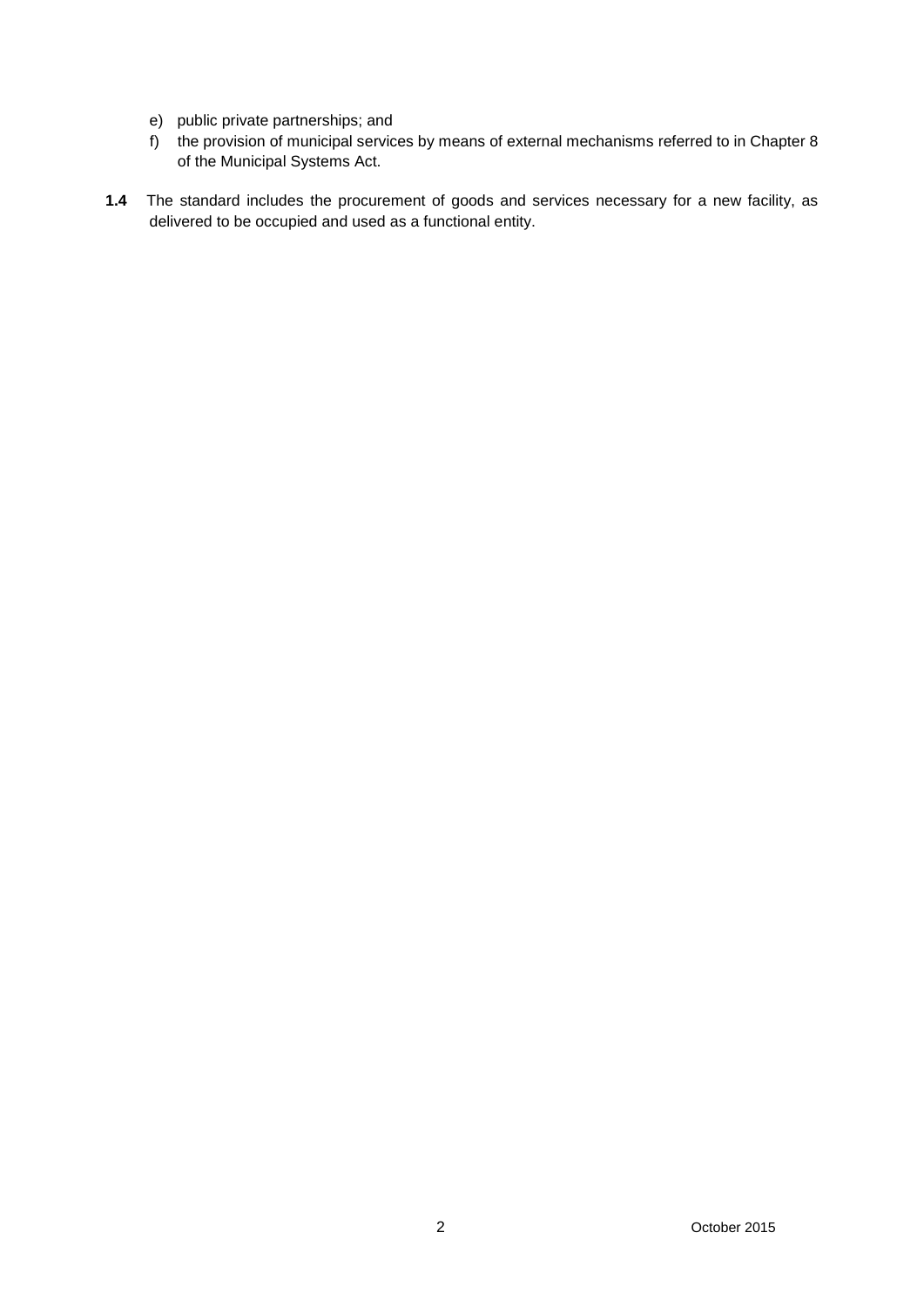e) public private partnerships; and
f) the provision of municipal services by means of external mechanisms referred to in Chapter 8 of the Municipal Systems Act.

**1.4** The standard includes the procurement of goods and services necessary for a new facility, as delivered to be occupied and used as a functional entity.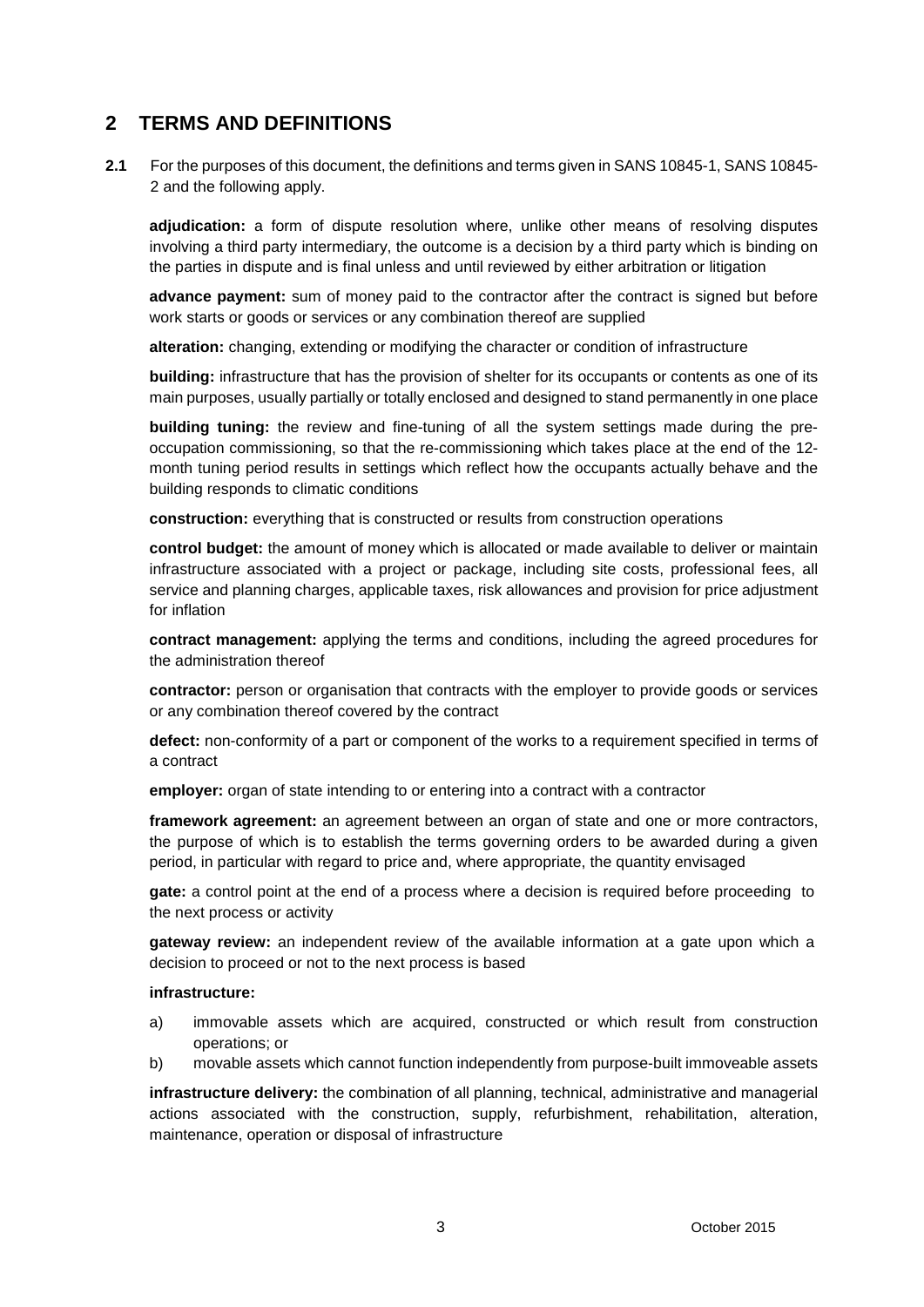## 2 TERMS AND DEFINITIONS

**2.1** For the purposes of this document, the definitions and terms given in SANS 10845-1, SANS 10845-2 and the following apply.

**adjudication:** a form of dispute resolution where, unlike other means of resolving disputes involving a third party intermediary, the outcome is a decision by a third party which is binding on the parties in dispute and is final unless and until reviewed by either arbitration or litigation

**advance payment:** sum of money paid to the contractor after the contract is signed but before work starts or goods or services or any combination thereof are supplied

**alteration:** changing, extending or modifying the character or condition of infrastructure

**building:** infrastructure that has the provision of shelter for its occupants or contents as one of its main purposes, usually partially or totally enclosed and designed to stand permanently in one place

**building tuning:** the review and fine-tuning of all the system settings made during the pre-occupation commissioning, so that the re-commissioning which takes place at the end of the 12-month tuning period results in settings which reflect how the occupants actually behave and the building responds to climatic conditions

**construction:** everything that is constructed or results from construction operations

**control budget:** the amount of money which is allocated or made available to deliver or maintain infrastructure associated with a project or package, including site costs, professional fees, all service and planning charges, applicable taxes, risk allowances and provision for price adjustment for inflation

**contract management:** applying the terms and conditions, including the agreed procedures for the administration thereof

**contractor:** person or organisation that contracts with the employer to provide goods or services or any combination thereof covered by the contract

**defect:** non-conformity of a part or component of the works to a requirement specified in terms of a contract

**employer:** organ of state intending to or entering into a contract with a contractor

**framework agreement:** an agreement between an organ of state and one or more contractors, the purpose of which is to establish the terms governing orders to be awarded during a given period, in particular with regard to price and, where appropriate, the quantity envisaged

**gate:** a control point at the end of a process where a decision is required before proceeding to the next process or activity

**gateway review:** an independent review of the available information at a gate upon which a decision to proceed or not to the next process is based

**infrastructure:**

a) immovable assets which are acquired, constructed or which result from construction operations; or
b) movable assets which cannot function independently from purpose-built immoveable assets

**infrastructure delivery:** the combination of all planning, technical, administrative and managerial actions associated with the construction, supply, refurbishment, rehabilitation, alteration, maintenance, operation or disposal of infrastructure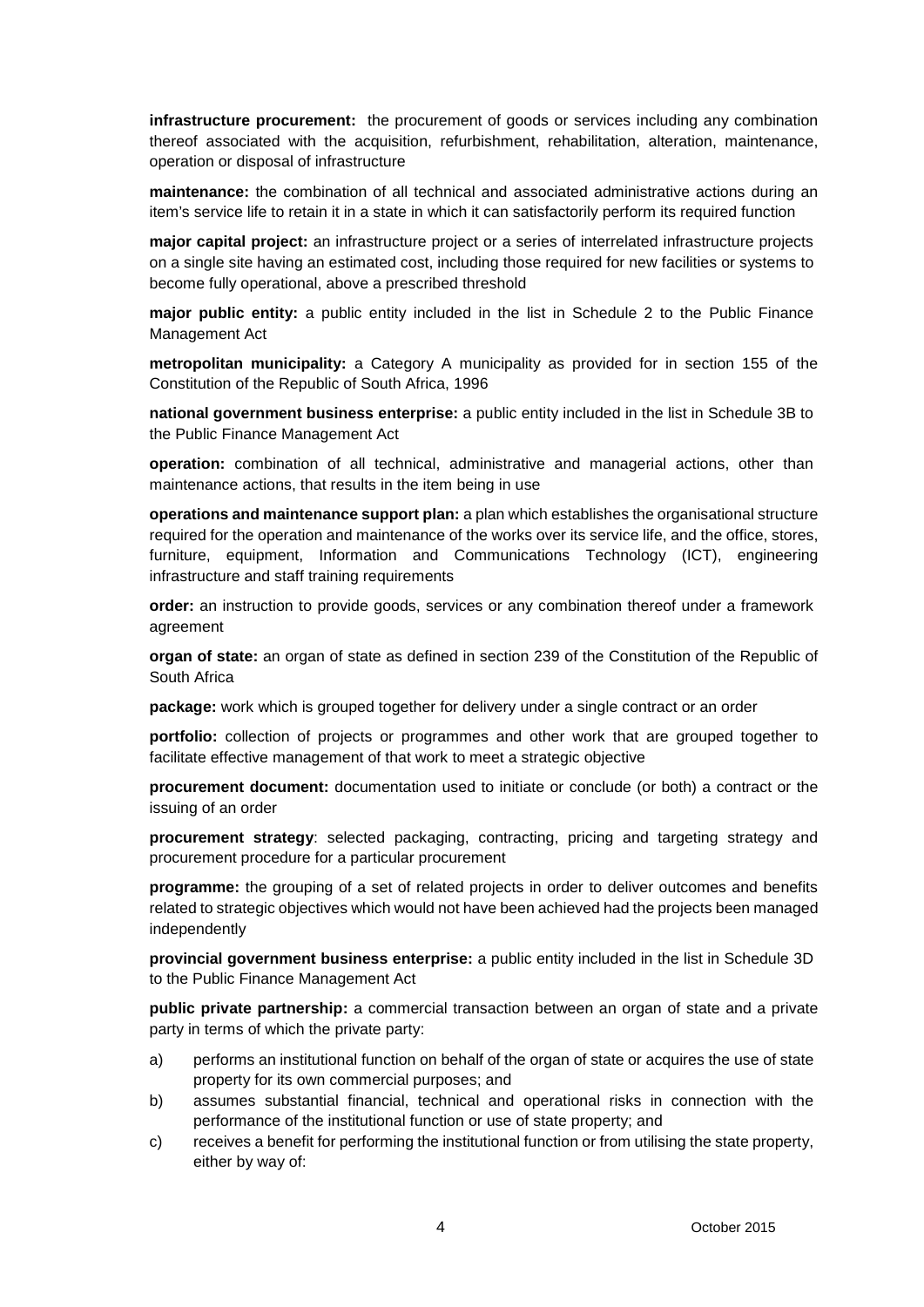**infrastructure procurement:** the procurement of goods or services including any combination thereof associated with the acquisition, refurbishment, rehabilitation, alteration, maintenance, operation or disposal of infrastructure

**maintenance:** the combination of all technical and associated administrative actions during an item's service life to retain it in a state in which it can satisfactorily perform its required function

**major capital project:** an infrastructure project or a series of interrelated infrastructure projects on a single site having an estimated cost, including those required for new facilities or systems to become fully operational, above a prescribed threshold

**major public entity:** a public entity included in the list in Schedule 2 to the Public Finance Management Act

**metropolitan municipality:** a Category A municipality as provided for in section 155 of the Constitution of the Republic of South Africa, 1996

**national government business enterprise:** a public entity included in the list in Schedule 3B to the Public Finance Management Act

**operation:** combination of all technical, administrative and managerial actions, other than maintenance actions, that results in the item being in use

**operations and maintenance support plan:** a plan which establishes the organisational structure required for the operation and maintenance of the works over its service life, and the office, stores, furniture, equipment, Information and Communications Technology (ICT), engineering infrastructure and staff training requirements

**order:** an instruction to provide goods, services or any combination thereof under a framework agreement

**organ of state:** an organ of state as defined in section 239 of the Constitution of the Republic of South Africa

**package:** work which is grouped together for delivery under a single contract or an order

**portfolio:** collection of projects or programmes and other work that are grouped together to facilitate effective management of that work to meet a strategic objective

**procurement document:** documentation used to initiate or conclude (or both) a contract or the issuing of an order

**procurement strategy**: selected packaging, contracting, pricing and targeting strategy and procurement procedure for a particular procurement

**programme:** the grouping of a set of related projects in order to deliver outcomes and benefits related to strategic objectives which would not have been achieved had the projects been managed independently

**provincial government business enterprise:** a public entity included in the list in Schedule 3D to the Public Finance Management Act

**public private partnership:** a commercial transaction between an organ of state and a private party in terms of which the private party:

a) performs an institutional function on behalf of the organ of state or acquires the use of state property for its own commercial purposes; and
b) assumes substantial financial, technical and operational risks in connection with the performance of the institutional function or use of state property; and
c) receives a benefit for performing the institutional function or from utilising the state property, either by way of: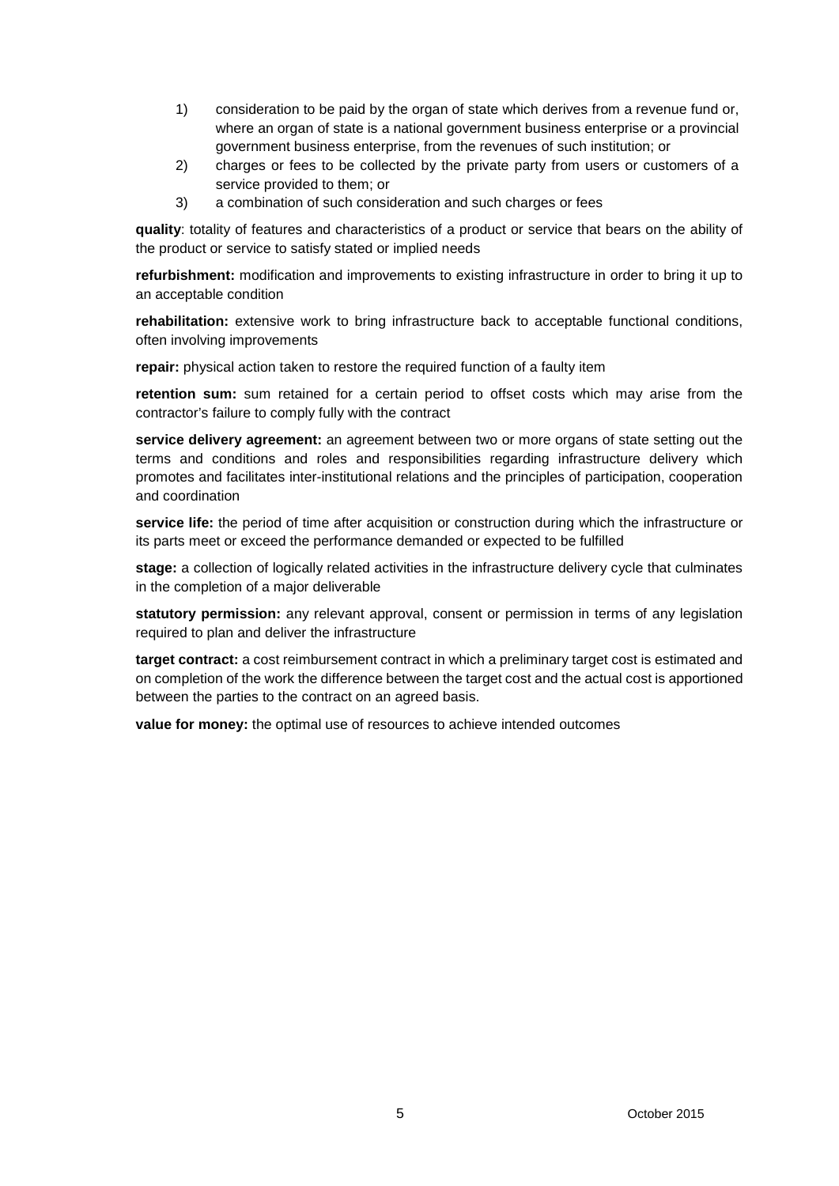1) consideration to be paid by the organ of state which derives from a revenue fund or, where an organ of state is a national government business enterprise or a provincial government business enterprise, from the revenues of such institution; or
2) charges or fees to be collected by the private party from users or customers of a service provided to them; or
3) a combination of such consideration and such charges or fees

**quality**: totality of features and characteristics of a product or service that bears on the ability of the product or service to satisfy stated or implied needs

**refurbishment:** modification and improvements to existing infrastructure in order to bring it up to an acceptable condition

**rehabilitation:** extensive work to bring infrastructure back to acceptable functional conditions, often involving improvements

**repair:** physical action taken to restore the required function of a faulty item

**retention sum:** sum retained for a certain period to offset costs which may arise from the contractor's failure to comply fully with the contract

**service delivery agreement:** an agreement between two or more organs of state setting out the terms and conditions and roles and responsibilities regarding infrastructure delivery which promotes and facilitates inter-institutional relations and the principles of participation, cooperation and coordination

**service life:** the period of time after acquisition or construction during which the infrastructure or its parts meet or exceed the performance demanded or expected to be fulfilled

**stage:** a collection of logically related activities in the infrastructure delivery cycle that culminates in the completion of a major deliverable

**statutory permission:** any relevant approval, consent or permission in terms of any legislation required to plan and deliver the infrastructure

**target contract:** a cost reimbursement contract in which a preliminary target cost is estimated and on completion of the work the difference between the target cost and the actual cost is apportioned between the parties to the contract on an agreed basis.

**value for money:** the optimal use of resources to achieve intended outcomes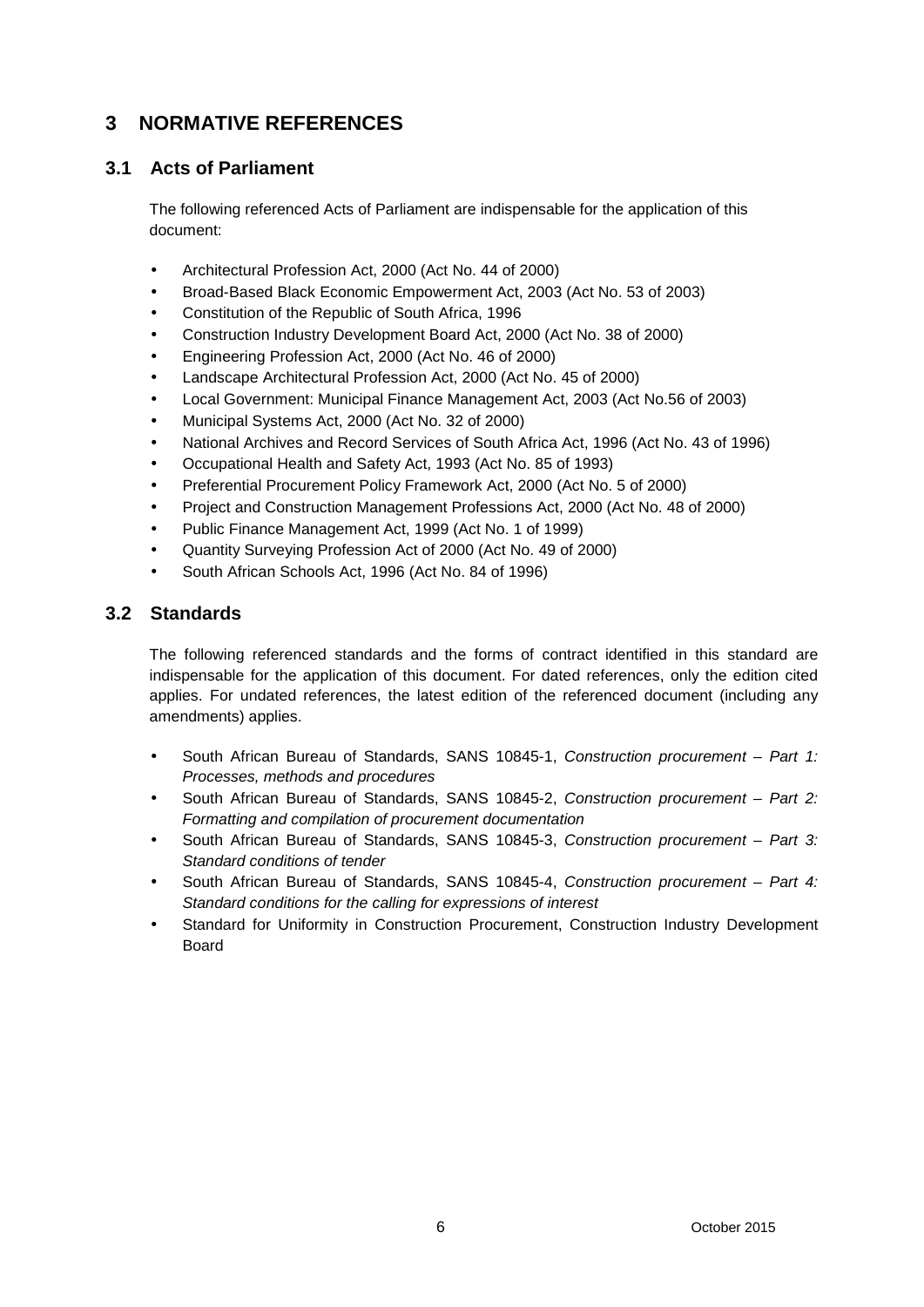# 3 NORMATIVE REFERENCES

## 3.1 Acts of Parliament

The following referenced Acts of Parliament are indispensable for the application of this document:

- Architectural Profession Act, 2000 (Act No. 44 of 2000)
- Broad-Based Black Economic Empowerment Act, 2003 (Act No. 53 of 2003)
- Constitution of the Republic of South Africa, 1996
- Construction Industry Development Board Act, 2000 (Act No. 38 of 2000)
- Engineering Profession Act, 2000 (Act No. 46 of 2000)
- Landscape Architectural Profession Act, 2000 (Act No. 45 of 2000)
- Local Government: Municipal Finance Management Act, 2003 (Act No.56 of 2003)
- Municipal Systems Act, 2000 (Act No. 32 of 2000)
- National Archives and Record Services of South Africa Act, 1996 (Act No. 43 of 1996)
- Occupational Health and Safety Act, 1993 (Act No. 85 of 1993)
- Preferential Procurement Policy Framework Act, 2000 (Act No. 5 of 2000)
- Project and Construction Management Professions Act, 2000 (Act No. 48 of 2000)
- Public Finance Management Act, 1999 (Act No. 1 of 1999)
- Quantity Surveying Profession Act of 2000 (Act No. 49 of 2000)
- South African Schools Act, 1996 (Act No. 84 of 1996)

## 3.2 Standards

The following referenced standards and the forms of contract identified in this standard are indispensable for the application of this document. For dated references, only the edition cited applies. For undated references, the latest edition of the referenced document (including any amendments) applies.

- South African Bureau of Standards, SANS 10845-1, *Construction procurement – Part 1: Processes, methods and procedures*
- South African Bureau of Standards, SANS 10845-2, *Construction procurement – Part 2: Formatting and compilation of procurement documentation*
- South African Bureau of Standards, SANS 10845-3, *Construction procurement – Part 3: Standard conditions of tender*
- South African Bureau of Standards, SANS 10845-4, *Construction procurement – Part 4: Standard conditions for the calling for expressions of interest*
- Standard for Uniformity in Construction Procurement, Construction Industry Development Board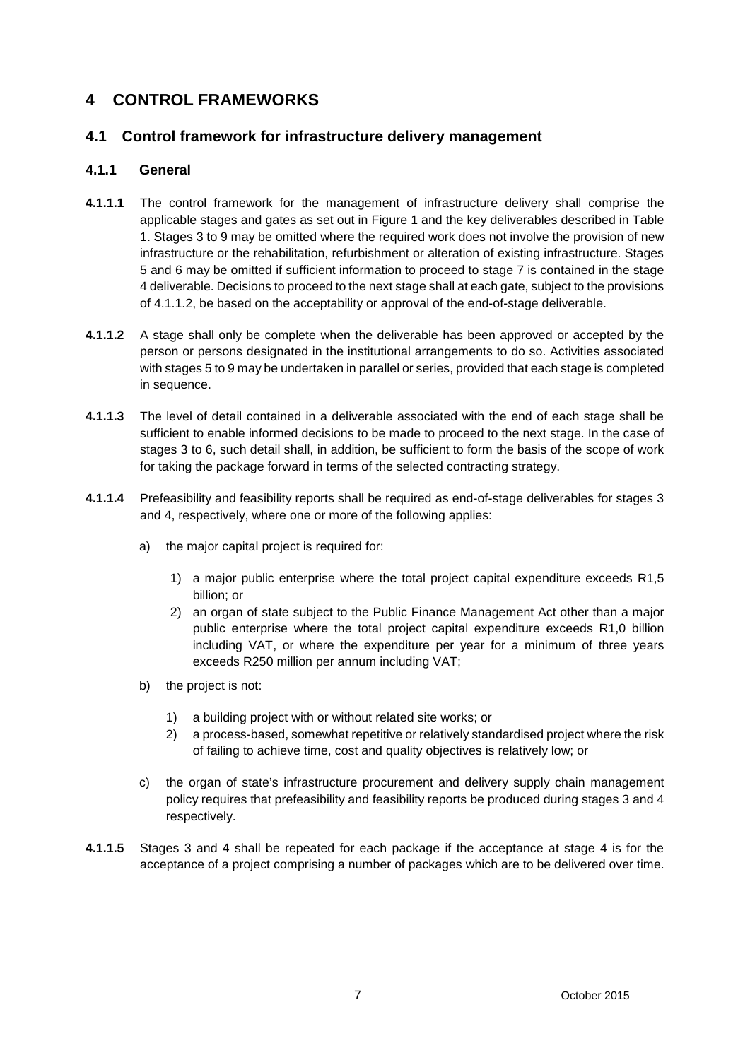# 4 CONTROL FRAMEWORKS

## 4.1 Control framework for infrastructure delivery management

### 4.1.1 General

**4.1.1.1** The control framework for the management of infrastructure delivery shall comprise the applicable stages and gates as set out in Figure 1 and the key deliverables described in Table 1. Stages 3 to 9 may be omitted where the required work does not involve the provision of new infrastructure or the rehabilitation, refurbishment or alteration of existing infrastructure. Stages 5 and 6 may be omitted if sufficient information to proceed to stage 7 is contained in the stage 4 deliverable. Decisions to proceed to the next stage shall at each gate, subject to the provisions of 4.1.1.2, be based on the acceptability or approval of the end-of-stage deliverable.

**4.1.1.2** A stage shall only be complete when the deliverable has been approved or accepted by the person or persons designated in the institutional arrangements to do so. Activities associated with stages 5 to 9 may be undertaken in parallel or series, provided that each stage is completed in sequence.

**4.1.1.3** The level of detail contained in a deliverable associated with the end of each stage shall be sufficient to enable informed decisions to be made to proceed to the next stage. In the case of stages 3 to 6, such detail shall, in addition, be sufficient to form the basis of the scope of work for taking the package forward in terms of the selected contracting strategy.

**4.1.1.4** Prefeasibility and feasibility reports shall be required as end-of-stage deliverables for stages 3 and 4, respectively, where one or more of the following applies:

a) the major capital project is required for:

   1) a major public enterprise where the total project capital expenditure exceeds R1,5 billion; or
   2) an organ of state subject to the Public Finance Management Act other than a major public enterprise where the total project capital expenditure exceeds R1,0 billion including VAT, or where the expenditure per year for a minimum of three years exceeds R250 million per annum including VAT;

b) the project is not:

   1) a building project with or without related site works; or
   2) a process-based, somewhat repetitive or relatively standardised project where the risk of failing to achieve time, cost and quality objectives is relatively low; or

c) the organ of state's infrastructure procurement and delivery supply chain management policy requires that prefeasibility and feasibility reports be produced during stages 3 and 4 respectively.

**4.1.1.5** Stages 3 and 4 shall be repeated for each package if the acceptance at stage 4 is for the acceptance of a project comprising a number of packages which are to be delivered over time.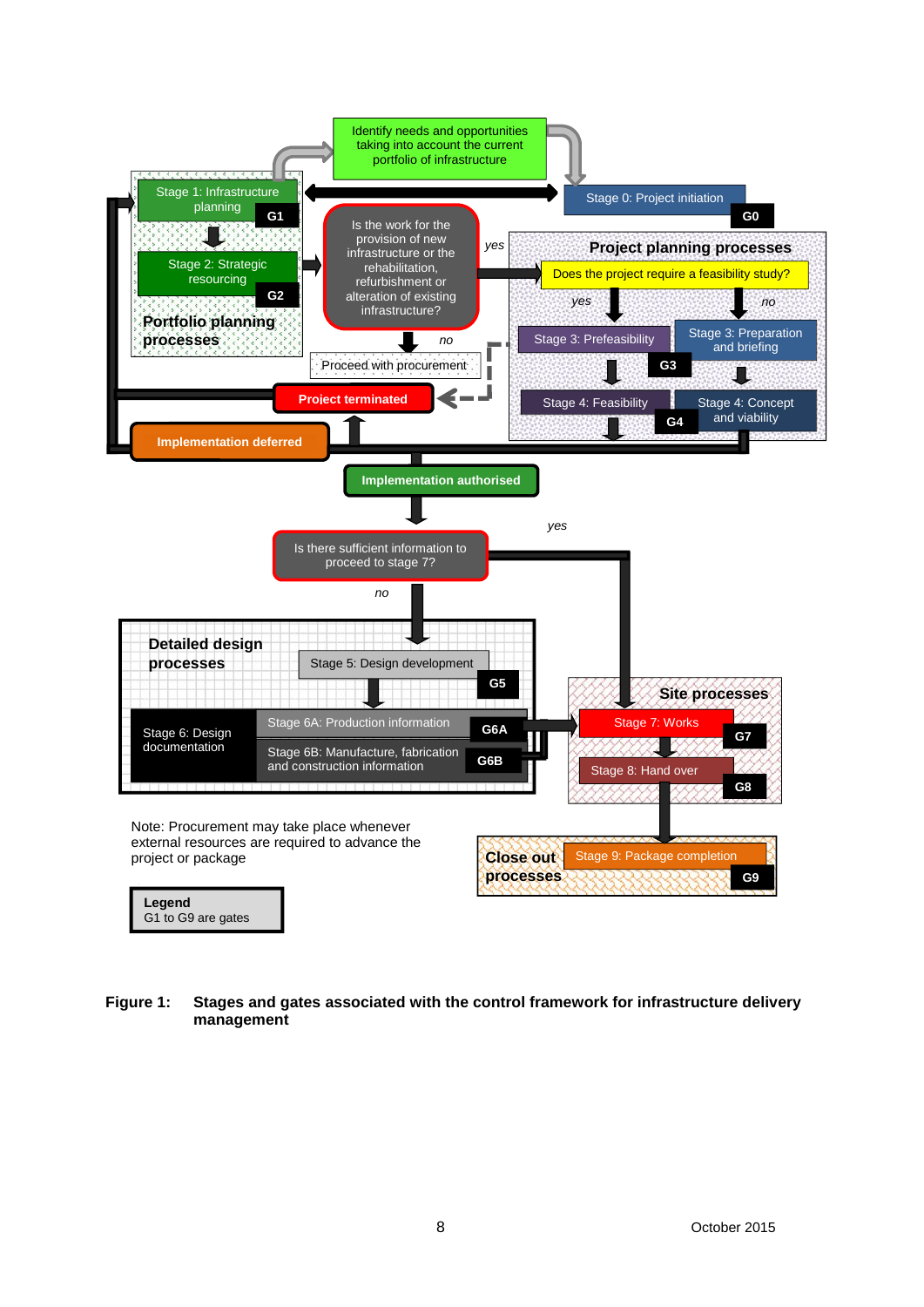Identify needs and opportunities taking into account the current portfolio of infrastructure

Stage 0: Project initiation — G0

Stage 1: Infrastructure planning — G1

Stage 2: Strategic resourcing — G2

**Portfolio planning processes**

Is the work for the provision of new infrastructure or the rehabilitation, refurbishment or alteration of existing infrastructure?

yes

no

Proceed with procurement

**Project planning processes**

Does the project require a feasibility study?

yes

no

Stage 3: Prefeasibility

Stage 3: Preparation and briefing — G3

Stage 4: Feasibility

Stage 4: Concept and viability — G4

Project terminated

Implementation deferred

Implementation authorised

Is there sufficient information to proceed to stage 7?

yes

no

**Detailed design processes**

Stage 5: Design development — G5

Stage 6: Design documentation

Stage 6A: Production information — G6A

Stage 6B: Manufacture, fabrication and construction information — G6B

**Site processes**

Stage 7: Works — G7

Stage 8: Hand over — G8

**Close out processes**

Stage 9: Package completion — G9

Note: Procurement may take place whenever external resources are required to advance the project or package

**Legend**
G1 to G9 are gates

**Figure 1: Stages and gates associated with the control framework for infrastructure delivery management**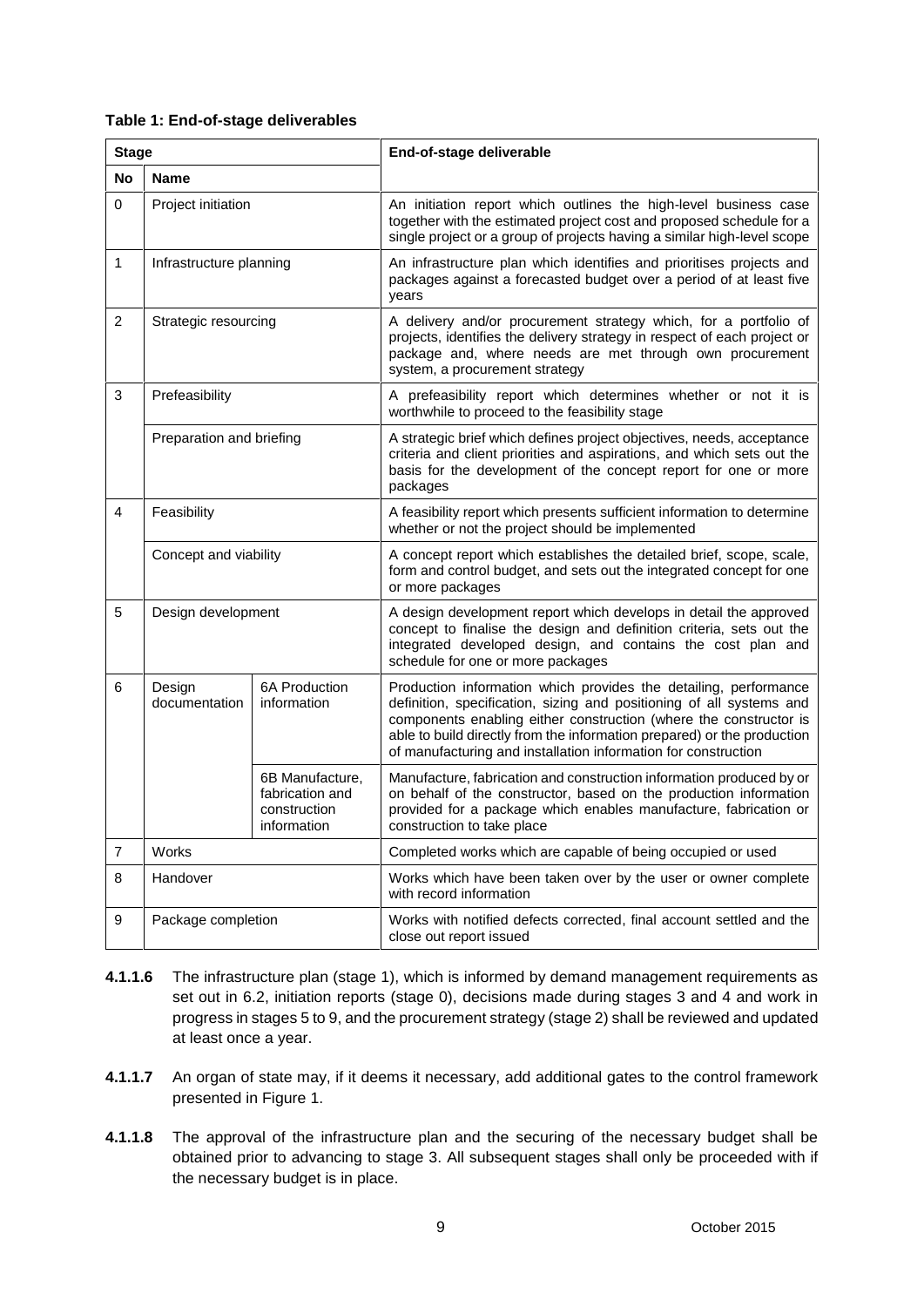**Table 1: End-of-stage deliverables**

| Stage | | | End-of-stage deliverable |
|---|---|---|---|
| **No** | **Name** | | |
| 0 | Project initiation | | An initiation report which outlines the high-level business case together with the estimated project cost and proposed schedule for a single project or a group of projects having a similar high-level scope |
| 1 | Infrastructure planning | | An infrastructure plan which identifies and prioritises projects and packages against a forecasted budget over a period of at least five years |
| 2 | Strategic resourcing | | A delivery and/or procurement strategy which, for a portfolio of projects, identifies the delivery strategy in respect of each project or package and, where needs are met through own procurement system, a procurement strategy |
| 3 | Prefeasibility | | A prefeasibility report which determines whether or not it is worthwhile to proceed to the feasibility stage |
| | Preparation and briefing | | A strategic brief which defines project objectives, needs, acceptance criteria and client priorities and aspirations, and which sets out the basis for the development of the concept report for one or more packages |
| 4 | Feasibility | | A feasibility report which presents sufficient information to determine whether or not the project should be implemented |
| | Concept and viability | | A concept report which establishes the detailed brief, scope, scale, form and control budget, and sets out the integrated concept for one or more packages |
| 5 | Design development | | A design development report which develops in detail the approved concept to finalise the design and definition criteria, sets out the integrated developed design, and contains the cost plan and schedule for one or more packages |
| 6 | Design documentation | 6A Production information | Production information which provides the detailing, performance definition, specification, sizing and positioning of all systems and components enabling either construction (where the constructor is able to build directly from the information prepared) or the production of manufacturing and installation information for construction |
| | | 6B Manufacture, fabrication and construction information | Manufacture, fabrication and construction information produced by or on behalf of the constructor, based on the production information provided for a package which enables manufacture, fabrication or construction to take place |
| 7 | Works | | Completed works which are capable of being occupied or used |
| 8 | Handover | | Works which have been taken over by the user or owner complete with record information |
| 9 | Package completion | | Works with notified defects corrected, final account settled and the close out report issued |

**4.1.1.6** The infrastructure plan (stage 1), which is informed by demand management requirements as set out in 6.2, initiation reports (stage 0), decisions made during stages 3 and 4 and work in progress in stages 5 to 9, and the procurement strategy (stage 2) shall be reviewed and updated at least once a year.

**4.1.1.7** An organ of state may, if it deems it necessary, add additional gates to the control framework presented in Figure 1.

**4.1.1.8** The approval of the infrastructure plan and the securing of the necessary budget shall be obtained prior to advancing to stage 3. All subsequent stages shall only be proceeded with if the necessary budget is in place.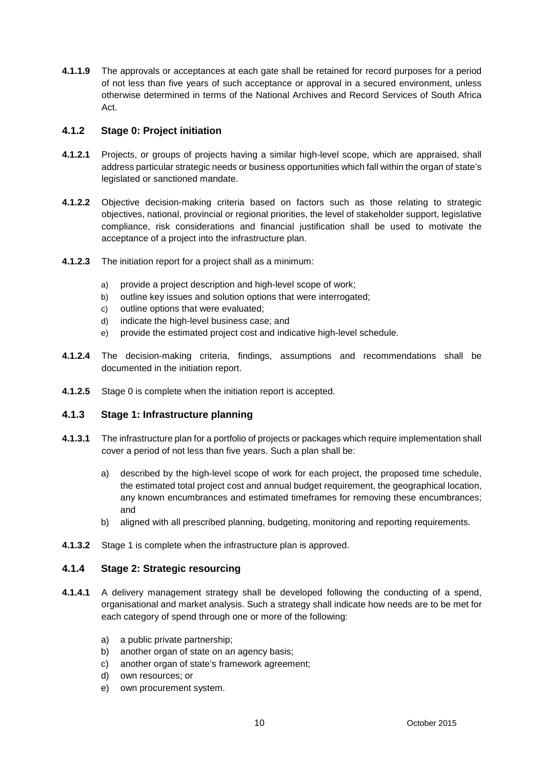**4.1.1.9** The approvals or acceptances at each gate shall be retained for record purposes for a period of not less than five years of such acceptance or approval in a secured environment, unless otherwise determined in terms of the National Archives and Record Services of South Africa Act.

### 4.1.2 Stage 0: Project initiation

**4.1.2.1** Projects, or groups of projects having a similar high-level scope, which are appraised, shall address particular strategic needs or business opportunities which fall within the organ of state's legislated or sanctioned mandate.

**4.1.2.2** Objective decision-making criteria based on factors such as those relating to strategic objectives, national, provincial or regional priorities, the level of stakeholder support, legislative compliance, risk considerations and financial justification shall be used to motivate the acceptance of a project into the infrastructure plan.

**4.1.2.3** The initiation report for a project shall as a minimum:

a) provide a project description and high-level scope of work;
b) outline key issues and solution options that were interrogated;
c) outline options that were evaluated;
d) indicate the high-level business case; and
e) provide the estimated project cost and indicative high-level schedule.

**4.1.2.4** The decision-making criteria, findings, assumptions and recommendations shall be documented in the initiation report.

**4.1.2.5** Stage 0 is complete when the initiation report is accepted.

### 4.1.3 Stage 1: Infrastructure planning

**4.1.3.1** The infrastructure plan for a portfolio of projects or packages which require implementation shall cover a period of not less than five years. Such a plan shall be:

a) described by the high-level scope of work for each project, the proposed time schedule, the estimated total project cost and annual budget requirement, the geographical location, any known encumbrances and estimated timeframes for removing these encumbrances; and
b) aligned with all prescribed planning, budgeting, monitoring and reporting requirements.

**4.1.3.2** Stage 1 is complete when the infrastructure plan is approved.

### 4.1.4 Stage 2: Strategic resourcing

**4.1.4.1** A delivery management strategy shall be developed following the conducting of a spend, organisational and market analysis. Such a strategy shall indicate how needs are to be met for each category of spend through one or more of the following:

a) a public private partnership;
b) another organ of state on an agency basis;
c) another organ of state's framework agreement;
d) own resources; or
e) own procurement system.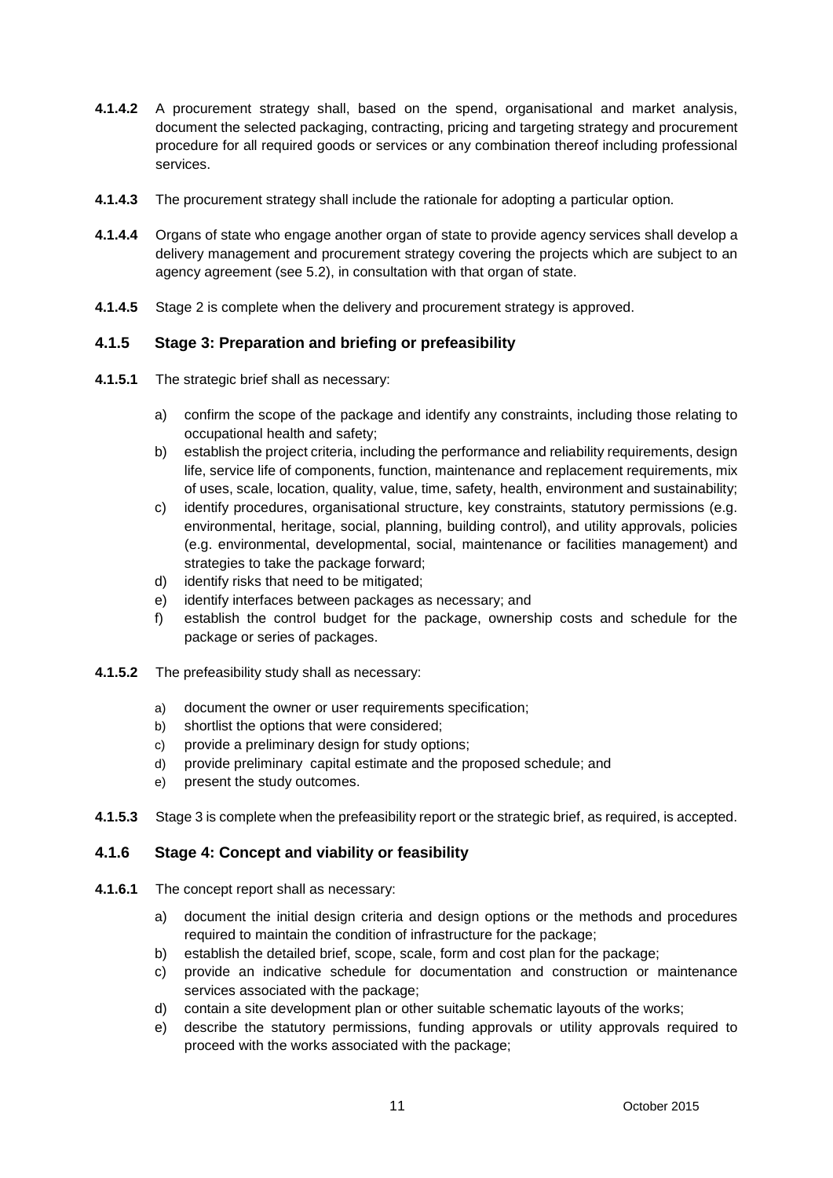**4.1.4.2** A procurement strategy shall, based on the spend, organisational and market analysis, document the selected packaging, contracting, pricing and targeting strategy and procurement procedure for all required goods or services or any combination thereof including professional services.

**4.1.4.3** The procurement strategy shall include the rationale for adopting a particular option.

**4.1.4.4** Organs of state who engage another organ of state to provide agency services shall develop a delivery management and procurement strategy covering the projects which are subject to an agency agreement (see 5.2), in consultation with that organ of state.

**4.1.4.5** Stage 2 is complete when the delivery and procurement strategy is approved.

### 4.1.5 Stage 3: Preparation and briefing or prefeasibility

**4.1.5.1** The strategic brief shall as necessary:

a) confirm the scope of the package and identify any constraints, including those relating to occupational health and safety;
b) establish the project criteria, including the performance and reliability requirements, design life, service life of components, function, maintenance and replacement requirements, mix of uses, scale, location, quality, value, time, safety, health, environment and sustainability;
c) identify procedures, organisational structure, key constraints, statutory permissions (e.g. environmental, heritage, social, planning, building control), and utility approvals, policies (e.g. environmental, developmental, social, maintenance or facilities management) and strategies to take the package forward;
d) identify risks that need to be mitigated;
e) identify interfaces between packages as necessary; and
f) establish the control budget for the package, ownership costs and schedule for the package or series of packages.

**4.1.5.2** The prefeasibility study shall as necessary:

a) document the owner or user requirements specification;
b) shortlist the options that were considered;
c) provide a preliminary design for study options;
d) provide preliminary capital estimate and the proposed schedule; and
e) present the study outcomes.

**4.1.5.3** Stage 3 is complete when the prefeasibility report or the strategic brief, as required, is accepted.

### 4.1.6 Stage 4: Concept and viability or feasibility

**4.1.6.1** The concept report shall as necessary:

a) document the initial design criteria and design options or the methods and procedures required to maintain the condition of infrastructure for the package;
b) establish the detailed brief, scope, scale, form and cost plan for the package;
c) provide an indicative schedule for documentation and construction or maintenance services associated with the package;
d) contain a site development plan or other suitable schematic layouts of the works;
e) describe the statutory permissions, funding approvals or utility approvals required to proceed with the works associated with the package;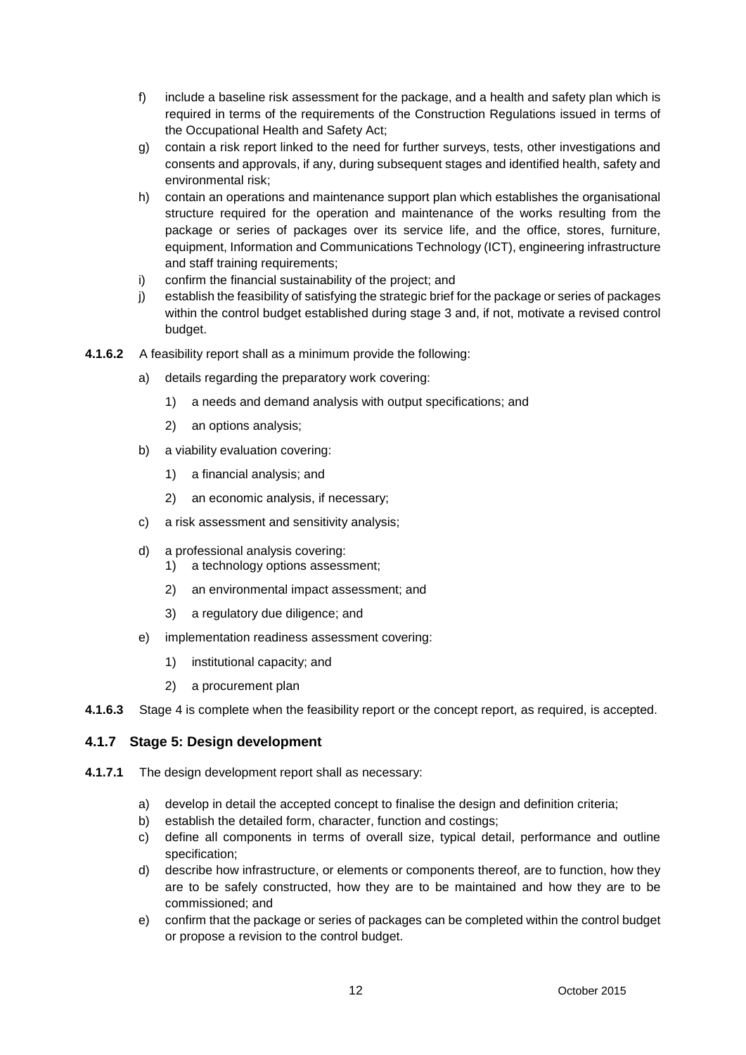f) include a baseline risk assessment for the package, and a health and safety plan which is required in terms of the requirements of the Construction Regulations issued in terms of the Occupational Health and Safety Act;
g) contain a risk report linked to the need for further surveys, tests, other investigations and consents and approvals, if any, during subsequent stages and identified health, safety and environmental risk;
h) contain an operations and maintenance support plan which establishes the organisational structure required for the operation and maintenance of the works resulting from the package or series of packages over its service life, and the office, stores, furniture, equipment, Information and Communications Technology (ICT), engineering infrastructure and staff training requirements;
i) confirm the financial sustainability of the project; and
j) establish the feasibility of satisfying the strategic brief for the package or series of packages within the control budget established during stage 3 and, if not, motivate a revised control budget.

**4.1.6.2** A feasibility report shall as a minimum provide the following:

a) details regarding the preparatory work covering:
   1) a needs and demand analysis with output specifications; and
   2) an options analysis;
b) a viability evaluation covering:
   1) a financial analysis; and
   2) an economic analysis, if necessary;
c) a risk assessment and sensitivity analysis;
d) a professional analysis covering:
   1) a technology options assessment;
   2) an environmental impact assessment; and
   3) a regulatory due diligence; and
e) implementation readiness assessment covering:
   1) institutional capacity; and
   2) a procurement plan

**4.1.6.3** Stage 4 is complete when the feasibility report or the concept report, as required, is accepted.

### 4.1.7 Stage 5: Design development

**4.1.7.1** The design development report shall as necessary:

a) develop in detail the accepted concept to finalise the design and definition criteria;
b) establish the detailed form, character, function and costings;
c) define all components in terms of overall size, typical detail, performance and outline specification;
d) describe how infrastructure, or elements or components thereof, are to function, how they are to be safely constructed, how they are to be maintained and how they are to be commissioned; and
e) confirm that the package or series of packages can be completed within the control budget or propose a revision to the control budget.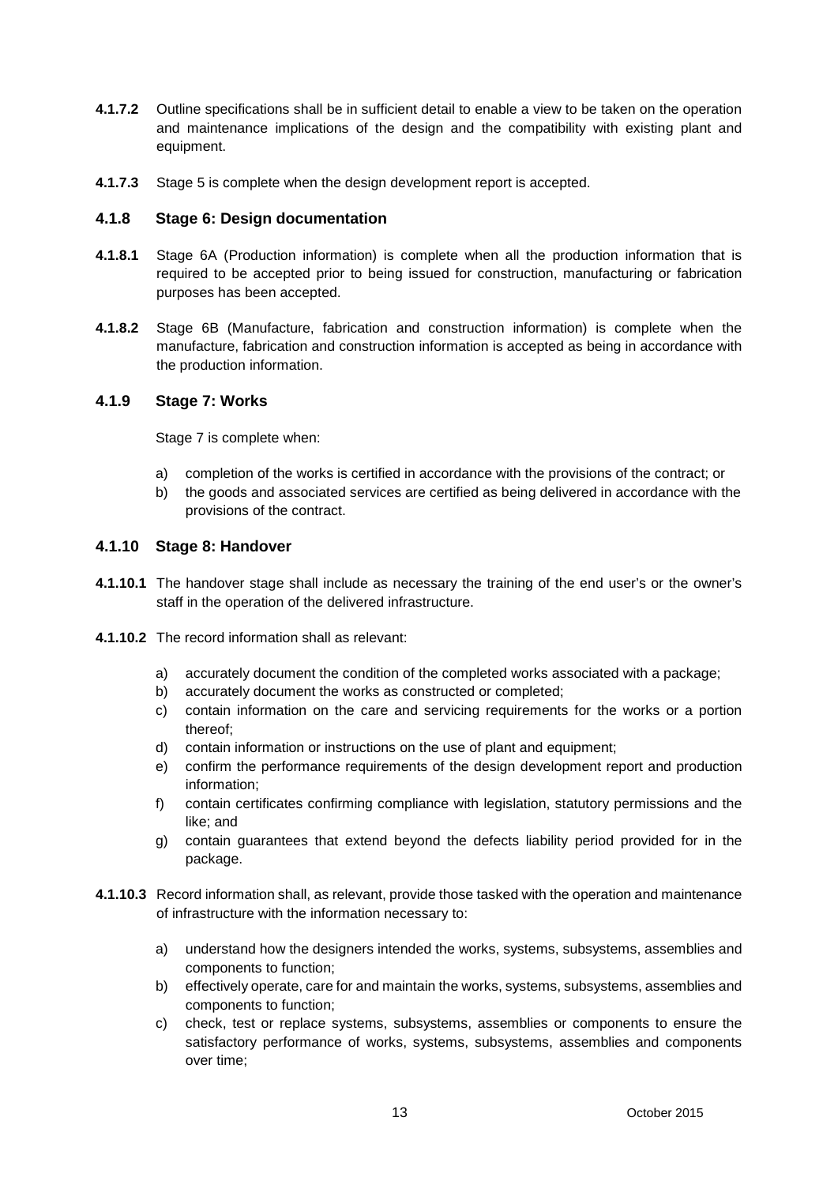**4.1.7.2** Outline specifications shall be in sufficient detail to enable a view to be taken on the operation and maintenance implications of the design and the compatibility with existing plant and equipment.

**4.1.7.3** Stage 5 is complete when the design development report is accepted.

### 4.1.8 Stage 6: Design documentation

**4.1.8.1** Stage 6A (Production information) is complete when all the production information that is required to be accepted prior to being issued for construction, manufacturing or fabrication purposes has been accepted.

**4.1.8.2** Stage 6B (Manufacture, fabrication and construction information) is complete when the manufacture, fabrication and construction information is accepted as being in accordance with the production information.

### 4.1.9 Stage 7: Works

Stage 7 is complete when:

a) completion of the works is certified in accordance with the provisions of the contract; or
b) the goods and associated services are certified as being delivered in accordance with the provisions of the contract.

### 4.1.10 Stage 8: Handover

**4.1.10.1** The handover stage shall include as necessary the training of the end user's or the owner's staff in the operation of the delivered infrastructure.

**4.1.10.2** The record information shall as relevant:

a) accurately document the condition of the completed works associated with a package;
b) accurately document the works as constructed or completed;
c) contain information on the care and servicing requirements for the works or a portion thereof;
d) contain information or instructions on the use of plant and equipment;
e) confirm the performance requirements of the design development report and production information;
f) contain certificates confirming compliance with legislation, statutory permissions and the like; and
g) contain guarantees that extend beyond the defects liability period provided for in the package.

**4.1.10.3** Record information shall, as relevant, provide those tasked with the operation and maintenance of infrastructure with the information necessary to:

a) understand how the designers intended the works, systems, subsystems, assemblies and components to function;
b) effectively operate, care for and maintain the works, systems, subsystems, assemblies and components to function;
c) check, test or replace systems, subsystems, assemblies or components to ensure the satisfactory performance of works, systems, subsystems, assemblies and components over time;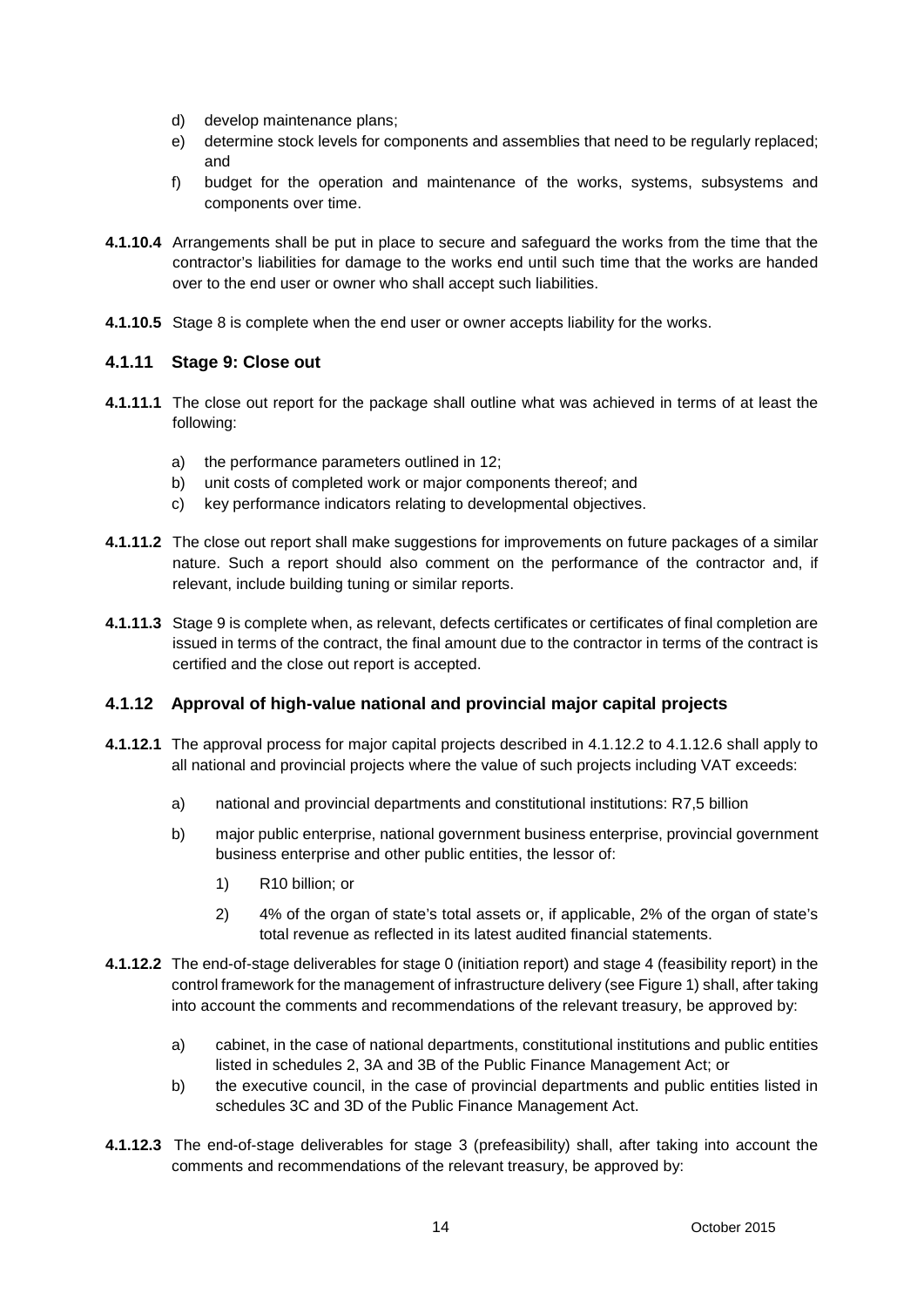d) develop maintenance plans;
e) determine stock levels for components and assemblies that need to be regularly replaced; and
f) budget for the operation and maintenance of the works, systems, subsystems and components over time.

**4.1.10.4** Arrangements shall be put in place to secure and safeguard the works from the time that the contractor's liabilities for damage to the works end until such time that the works are handed over to the end user or owner who shall accept such liabilities.

**4.1.10.5** Stage 8 is complete when the end user or owner accepts liability for the works.

### 4.1.11 Stage 9: Close out

**4.1.11.1** The close out report for the package shall outline what was achieved in terms of at least the following:

a) the performance parameters outlined in 12;
b) unit costs of completed work or major components thereof; and
c) key performance indicators relating to developmental objectives.

**4.1.11.2** The close out report shall make suggestions for improvements on future packages of a similar nature. Such a report should also comment on the performance of the contractor and, if relevant, include building tuning or similar reports.

**4.1.11.3** Stage 9 is complete when, as relevant, defects certificates or certificates of final completion are issued in terms of the contract, the final amount due to the contractor in terms of the contract is certified and the close out report is accepted.

### 4.1.12 Approval of high-value national and provincial major capital projects

**4.1.12.1** The approval process for major capital projects described in 4.1.12.2 to 4.1.12.6 shall apply to all national and provincial projects where the value of such projects including VAT exceeds:

a) national and provincial departments and constitutional institutions: R7,5 billion

b) major public enterprise, national government business enterprise, provincial government business enterprise and other public entities, the lessor of:

   1) R10 billion; or

   2) 4% of the organ of state's total assets or, if applicable, 2% of the organ of state's total revenue as reflected in its latest audited financial statements.

**4.1.12.2** The end-of-stage deliverables for stage 0 (initiation report) and stage 4 (feasibility report) in the control framework for the management of infrastructure delivery (see Figure 1) shall, after taking into account the comments and recommendations of the relevant treasury, be approved by:

a) cabinet, in the case of national departments, constitutional institutions and public entities listed in schedules 2, 3A and 3B of the Public Finance Management Act; or
b) the executive council, in the case of provincial departments and public entities listed in schedules 3C and 3D of the Public Finance Management Act.

**4.1.12.3** The end-of-stage deliverables for stage 3 (prefeasibility) shall, after taking into account the comments and recommendations of the relevant treasury, be approved by: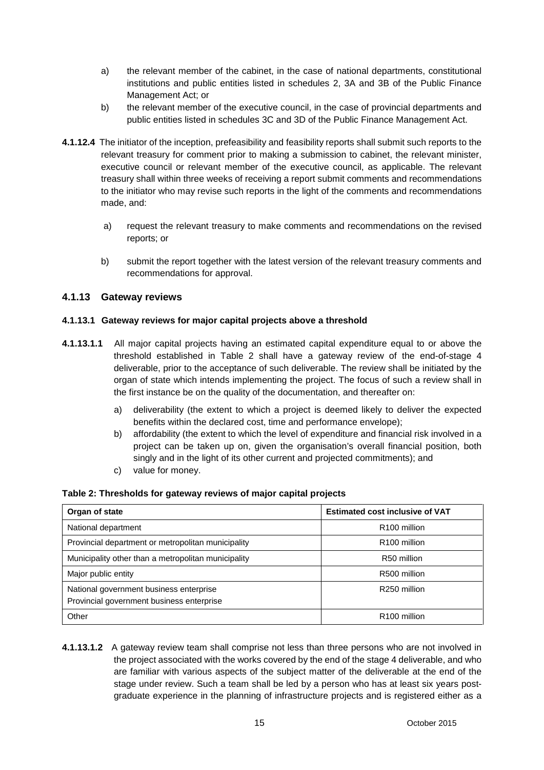a) the relevant member of the cabinet, in the case of national departments, constitutional institutions and public entities listed in schedules 2, 3A and 3B of the Public Finance Management Act; or

b) the relevant member of the executive council, in the case of provincial departments and public entities listed in schedules 3C and 3D of the Public Finance Management Act.

**4.1.12.4** The initiator of the inception, prefeasibility and feasibility reports shall submit such reports to the relevant treasury for comment prior to making a submission to cabinet, the relevant minister, executive council or relevant member of the executive council, as applicable. The relevant treasury shall within three weeks of receiving a report submit comments and recommendations to the initiator who may revise such reports in the light of the comments and recommendations made, and:

a) request the relevant treasury to make comments and recommendations on the revised reports; or

b) submit the report together with the latest version of the relevant treasury comments and recommendations for approval.

### 4.1.13 Gateway reviews

#### 4.1.13.1 Gateway reviews for major capital projects above a threshold

**4.1.13.1.1** All major capital projects having an estimated capital expenditure equal to or above the threshold established in Table 2 shall have a gateway review of the end-of-stage 4 deliverable, prior to the acceptance of such deliverable. The review shall be initiated by the organ of state which intends implementing the project. The focus of such a review shall in the first instance be on the quality of the documentation, and thereafter on:

a) deliverability (the extent to which a project is deemed likely to deliver the expected benefits within the declared cost, time and performance envelope);

b) affordability (the extent to which the level of expenditure and financial risk involved in a project can be taken up on, given the organisation's overall financial position, both singly and in the light of its other current and projected commitments); and

c) value for money.

**Table 2: Thresholds for gateway reviews of major capital projects**

| Organ of state | Estimated cost inclusive of VAT |
|---|---|
| National department | R100 million |
| Provincial department or metropolitan municipality | R100 million |
| Municipality other than a metropolitan municipality | R50 million |
| Major public entity | R500 million |
| National government business enterprise<br>Provincial government business enterprise | R250 million |
| Other | R100 million |

**4.1.13.1.2** A gateway review team shall comprise not less than three persons who are not involved in the project associated with the works covered by the end of the stage 4 deliverable, and who are familiar with various aspects of the subject matter of the deliverable at the end of the stage under review. Such a team shall be led by a person who has at least six years post-graduate experience in the planning of infrastructure projects and is registered either as a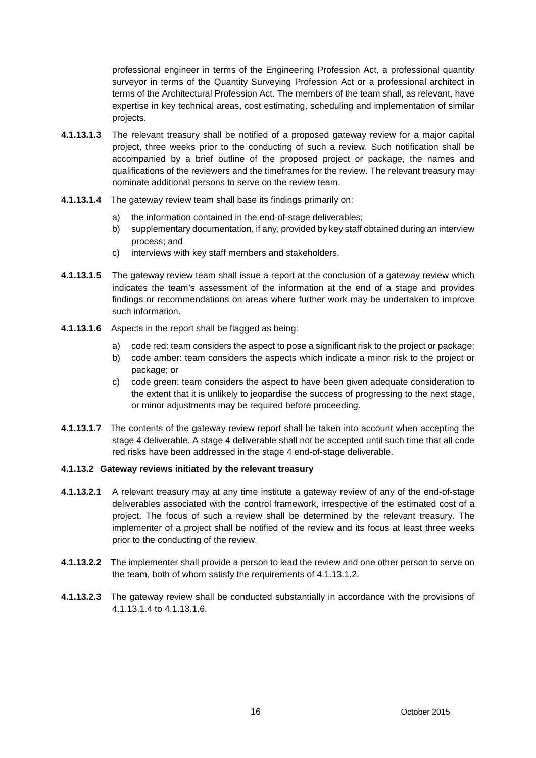professional engineer in terms of the Engineering Profession Act, a professional quantity surveyor in terms of the Quantity Surveying Profession Act or a professional architect in terms of the Architectural Profession Act. The members of the team shall, as relevant, have expertise in key technical areas, cost estimating, scheduling and implementation of similar projects.

**4.1.13.1.3** The relevant treasury shall be notified of a proposed gateway review for a major capital project, three weeks prior to the conducting of such a review. Such notification shall be accompanied by a brief outline of the proposed project or package, the names and qualifications of the reviewers and the timeframes for the review. The relevant treasury may nominate additional persons to serve on the review team.

**4.1.13.1.4** The gateway review team shall base its findings primarily on:

a) the information contained in the end-of-stage deliverables;
b) supplementary documentation, if any, provided by key staff obtained during an interview process; and
c) interviews with key staff members and stakeholders.

**4.1.13.1.5** The gateway review team shall issue a report at the conclusion of a gateway review which indicates the team's assessment of the information at the end of a stage and provides findings or recommendations on areas where further work may be undertaken to improve such information.

**4.1.13.1.6** Aspects in the report shall be flagged as being:

a) code red: team considers the aspect to pose a significant risk to the project or package;
b) code amber: team considers the aspects which indicate a minor risk to the project or package; or
c) code green: team considers the aspect to have been given adequate consideration to the extent that it is unlikely to jeopardise the success of progressing to the next stage, or minor adjustments may be required before proceeding.

**4.1.13.1.7** The contents of the gateway review report shall be taken into account when accepting the stage 4 deliverable. A stage 4 deliverable shall not be accepted until such time that all code red risks have been addressed in the stage 4 end-of-stage deliverable.

**4.1.13.2 Gateway reviews initiated by the relevant treasury**

**4.1.13.2.1** A relevant treasury may at any time institute a gateway review of any of the end-of-stage deliverables associated with the control framework, irrespective of the estimated cost of a project. The focus of such a review shall be determined by the relevant treasury. The implementer of a project shall be notified of the review and its focus at least three weeks prior to the conducting of the review.

**4.1.13.2.2** The implementer shall provide a person to lead the review and one other person to serve on the team, both of whom satisfy the requirements of 4.1.13.1.2.

**4.1.13.2.3** The gateway review shall be conducted substantially in accordance with the provisions of 4.1.13.1.4 to 4.1.13.1.6.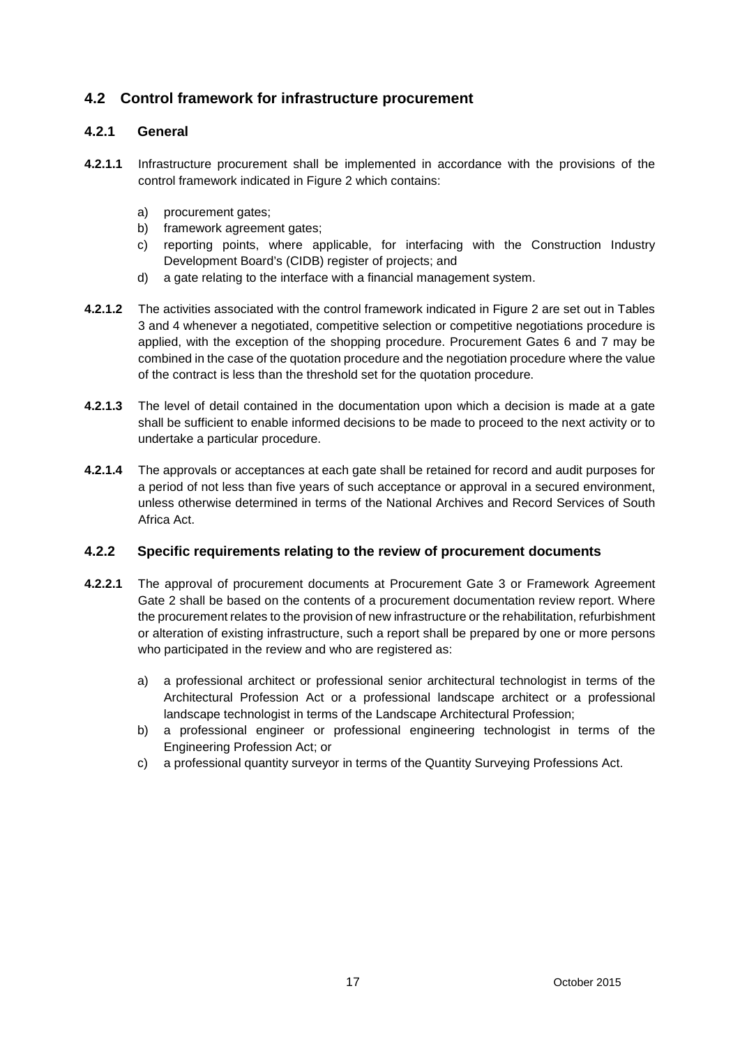## 4.2 Control framework for infrastructure procurement

### 4.2.1 General

**4.2.1.1** Infrastructure procurement shall be implemented in accordance with the provisions of the control framework indicated in Figure 2 which contains:

a) procurement gates;
b) framework agreement gates;
c) reporting points, where applicable, for interfacing with the Construction Industry Development Board's (CIDB) register of projects; and
d) a gate relating to the interface with a financial management system.

**4.2.1.2** The activities associated with the control framework indicated in Figure 2 are set out in Tables 3 and 4 whenever a negotiated, competitive selection or competitive negotiations procedure is applied, with the exception of the shopping procedure. Procurement Gates 6 and 7 may be combined in the case of the quotation procedure and the negotiation procedure where the value of the contract is less than the threshold set for the quotation procedure.

**4.2.1.3** The level of detail contained in the documentation upon which a decision is made at a gate shall be sufficient to enable informed decisions to be made to proceed to the next activity or to undertake a particular procedure.

**4.2.1.4** The approvals or acceptances at each gate shall be retained for record and audit purposes for a period of not less than five years of such acceptance or approval in a secured environment, unless otherwise determined in terms of the National Archives and Record Services of South Africa Act.

### 4.2.2 Specific requirements relating to the review of procurement documents

**4.2.2.1** The approval of procurement documents at Procurement Gate 3 or Framework Agreement Gate 2 shall be based on the contents of a procurement documentation review report. Where the procurement relates to the provision of new infrastructure or the rehabilitation, refurbishment or alteration of existing infrastructure, such a report shall be prepared by one or more persons who participated in the review and who are registered as:

a) a professional architect or professional senior architectural technologist in terms of the Architectural Profession Act or a professional landscape architect or a professional landscape technologist in terms of the Landscape Architectural Profession;
b) a professional engineer or professional engineering technologist in terms of the Engineering Profession Act; or
c) a professional quantity surveyor in terms of the Quantity Surveying Professions Act.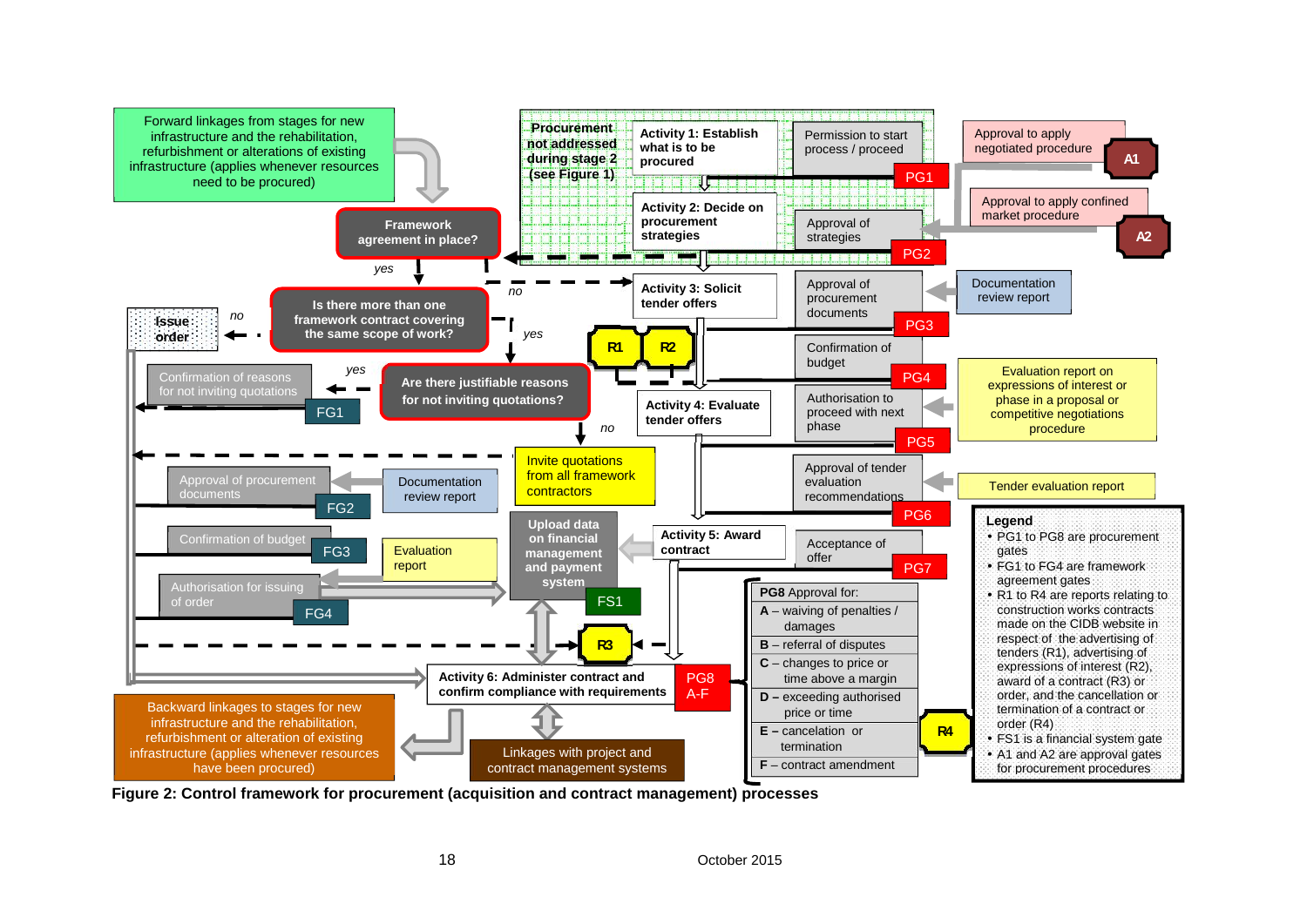Forward linkages from stages for new infrastructure and the rehabilitation, refurbishment or alterations of existing infrastructure (applies whenever resources need to be procured)

**Framework agreement in place?**

yes

**Is there more than one framework contract covering the same scope of work?**

no

Issue order

yes

**Are there justifiable reasons for not inviting quotations?**

yes

Confirmation of reasons for not inviting quotations — FG1

no

Invite quotations from all framework contractors

Approval of procurement documents — FG2 ← Documentation review report

Confirmation of budget — FG3

Evaluation report

Authorisation for issuing of order — FG4

**Upload data on financial management and payment system** — FS1

**Procurement not addressed during stage 2 (see Figure 1)**

**Activity 1: Establish what is to be procured** — Permission to start process / proceed — PG1

Approval to apply negotiated procedure — A1

Approval to apply confined market procedure — A2

**Activity 2: Decide on procurement strategies** — Approval of strategies — PG2

no

**Activity 3: Solicit tender offers** — Approval of procurement documents — PG3 ← Documentation review report

R1 R2

Confirmation of budget — PG4

**Activity 4: Evaluate tender offers** — Authorisation to proceed with next phase — PG5 ← Evaluation report on expressions of interest or phase in a proposal or competitive negotiations procedure

Approval of tender evaluation recommendations — PG6 ← Tender evaluation report

**Activity 5: Award contract** — Acceptance of offer — PG7

R3

**Activity 6: Administer contract and confirm compliance with requirements** — PG8 A-F

**PG8** Approval for:

- **A** – waiving of penalties / damages
- **B** – referral of disputes
- **C** – changes to price or time above a margin
- **D** – exceeding authorised price or time
- **E** – cancelation or termination
- **F** – contract amendment

R4

Backward linkages to stages for new infrastructure and the rehabilitation, refurbishment or alteration of existing infrastructure (applies whenever resources have been procured)

Linkages with project and contract management systems

**Legend**

- PG1 to PG8 are procurement gates
- FG1 to FG4 are framework agreement gates
- R1 to R4 are reports relating to construction works contracts made on the CIDB website in respect of the advertising of tenders (R1), advertising of expressions of interest (R2), award of a contract (R3) or order, and the cancellation or termination of a contract or order (R4)
- FS1 is a financial system gate
- A1 and A2 are approval gates for procurement procedures

**Figure 2: Control framework for procurement (acquisition and contract management) processes**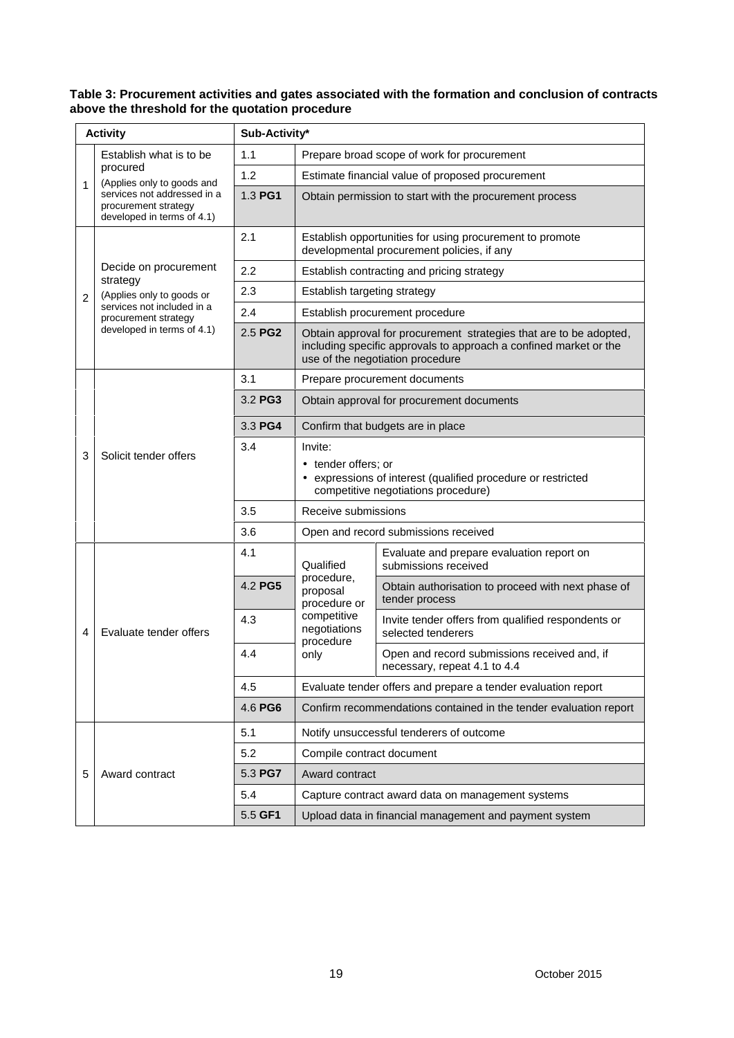**Table 3: Procurement activities and gates associated with the formation and conclusion of contracts above the threshold for the quotation procedure**

| Activity | | Sub-Activity* | | |
|---|---|---|---|---|
| 1 | Establish what is to be procured (Applies only to goods and services not addressed in a procurement strategy developed in terms of 4.1) | 1.1 | Prepare broad scope of work for procurement | |
| | | 1.2 | Estimate financial value of proposed procurement | |
| | | 1.3 **PG1** | Obtain permission to start with the procurement process | |
| 2 | Decide on procurement strategy (Applies only to goods or services not included in a procurement strategy developed in terms of 4.1) | 2.1 | Establish opportunities for using procurement to promote developmental procurement policies, if any | |
| | | 2.2 | Establish contracting and pricing strategy | |
| | | 2.3 | Establish targeting strategy | |
| | | 2.4 | Establish procurement procedure | |
| | | 2.5 **PG2** | Obtain approval for procurement strategies that are to be adopted, including specific approvals to approach a confined market or the use of the negotiation procedure | |
| 3 | Solicit tender offers | 3.1 | Prepare procurement documents | |
| | | 3.2 **PG3** | Obtain approval for procurement documents | |
| | | 3.3 **PG4** | Confirm that budgets are in place | |
| | | 3.4 | Invite:<br>• tender offers; or<br>• expressions of interest (qualified procedure or restricted competitive negotiations procedure) | |
| | | 3.5 | Receive submissions | |
| | | 3.6 | Open and record submissions received | |
| 4 | Evaluate tender offers | 4.1 | Qualified procedure, proposal procedure or competitive negotiations procedure only | Evaluate and prepare evaluation report on submissions received |
| | | 4.2 **PG5** | | Obtain authorisation to proceed with next phase of tender process |
| | | 4.3 | | Invite tender offers from qualified respondents or selected tenderers |
| | | 4.4 | | Open and record submissions received and, if necessary, repeat 4.1 to 4.4 |
| | | 4.5 | Evaluate tender offers and prepare a tender evaluation report | |
| | | 4.6 **PG6** | Confirm recommendations contained in the tender evaluation report | |
| 5 | Award contract | 5.1 | Notify unsuccessful tenderers of outcome | |
| | | 5.2 | Compile contract document | |
| | | 5.3 **PG7** | Award contract | |
| | | 5.4 | Capture contract award data on management systems | |
| | | 5.5 **GF1** | Upload data in financial management and payment system | |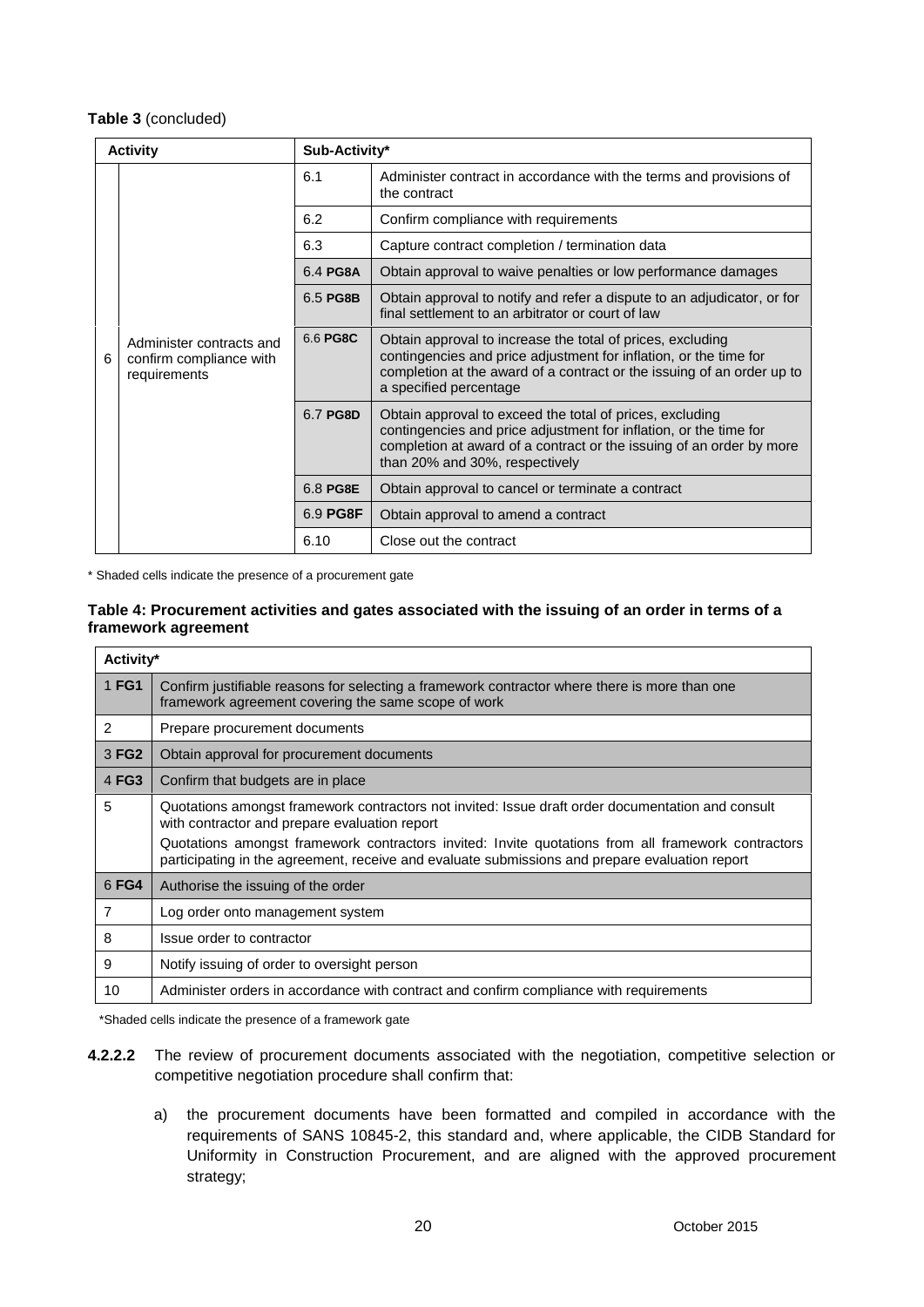**Table 3** (concluded)

| Activity | | Sub-Activity* | |
|---|---|---|---|
| 6 | Administer contracts and confirm compliance with requirements | 6.1 | Administer contract in accordance with the terms and provisions of the contract |
| | | 6.2 | Confirm compliance with requirements |
| | | 6.3 | Capture contract completion / termination data |
| | | 6.4 **PG8A** | Obtain approval to waive penalties or low performance damages |
| | | 6.5 **PG8B** | Obtain approval to notify and refer a dispute to an adjudicator, or for final settlement to an arbitrator or court of law |
| | | 6.6 **PG8C** | Obtain approval to increase the total of prices, excluding contingencies and price adjustment for inflation, or the time for completion at the award of a contract or the issuing of an order up to a specified percentage |
| | | 6.7 **PG8D** | Obtain approval to exceed the total of prices, excluding contingencies and price adjustment for inflation, or the time for completion at award of a contract or the issuing of an order by more than 20% and 30%, respectively |
| | | 6.8 **PG8E** | Obtain approval to cancel or terminate a contract |
| | | 6.9 **PG8F** | Obtain approval to amend a contract |
| | | 6.10 | Close out the contract |

\* Shaded cells indicate the presence of a procurement gate

**Table 4: Procurement activities and gates associated with the issuing of an order in terms of a framework agreement**

| Activity* | |
|---|---|
| 1 **FG1** | Confirm justifiable reasons for selecting a framework contractor where there is more than one framework agreement covering the same scope of work |
| 2 | Prepare procurement documents |
| 3 **FG2** | Obtain approval for procurement documents |
| 4 **FG3** | Confirm that budgets are in place |
| 5 | Quotations amongst framework contractors not invited: Issue draft order documentation and consult with contractor and prepare evaluation report<br>Quotations amongst framework contractors invited: Invite quotations from all framework contractors participating in the agreement, receive and evaluate submissions and prepare evaluation report |
| 6 **FG4** | Authorise the issuing of the order |
| 7 | Log order onto management system |
| 8 | Issue order to contractor |
| 9 | Notify issuing of order to oversight person |
| 10 | Administer orders in accordance with contract and confirm compliance with requirements |

\*Shaded cells indicate the presence of a framework gate

**4.2.2.2** The review of procurement documents associated with the negotiation, competitive selection or competitive negotiation procedure shall confirm that:

a) the procurement documents have been formatted and compiled in accordance with the requirements of SANS 10845-2, this standard and, where applicable, the CIDB Standard for Uniformity in Construction Procurement, and are aligned with the approved procurement strategy;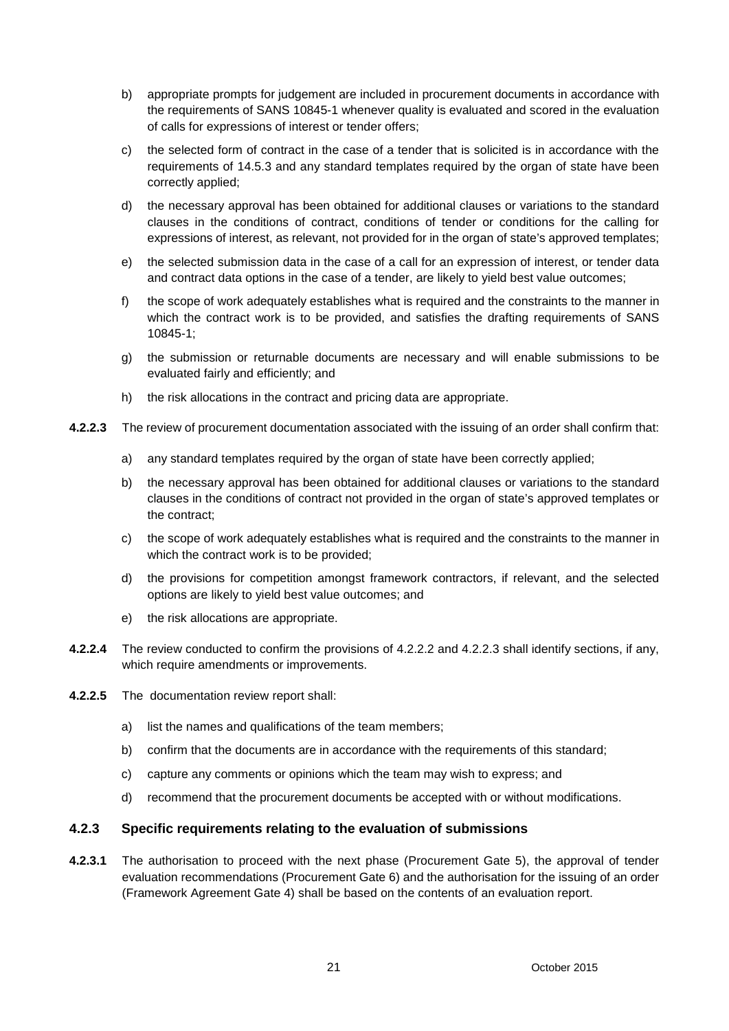b) appropriate prompts for judgement are included in procurement documents in accordance with the requirements of SANS 10845-1 whenever quality is evaluated and scored in the evaluation of calls for expressions of interest or tender offers;

c) the selected form of contract in the case of a tender that is solicited is in accordance with the requirements of 14.5.3 and any standard templates required by the organ of state have been correctly applied;

d) the necessary approval has been obtained for additional clauses or variations to the standard clauses in the conditions of contract, conditions of tender or conditions for the calling for expressions of interest, as relevant, not provided for in the organ of state's approved templates;

e) the selected submission data in the case of a call for an expression of interest, or tender data and contract data options in the case of a tender, are likely to yield best value outcomes;

f) the scope of work adequately establishes what is required and the constraints to the manner in which the contract work is to be provided, and satisfies the drafting requirements of SANS 10845-1;

g) the submission or returnable documents are necessary and will enable submissions to be evaluated fairly and efficiently; and

h) the risk allocations in the contract and pricing data are appropriate.

**4.2.2.3** The review of procurement documentation associated with the issuing of an order shall confirm that:

a) any standard templates required by the organ of state have been correctly applied;

b) the necessary approval has been obtained for additional clauses or variations to the standard clauses in the conditions of contract not provided in the organ of state's approved templates or the contract;

c) the scope of work adequately establishes what is required and the constraints to the manner in which the contract work is to be provided;

d) the provisions for competition amongst framework contractors, if relevant, and the selected options are likely to yield best value outcomes; and

e) the risk allocations are appropriate.

**4.2.2.4** The review conducted to confirm the provisions of 4.2.2.2 and 4.2.2.3 shall identify sections, if any, which require amendments or improvements.

**4.2.2.5** The documentation review report shall:

a) list the names and qualifications of the team members;

b) confirm that the documents are in accordance with the requirements of this standard;

c) capture any comments or opinions which the team may wish to express; and

d) recommend that the procurement documents be accepted with or without modifications.

### 4.2.3 Specific requirements relating to the evaluation of submissions

**4.2.3.1** The authorisation to proceed with the next phase (Procurement Gate 5), the approval of tender evaluation recommendations (Procurement Gate 6) and the authorisation for the issuing of an order (Framework Agreement Gate 4) shall be based on the contents of an evaluation report.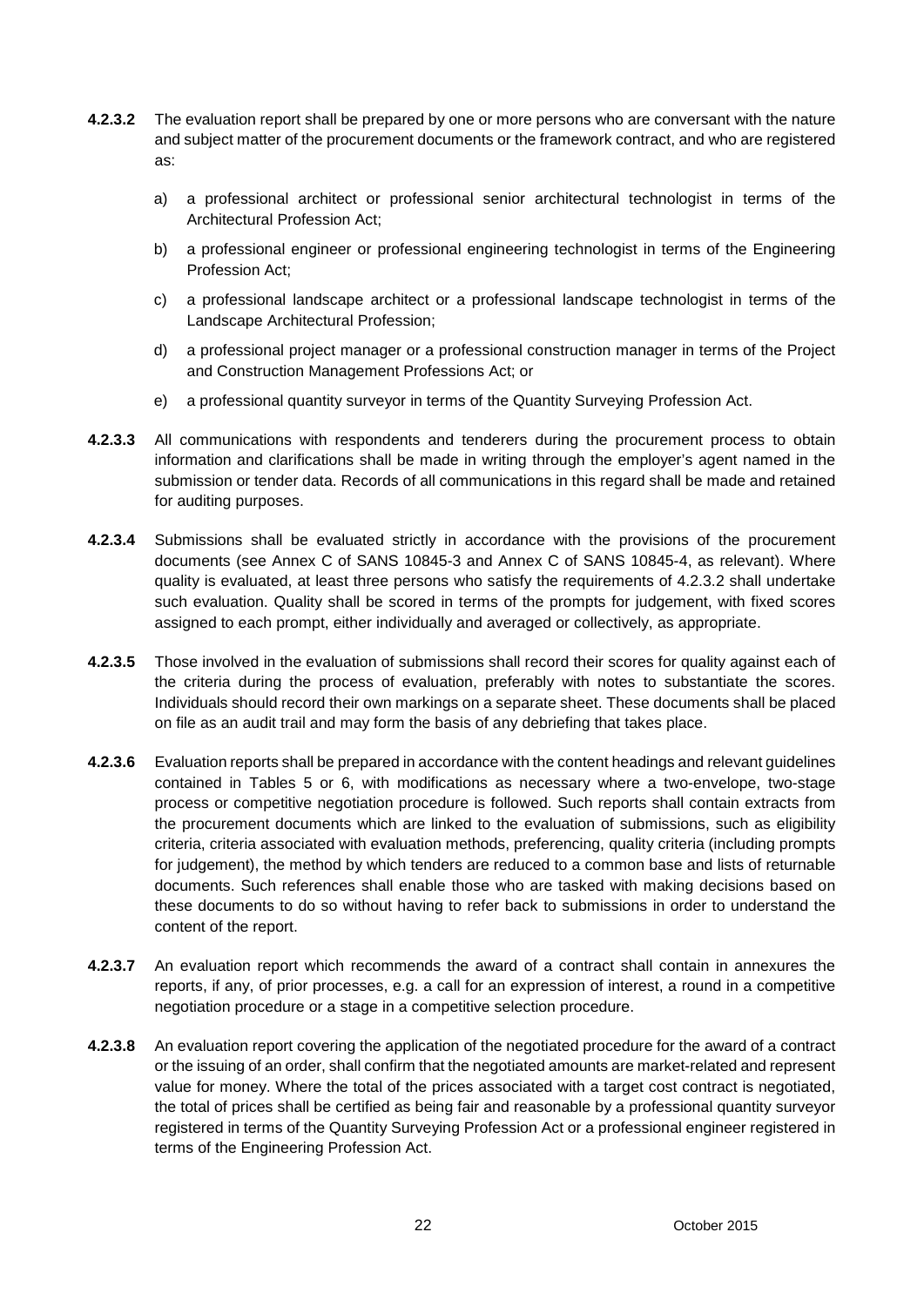**4.2.3.2** The evaluation report shall be prepared by one or more persons who are conversant with the nature and subject matter of the procurement documents or the framework contract, and who are registered as:

a) a professional architect or professional senior architectural technologist in terms of the Architectural Profession Act;

b) a professional engineer or professional engineering technologist in terms of the Engineering Profession Act;

c) a professional landscape architect or a professional landscape technologist in terms of the Landscape Architectural Profession;

d) a professional project manager or a professional construction manager in terms of the Project and Construction Management Professions Act; or

e) a professional quantity surveyor in terms of the Quantity Surveying Profession Act.

**4.2.3.3** All communications with respondents and tenderers during the procurement process to obtain information and clarifications shall be made in writing through the employer's agent named in the submission or tender data. Records of all communications in this regard shall be made and retained for auditing purposes.

**4.2.3.4** Submissions shall be evaluated strictly in accordance with the provisions of the procurement documents (see Annex C of SANS 10845-3 and Annex C of SANS 10845-4, as relevant). Where quality is evaluated, at least three persons who satisfy the requirements of 4.2.3.2 shall undertake such evaluation. Quality shall be scored in terms of the prompts for judgement, with fixed scores assigned to each prompt, either individually and averaged or collectively, as appropriate.

**4.2.3.5** Those involved in the evaluation of submissions shall record their scores for quality against each of the criteria during the process of evaluation, preferably with notes to substantiate the scores. Individuals should record their own markings on a separate sheet. These documents shall be placed on file as an audit trail and may form the basis of any debriefing that takes place.

**4.2.3.6** Evaluation reports shall be prepared in accordance with the content headings and relevant guidelines contained in Tables 5 or 6, with modifications as necessary where a two-envelope, two-stage process or competitive negotiation procedure is followed. Such reports shall contain extracts from the procurement documents which are linked to the evaluation of submissions, such as eligibility criteria, criteria associated with evaluation methods, preferencing, quality criteria (including prompts for judgement), the method by which tenders are reduced to a common base and lists of returnable documents. Such references shall enable those who are tasked with making decisions based on these documents to do so without having to refer back to submissions in order to understand the content of the report.

**4.2.3.7** An evaluation report which recommends the award of a contract shall contain in annexures the reports, if any, of prior processes, e.g. a call for an expression of interest, a round in a competitive negotiation procedure or a stage in a competitive selection procedure.

**4.2.3.8** An evaluation report covering the application of the negotiated procedure for the award of a contract or the issuing of an order, shall confirm that the negotiated amounts are market-related and represent value for money. Where the total of the prices associated with a target cost contract is negotiated, the total of prices shall be certified as being fair and reasonable by a professional quantity surveyor registered in terms of the Quantity Surveying Profession Act or a professional engineer registered in terms of the Engineering Profession Act.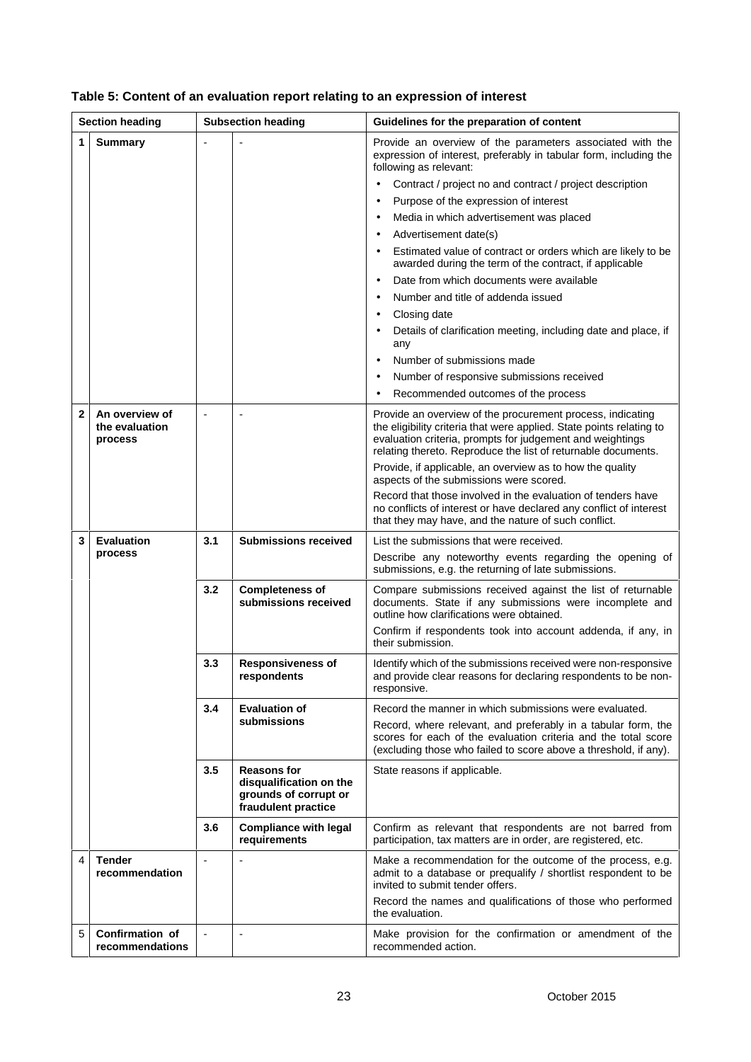**Table 5: Content of an evaluation report relating to an expression of interest**

| | Section heading | | Subsection heading | Guidelines for the preparation of content |
|---|---|---|---|---|
| **1** | **Summary** | - | - | Provide an overview of the parameters associated with the expression of interest, preferably in tabular form, including the following as relevant:<br>• Contract / project no and contract / project description<br>• Purpose of the expression of interest<br>• Media in which advertisement was placed<br>• Advertisement date(s)<br>• Estimated value of contract or orders which are likely to be awarded during the term of the contract, if applicable<br>• Date from which documents were available<br>• Number and title of addenda issued<br>• Closing date<br>• Details of clarification meeting, including date and place, if any<br>• Number of submissions made<br>• Number of responsive submissions received<br>• Recommended outcomes of the process |
| **2** | **An overview of the evaluation process** | - | - | Provide an overview of the procurement process, indicating the eligibility criteria that were applied. State points relating to evaluation criteria, prompts for judgement and weightings relating thereto. Reproduce the list of returnable documents.<br>Provide, if applicable, an overview as to how the quality aspects of the submissions were scored.<br>Record that those involved in the evaluation of tenders have no conflicts of interest or have declared any conflict of interest that they may have, and the nature of such conflict. |
| **3** | **Evaluation process** | **3.1** | **Submissions received** | List the submissions that were received.<br>Describe any noteworthy events regarding the opening of submissions, e.g. the returning of late submissions. |
| | | **3.2** | **Completeness of submissions received** | Compare submissions received against the list of returnable documents. State if any submissions were incomplete and outline how clarifications were obtained.<br>Confirm if respondents took into account addenda, if any, in their submission. |
| | | **3.3** | **Responsiveness of respondents** | Identify which of the submissions received were non-responsive and provide clear reasons for declaring respondents to be non-responsive. |
| | | **3.4** | **Evaluation of submissions** | Record the manner in which submissions were evaluated.<br>Record, where relevant, and preferably in a tabular form, the scores for each of the evaluation criteria and the total score (excluding those who failed to score above a threshold, if any). |
| | | **3.5** | **Reasons for disqualification on the grounds of corrupt or fraudulent practice** | State reasons if applicable. |
| | | **3.6** | **Compliance with legal requirements** | Confirm as relevant that respondents are not barred from participation, tax matters are in order, are registered, etc. |
| 4 | **Tender recommendation** | - | - | Make a recommendation for the outcome of the process, e.g. admit to a database or prequalify / shortlist respondent to be invited to submit tender offers.<br>Record the names and qualifications of those who performed the evaluation. |
| 5 | **Confirmation of recommendations** | - | - | Make provision for the confirmation or amendment of the recommended action. |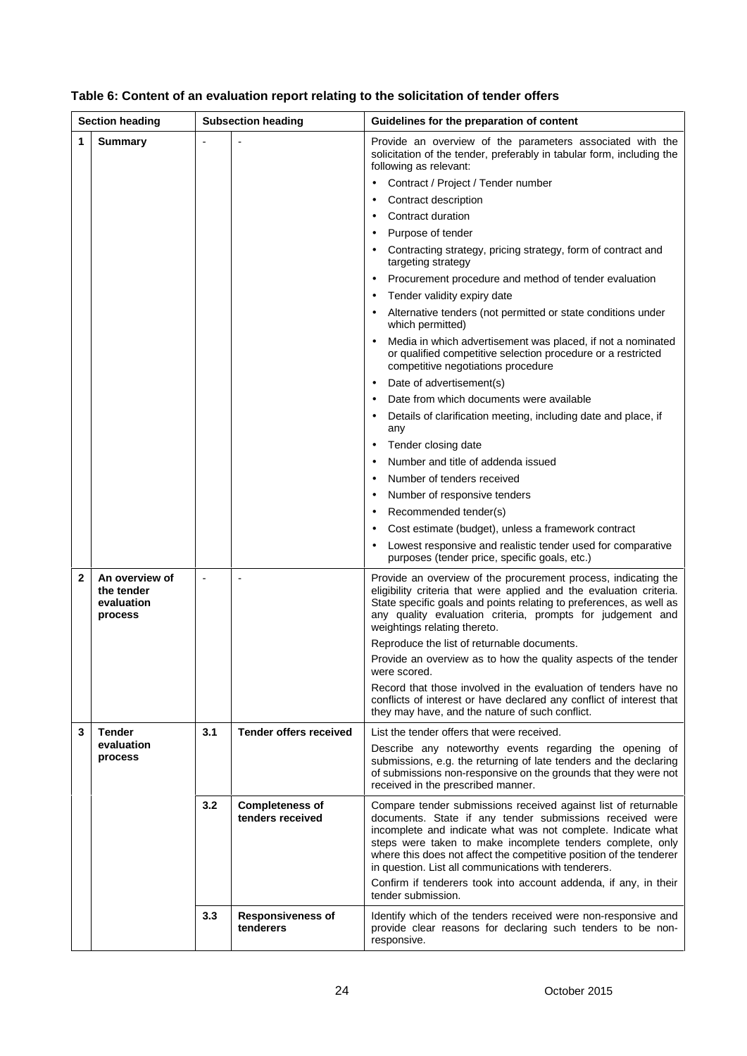**Table 6: Content of an evaluation report relating to the solicitation of tender offers**

| Section heading | | Subsection heading | | Guidelines for the preparation of content |
|---|---|---|---|---|
| 1 | **Summary** | - | - | Provide an overview of the parameters associated with the solicitation of the tender, preferably in tabular form, including the following as relevant:<br>• Contract / Project / Tender number<br>• Contract description<br>• Contract duration<br>• Purpose of tender<br>• Contracting strategy, pricing strategy, form of contract and targeting strategy<br>• Procurement procedure and method of tender evaluation<br>• Tender validity expiry date<br>• Alternative tenders (not permitted or state conditions under which permitted)<br>• Media in which advertisement was placed, if not a nominated or qualified competitive selection procedure or a restricted competitive negotiations procedure<br>• Date of advertisement(s)<br>• Date from which documents were available<br>• Details of clarification meeting, including date and place, if any<br>• Tender closing date<br>• Number and title of addenda issued<br>• Number of tenders received<br>• Number of responsive tenders<br>• Recommended tender(s)<br>• Cost estimate (budget), unless a framework contract<br>• Lowest responsive and realistic tender used for comparative purposes (tender price, specific goals, etc.) |
| 2 | **An overview of the tender evaluation process** | - | - | Provide an overview of the procurement process, indicating the eligibility criteria that were applied and the evaluation criteria. State specific goals and points relating to preferences, as well as any quality evaluation criteria, prompts for judgement and weightings relating thereto.<br>Reproduce the list of returnable documents.<br>Provide an overview as to how the quality aspects of the tender were scored.<br>Record that those involved in the evaluation of tenders have no conflicts of interest or have declared any conflict of interest that they may have, and the nature of such conflict. |
| 3 | **Tender evaluation process** | 3.1 | **Tender offers received** | List the tender offers that were received.<br>Describe any noteworthy events regarding the opening of submissions, e.g. the returning of late tenders and the declaring of submissions non-responsive on the grounds that they were not received in the prescribed manner. |
| | | 3.2 | **Completeness of tenders received** | Compare tender submissions received against list of returnable documents. State if any tender submissions received were incomplete and indicate what was not complete. Indicate what steps were taken to make incomplete tenders complete, only where this does not affect the competitive position of the tenderer in question. List all communications with tenderers.<br>Confirm if tenderers took into account addenda, if any, in their tender submission. |
| | | 3.3 | **Responsiveness of tenderers** | Identify which of the tenders received were non-responsive and provide clear reasons for declaring such tenders to be non-responsive. |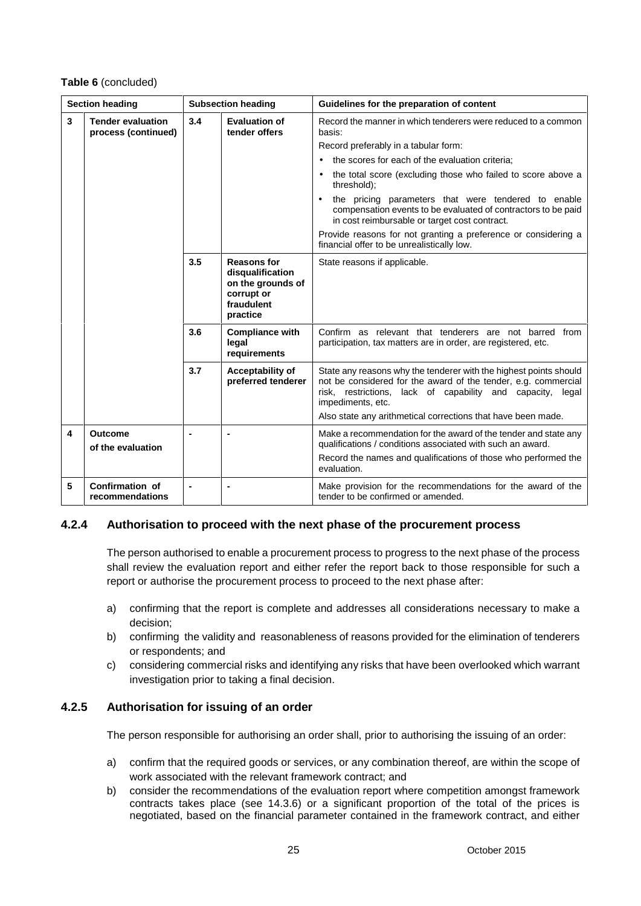**Table 6** (concluded)

| Section heading | | Subsection heading | | Guidelines for the preparation of content |
|---|---|---|---|---|
| **3** | **Tender evaluation process (continued)** | **3.4** | **Evaluation of tender offers** | Record the manner in which tenderers were reduced to a common basis:<br>Record preferably in a tabular form:<br>• the scores for each of the evaluation criteria;<br>• the total score (excluding those who failed to score above a threshold);<br>• the pricing parameters that were tendered to enable compensation events to be evaluated of contractors to be paid in cost reimbursable or target cost contract.<br>Provide reasons for not granting a preference or considering a financial offer to be unrealistically low. |
| | | **3.5** | **Reasons for disqualification on the grounds of corrupt or fraudulent practice** | State reasons if applicable. |
| | | **3.6** | **Compliance with legal requirements** | Confirm as relevant that tenderers are not barred from participation, tax matters are in order, are registered, etc. |
| | | **3.7** | **Acceptability of preferred tenderer** | State any reasons why the tenderer with the highest points should not be considered for the award of the tender, e.g. commercial risk, restrictions, lack of capability and capacity, legal impediments, etc.<br>Also state any arithmetical corrections that have been made. |
| **4** | **Outcome of the evaluation** | - | - | Make a recommendation for the award of the tender and state any qualifications / conditions associated with such an award.<br>Record the names and qualifications of those who performed the evaluation. |
| **5** | **Confirmation of recommendations** | - | - | Make provision for the recommendations for the award of the tender to be confirmed or amended. |

### 4.2.4 Authorisation to proceed with the next phase of the procurement process

The person authorised to enable a procurement process to progress to the next phase of the process shall review the evaluation report and either refer the report back to those responsible for such a report or authorise the procurement process to proceed to the next phase after:

a) confirming that the report is complete and addresses all considerations necessary to make a decision;
b) confirming the validity and reasonableness of reasons provided for the elimination of tenderers or respondents; and
c) considering commercial risks and identifying any risks that have been overlooked which warrant investigation prior to taking a final decision.

### 4.2.5 Authorisation for issuing of an order

The person responsible for authorising an order shall, prior to authorising the issuing of an order:

a) confirm that the required goods or services, or any combination thereof, are within the scope of work associated with the relevant framework contract; and
b) consider the recommendations of the evaluation report where competition amongst framework contracts takes place (see 14.3.6) or a significant proportion of the total of the prices is negotiated, based on the financial parameter contained in the framework contract, and either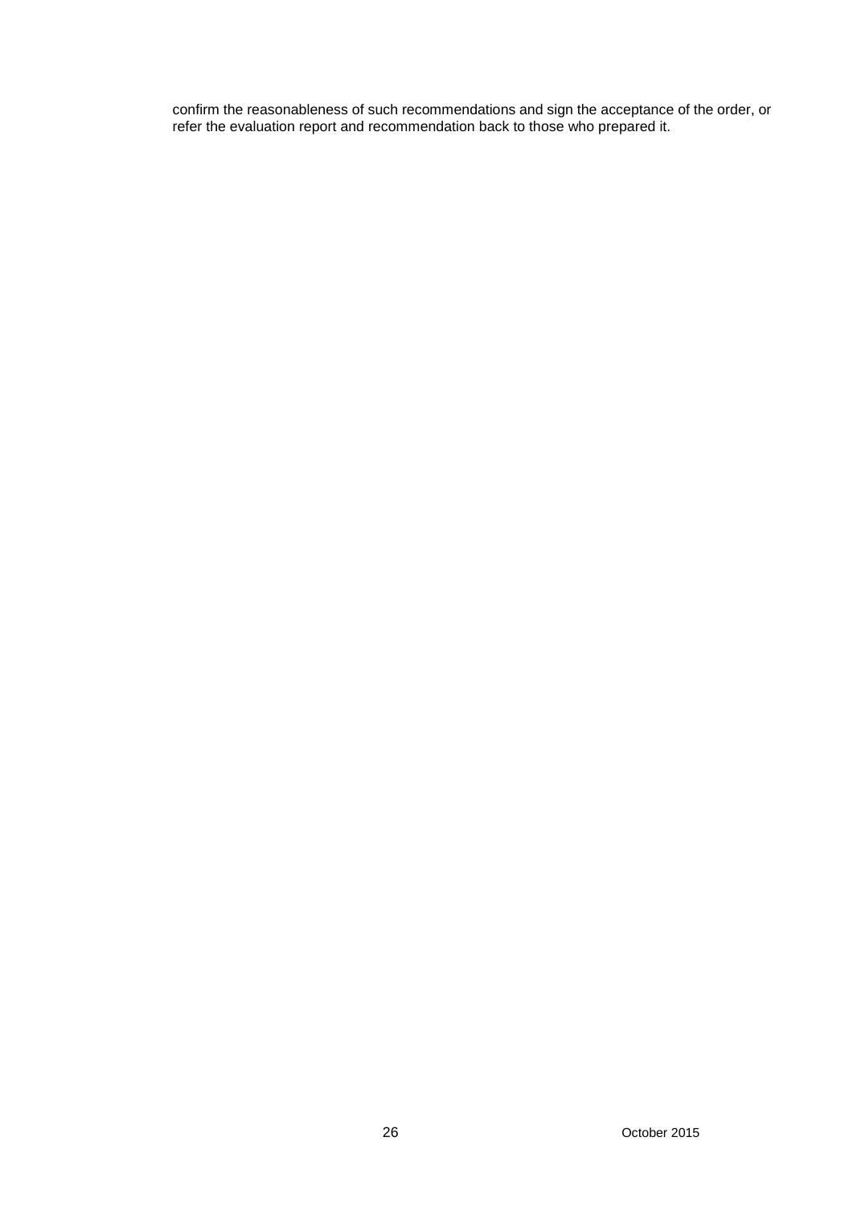confirm the reasonableness of such recommendations and sign the acceptance of the order, or refer the evaluation report and recommendation back to those who prepared it.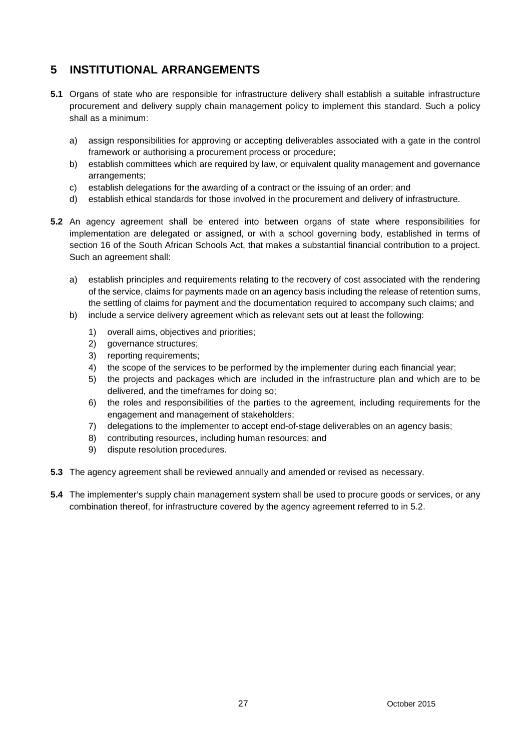## 5 INSTITUTIONAL ARRANGEMENTS

**5.1** Organs of state who are responsible for infrastructure delivery shall establish a suitable infrastructure procurement and delivery supply chain management policy to implement this standard. Such a policy shall as a minimum:

a) assign responsibilities for approving or accepting deliverables associated with a gate in the control framework or authorising a procurement process or procedure;
b) establish committees which are required by law, or equivalent quality management and governance arrangements;
c) establish delegations for the awarding of a contract or the issuing of an order; and
d) establish ethical standards for those involved in the procurement and delivery of infrastructure.

**5.2** An agency agreement shall be entered into between organs of state where responsibilities for implementation are delegated or assigned, or with a school governing body, established in terms of section 16 of the South African Schools Act, that makes a substantial financial contribution to a project. Such an agreement shall:

a) establish principles and requirements relating to the recovery of cost associated with the rendering of the service, claims for payments made on an agency basis including the release of retention sums, the settling of claims for payment and the documentation required to accompany such claims; and
b) include a service delivery agreement which as relevant sets out at least the following:
   1) overall aims, objectives and priorities;
   2) governance structures;
   3) reporting requirements;
   4) the scope of the services to be performed by the implementer during each financial year;
   5) the projects and packages which are included in the infrastructure plan and which are to be delivered, and the timeframes for doing so;
   6) the roles and responsibilities of the parties to the agreement, including requirements for the engagement and management of stakeholders;
   7) delegations to the implementer to accept end-of-stage deliverables on an agency basis;
   8) contributing resources, including human resources; and
   9) dispute resolution procedures.

**5.3** The agency agreement shall be reviewed annually and amended or revised as necessary.

**5.4** The implementer's supply chain management system shall be used to procure goods or services, or any combination thereof, for infrastructure covered by the agency agreement referred to in 5.2.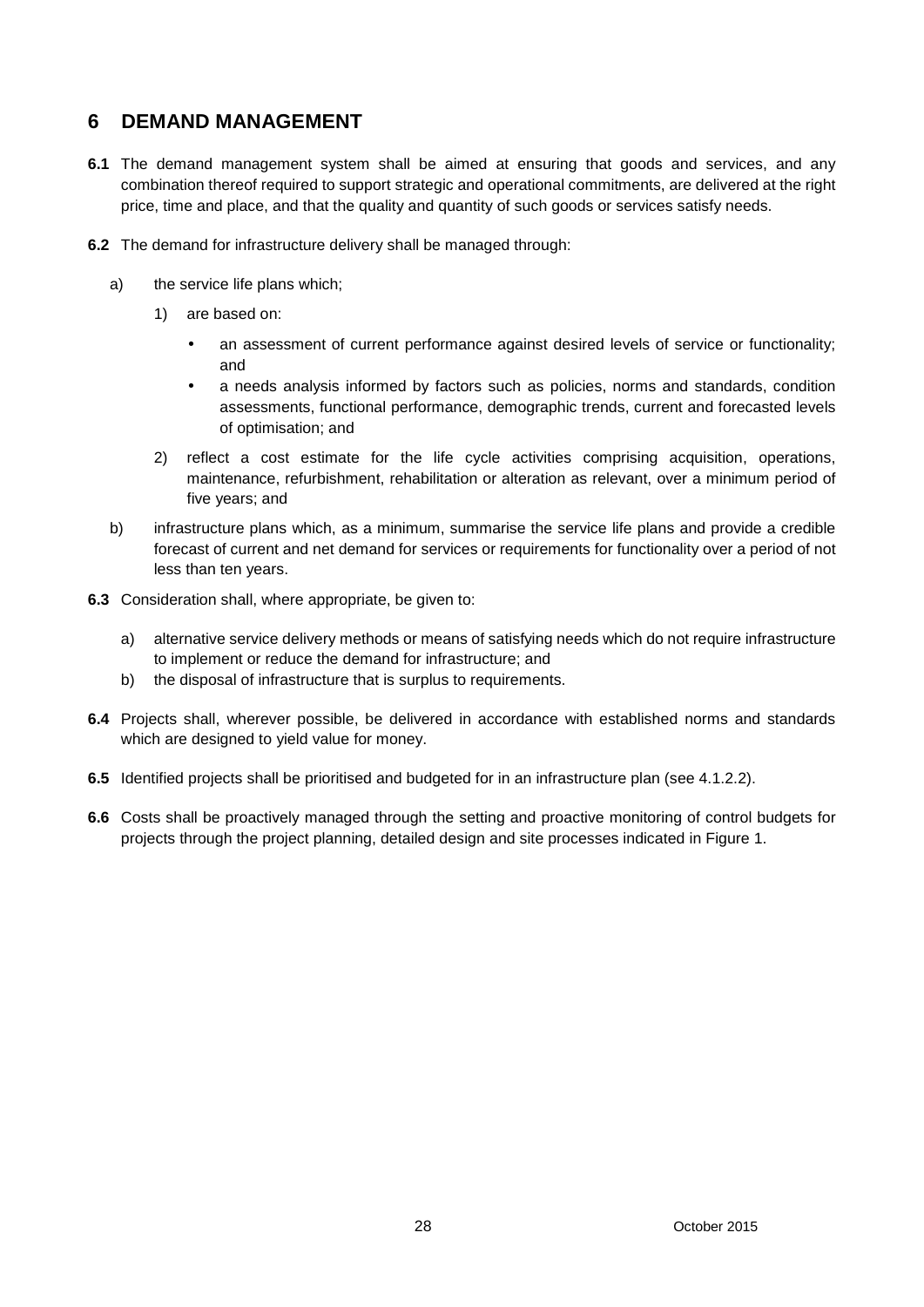## 6 DEMAND MANAGEMENT

**6.1** The demand management system shall be aimed at ensuring that goods and services, and any combination thereof required to support strategic and operational commitments, are delivered at the right price, time and place, and that the quality and quantity of such goods or services satisfy needs.

**6.2** The demand for infrastructure delivery shall be managed through:

a) the service life plans which;

   1) are based on:

      - an assessment of current performance against desired levels of service or functionality; and
      - a needs analysis informed by factors such as policies, norms and standards, condition assessments, functional performance, demographic trends, current and forecasted levels of optimisation; and

   2) reflect a cost estimate for the life cycle activities comprising acquisition, operations, maintenance, refurbishment, rehabilitation or alteration as relevant, over a minimum period of five years; and

b) infrastructure plans which, as a minimum, summarise the service life plans and provide a credible forecast of current and net demand for services or requirements for functionality over a period of not less than ten years.

**6.3** Consideration shall, where appropriate, be given to:

a) alternative service delivery methods or means of satisfying needs which do not require infrastructure to implement or reduce the demand for infrastructure; and
b) the disposal of infrastructure that is surplus to requirements.

**6.4** Projects shall, wherever possible, be delivered in accordance with established norms and standards which are designed to yield value for money.

**6.5** Identified projects shall be prioritised and budgeted for in an infrastructure plan (see 4.1.2.2).

**6.6** Costs shall be proactively managed through the setting and proactive monitoring of control budgets for projects through the project planning, detailed design and site processes indicated in Figure 1.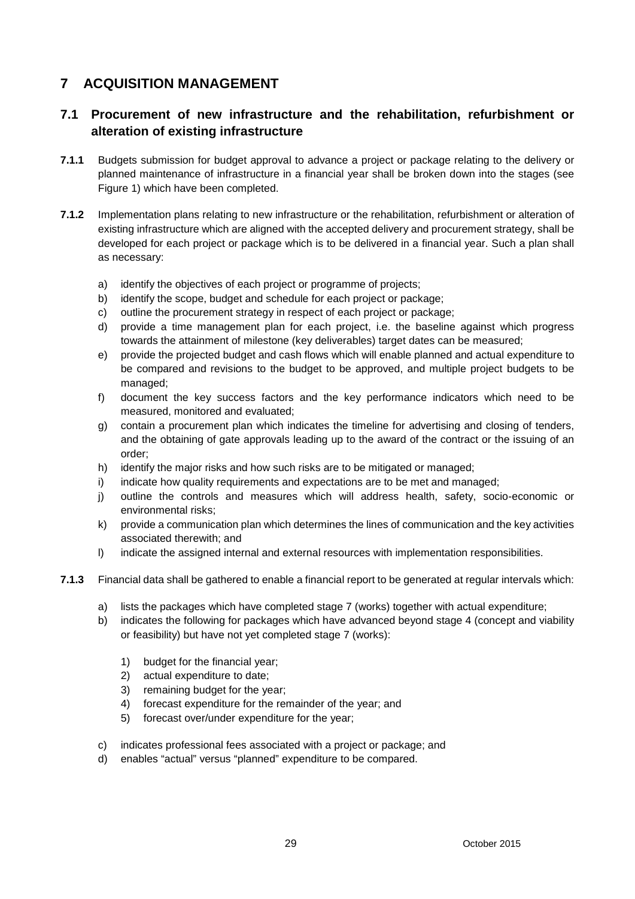# 7 ACQUISITION MANAGEMENT

## 7.1 Procurement of new infrastructure and the rehabilitation, refurbishment or alteration of existing infrastructure

**7.1.1** Budgets submission for budget approval to advance a project or package relating to the delivery or planned maintenance of infrastructure in a financial year shall be broken down into the stages (see Figure 1) which have been completed.

**7.1.2** Implementation plans relating to new infrastructure or the rehabilitation, refurbishment or alteration of existing infrastructure which are aligned with the accepted delivery and procurement strategy, shall be developed for each project or package which is to be delivered in a financial year. Such a plan shall as necessary:

a) identify the objectives of each project or programme of projects;
b) identify the scope, budget and schedule for each project or package;
c) outline the procurement strategy in respect of each project or package;
d) provide a time management plan for each project, i.e. the baseline against which progress towards the attainment of milestone (key deliverables) target dates can be measured;
e) provide the projected budget and cash flows which will enable planned and actual expenditure to be compared and revisions to the budget to be approved, and multiple project budgets to be managed;
f) document the key success factors and the key performance indicators which need to be measured, monitored and evaluated;
g) contain a procurement plan which indicates the timeline for advertising and closing of tenders, and the obtaining of gate approvals leading up to the award of the contract or the issuing of an order;
h) identify the major risks and how such risks are to be mitigated or managed;
i) indicate how quality requirements and expectations are to be met and managed;
j) outline the controls and measures which will address health, safety, socio-economic or environmental risks;
k) provide a communication plan which determines the lines of communication and the key activities associated therewith; and
l) indicate the assigned internal and external resources with implementation responsibilities.

**7.1.3** Financial data shall be gathered to enable a financial report to be generated at regular intervals which:

a) lists the packages which have completed stage 7 (works) together with actual expenditure;
b) indicates the following for packages which have advanced beyond stage 4 (concept and viability or feasibility) but have not yet completed stage 7 (works):

   1) budget for the financial year;
   2) actual expenditure to date;
   3) remaining budget for the year;
   4) forecast expenditure for the remainder of the year; and
   5) forecast over/under expenditure for the year;

c) indicates professional fees associated with a project or package; and
d) enables "actual" versus "planned" expenditure to be compared.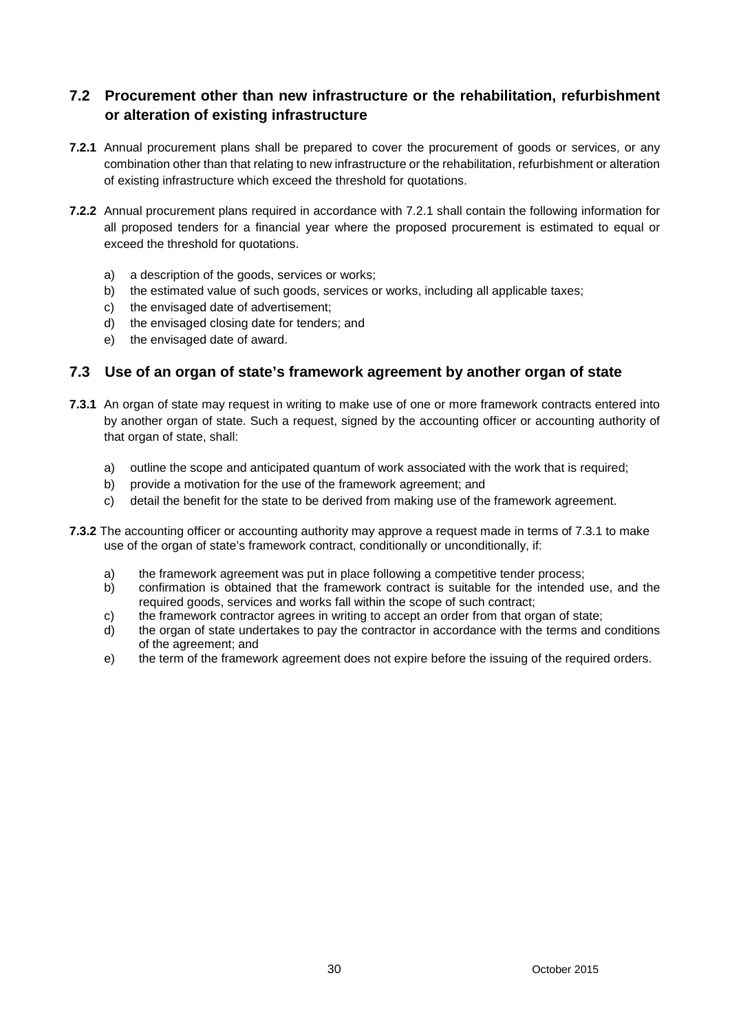## 7.2 Procurement other than new infrastructure or the rehabilitation, refurbishment or alteration of existing infrastructure

**7.2.1** Annual procurement plans shall be prepared to cover the procurement of goods or services, or any combination other than that relating to new infrastructure or the rehabilitation, refurbishment or alteration of existing infrastructure which exceed the threshold for quotations.

**7.2.2** Annual procurement plans required in accordance with 7.2.1 shall contain the following information for all proposed tenders for a financial year where the proposed procurement is estimated to equal or exceed the threshold for quotations.

a) a description of the goods, services or works;
b) the estimated value of such goods, services or works, including all applicable taxes;
c) the envisaged date of advertisement;
d) the envisaged closing date for tenders; and
e) the envisaged date of award.

## 7.3 Use of an organ of state's framework agreement by another organ of state

**7.3.1** An organ of state may request in writing to make use of one or more framework contracts entered into by another organ of state. Such a request, signed by the accounting officer or accounting authority of that organ of state, shall:

a) outline the scope and anticipated quantum of work associated with the work that is required;
b) provide a motivation for the use of the framework agreement; and
c) detail the benefit for the state to be derived from making use of the framework agreement.

**7.3.2** The accounting officer or accounting authority may approve a request made in terms of 7.3.1 to make use of the organ of state's framework contract, conditionally or unconditionally, if:

a) the framework agreement was put in place following a competitive tender process;
b) confirmation is obtained that the framework contract is suitable for the intended use, and the required goods, services and works fall within the scope of such contract;
c) the framework contractor agrees in writing to accept an order from that organ of state;
d) the organ of state undertakes to pay the contractor in accordance with the terms and conditions of the agreement; and
e) the term of the framework agreement does not expire before the issuing of the required orders.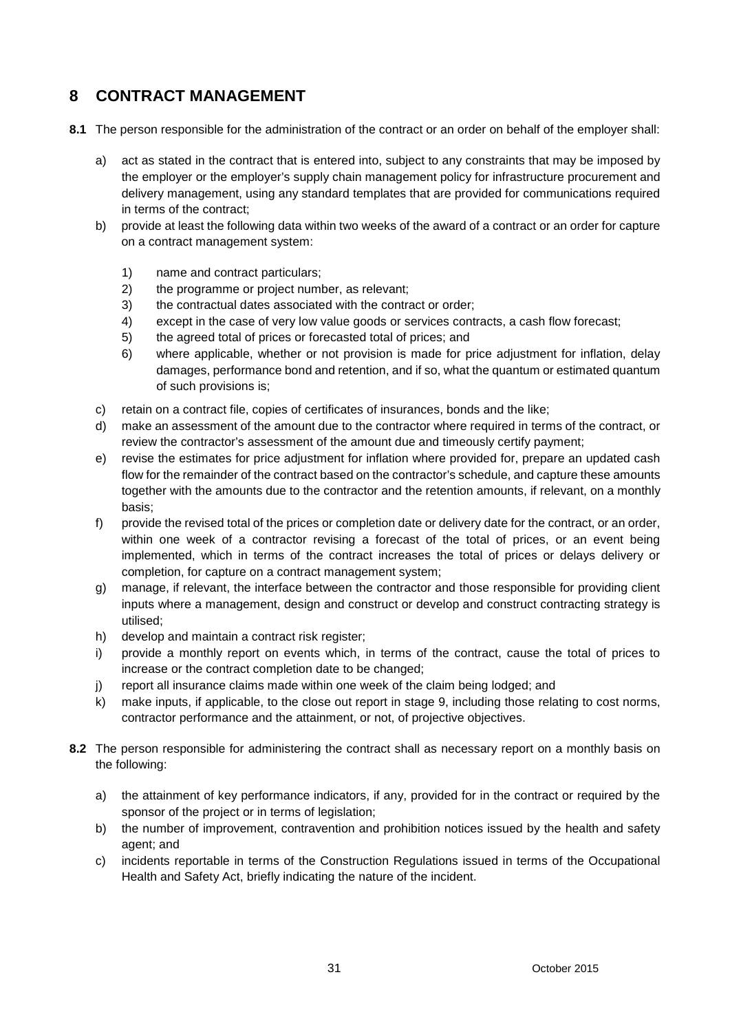# 8 CONTRACT MANAGEMENT

**8.1** The person responsible for the administration of the contract or an order on behalf of the employer shall:

a) act as stated in the contract that is entered into, subject to any constraints that may be imposed by the employer or the employer's supply chain management policy for infrastructure procurement and delivery management, using any standard templates that are provided for communications required in terms of the contract;

b) provide at least the following data within two weeks of the award of a contract or an order for capture on a contract management system:

   1) name and contract particulars;
   2) the programme or project number, as relevant;
   3) the contractual dates associated with the contract or order;
   4) except in the case of very low value goods or services contracts, a cash flow forecast;
   5) the agreed total of prices or forecasted total of prices; and
   6) where applicable, whether or not provision is made for price adjustment for inflation, delay damages, performance bond and retention, and if so, what the quantum or estimated quantum of such provisions is;

c) retain on a contract file, copies of certificates of insurances, bonds and the like;

d) make an assessment of the amount due to the contractor where required in terms of the contract, or review the contractor's assessment of the amount due and timeously certify payment;

e) revise the estimates for price adjustment for inflation where provided for, prepare an updated cash flow for the remainder of the contract based on the contractor's schedule, and capture these amounts together with the amounts due to the contractor and the retention amounts, if relevant, on a monthly basis;

f) provide the revised total of the prices or completion date or delivery date for the contract, or an order, within one week of a contractor revising a forecast of the total of prices, or an event being implemented, which in terms of the contract increases the total of prices or delays delivery or completion, for capture on a contract management system;

g) manage, if relevant, the interface between the contractor and those responsible for providing client inputs where a management, design and construct or develop and construct contracting strategy is utilised;

h) develop and maintain a contract risk register;

i) provide a monthly report on events which, in terms of the contract, cause the total of prices to increase or the contract completion date to be changed;

j) report all insurance claims made within one week of the claim being lodged; and

k) make inputs, if applicable, to the close out report in stage 9, including those relating to cost norms, contractor performance and the attainment, or not, of projective objectives.

**8.2** The person responsible for administering the contract shall as necessary report on a monthly basis on the following:

a) the attainment of key performance indicators, if any, provided for in the contract or required by the sponsor of the project or in terms of legislation;

b) the number of improvement, contravention and prohibition notices issued by the health and safety agent; and

c) incidents reportable in terms of the Construction Regulations issued in terms of the Occupational Health and Safety Act, briefly indicating the nature of the incident.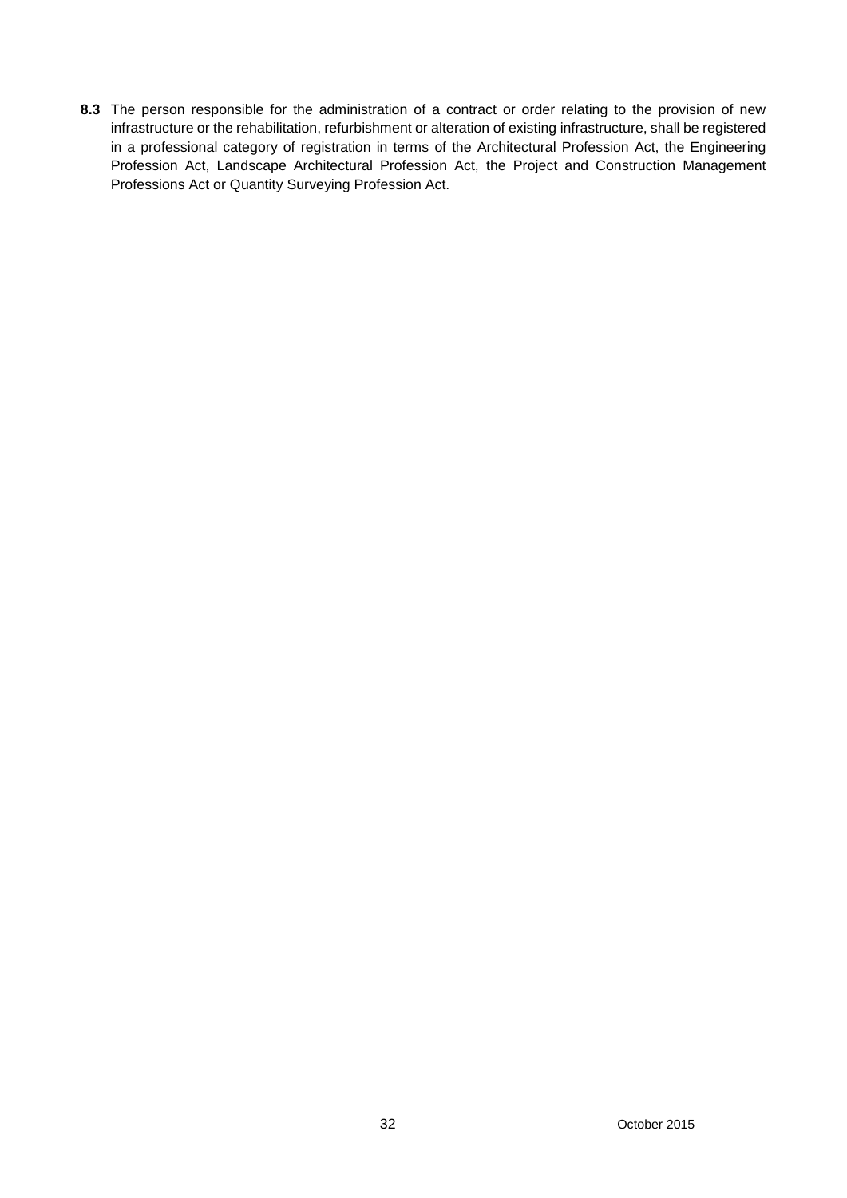**8.3** The person responsible for the administration of a contract or order relating to the provision of new infrastructure or the rehabilitation, refurbishment or alteration of existing infrastructure, shall be registered in a professional category of registration in terms of the Architectural Profession Act, the Engineering Profession Act, Landscape Architectural Profession Act, the Project and Construction Management Professions Act or Quantity Surveying Profession Act.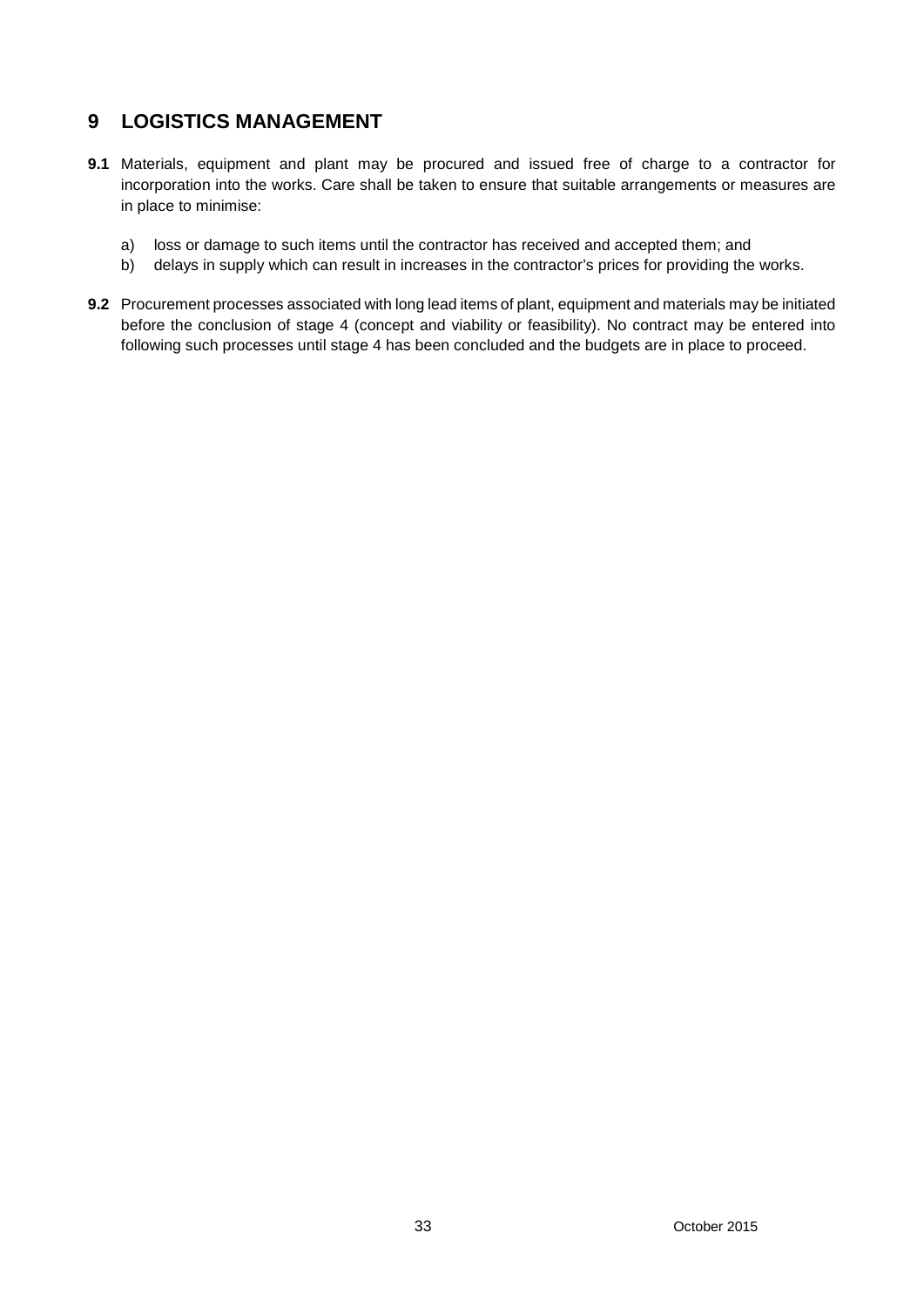# 9 LOGISTICS MANAGEMENT

**9.1** Materials, equipment and plant may be procured and issued free of charge to a contractor for incorporation into the works. Care shall be taken to ensure that suitable arrangements or measures are in place to minimise:

a) loss or damage to such items until the contractor has received and accepted them; and
b) delays in supply which can result in increases in the contractor's prices for providing the works.

**9.2** Procurement processes associated with long lead items of plant, equipment and materials may be initiated before the conclusion of stage 4 (concept and viability or feasibility). No contract may be entered into following such processes until stage 4 has been concluded and the budgets are in place to proceed.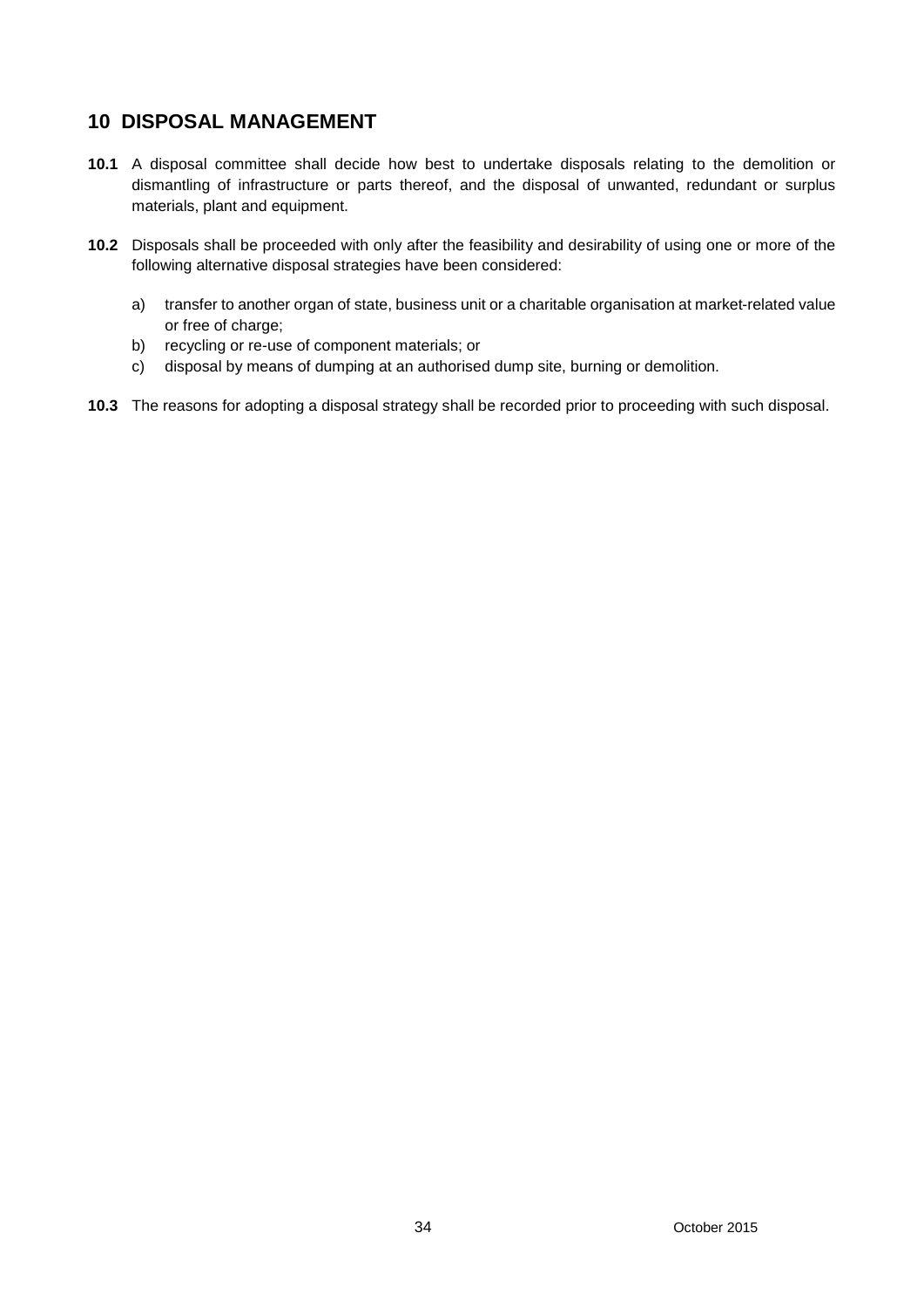## 10 DISPOSAL MANAGEMENT

**10.1** A disposal committee shall decide how best to undertake disposals relating to the demolition or dismantling of infrastructure or parts thereof, and the disposal of unwanted, redundant or surplus materials, plant and equipment.

**10.2** Disposals shall be proceeded with only after the feasibility and desirability of using one or more of the following alternative disposal strategies have been considered:

a) transfer to another organ of state, business unit or a charitable organisation at market-related value or free of charge;
b) recycling or re-use of component materials; or
c) disposal by means of dumping at an authorised dump site, burning or demolition.

**10.3** The reasons for adopting a disposal strategy shall be recorded prior to proceeding with such disposal.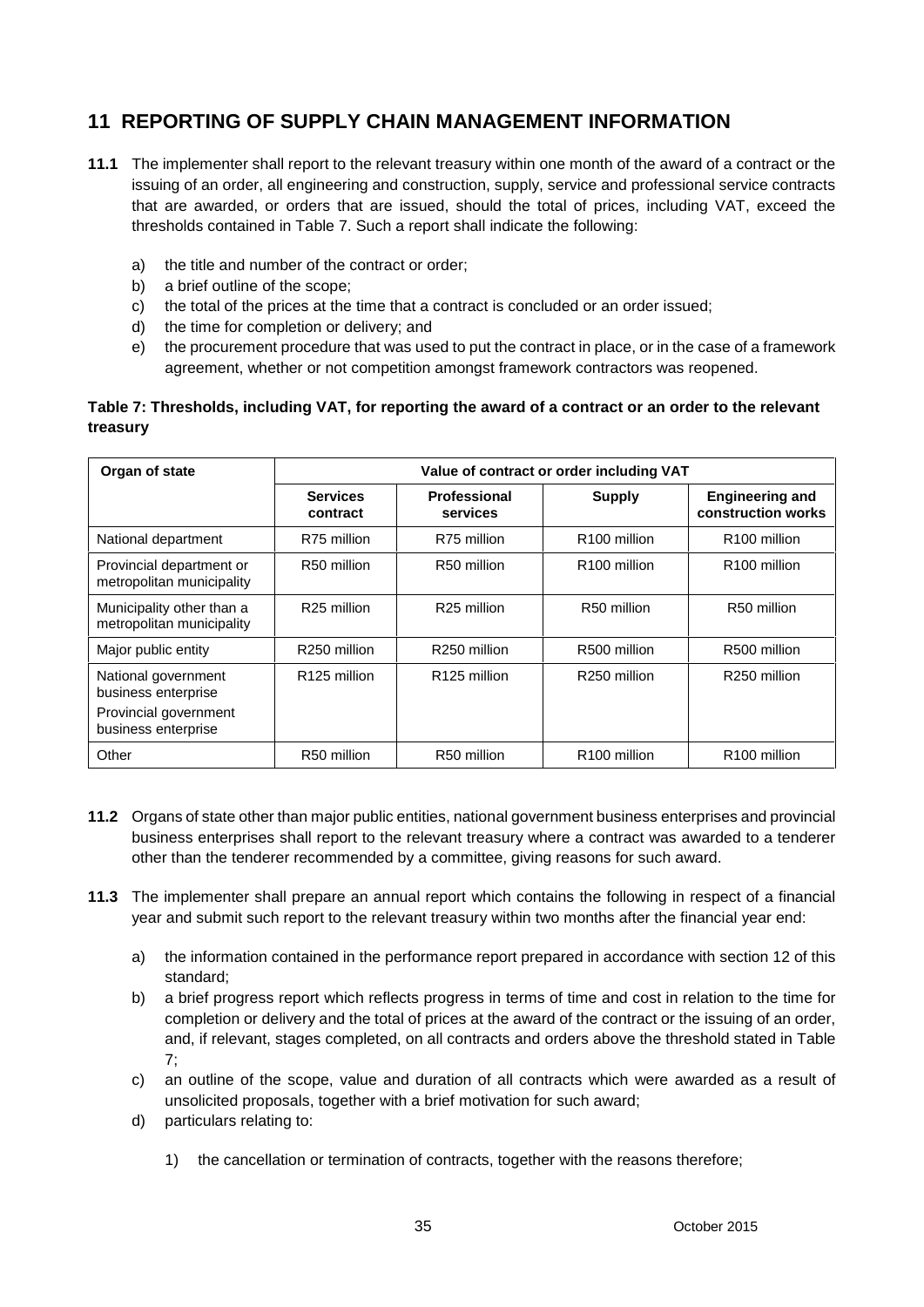## 11 REPORTING OF SUPPLY CHAIN MANAGEMENT INFORMATION

**11.1** The implementer shall report to the relevant treasury within one month of the award of a contract or the issuing of an order, all engineering and construction, supply, service and professional service contracts that are awarded, or orders that are issued, should the total of prices, including VAT, exceed the thresholds contained in Table 7. Such a report shall indicate the following:

a) the title and number of the contract or order;
b) a brief outline of the scope;
c) the total of the prices at the time that a contract is concluded or an order issued;
d) the time for completion or delivery; and
e) the procurement procedure that was used to put the contract in place, or in the case of a framework agreement, whether or not competition amongst framework contractors was reopened.

**Table 7: Thresholds, including VAT, for reporting the award of a contract or an order to the relevant treasury**

| Organ of state | Value of contract or order including VAT | | | |
|---|---|---|---|---|
| | **Services contract** | **Professional services** | **Supply** | **Engineering and construction works** |
| National department | R75 million | R75 million | R100 million | R100 million |
| Provincial department or metropolitan municipality | R50 million | R50 million | R100 million | R100 million |
| Municipality other than a metropolitan municipality | R25 million | R25 million | R50 million | R50 million |
| Major public entity | R250 million | R250 million | R500 million | R500 million |
| National government business enterprise<br>Provincial government business enterprise | R125 million | R125 million | R250 million | R250 million |
| Other | R50 million | R50 million | R100 million | R100 million |

**11.2** Organs of state other than major public entities, national government business enterprises and provincial business enterprises shall report to the relevant treasury where a contract was awarded to a tenderer other than the tenderer recommended by a committee, giving reasons for such award.

**11.3** The implementer shall prepare an annual report which contains the following in respect of a financial year and submit such report to the relevant treasury within two months after the financial year end:

a) the information contained in the performance report prepared in accordance with section 12 of this standard;
b) a brief progress report which reflects progress in terms of time and cost in relation to the time for completion or delivery and the total of prices at the award of the contract or the issuing of an order, and, if relevant, stages completed, on all contracts and orders above the threshold stated in Table 7;
c) an outline of the scope, value and duration of all contracts which were awarded as a result of unsolicited proposals, together with a brief motivation for such award;
d) particulars relating to:

    1) the cancellation or termination of contracts, together with the reasons therefore;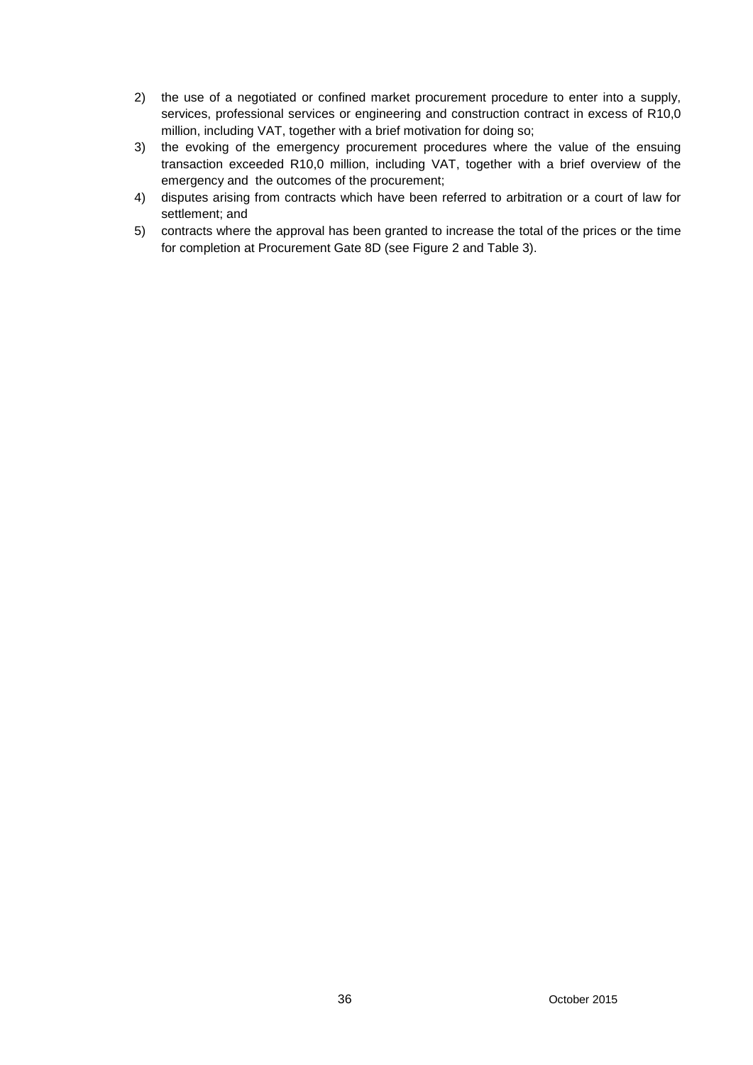2) the use of a negotiated or confined market procurement procedure to enter into a supply, services, professional services or engineering and construction contract in excess of R10,0 million, including VAT, together with a brief motivation for doing so;
3) the evoking of the emergency procurement procedures where the value of the ensuing transaction exceeded R10,0 million, including VAT, together with a brief overview of the emergency and the outcomes of the procurement;
4) disputes arising from contracts which have been referred to arbitration or a court of law for settlement; and
5) contracts where the approval has been granted to increase the total of the prices or the time for completion at Procurement Gate 8D (see Figure 2 and Table 3).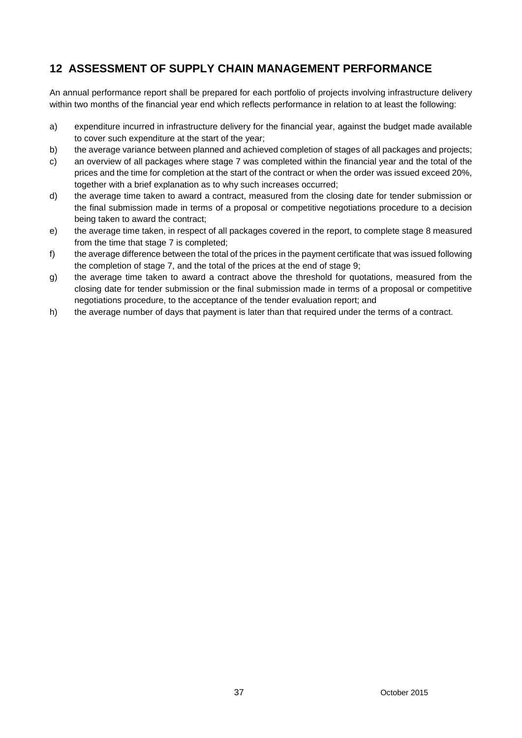## 12 ASSESSMENT OF SUPPLY CHAIN MANAGEMENT PERFORMANCE

An annual performance report shall be prepared for each portfolio of projects involving infrastructure delivery within two months of the financial year end which reflects performance in relation to at least the following:

a) expenditure incurred in infrastructure delivery for the financial year, against the budget made available to cover such expenditure at the start of the year;
b) the average variance between planned and achieved completion of stages of all packages and projects;
c) an overview of all packages where stage 7 was completed within the financial year and the total of the prices and the time for completion at the start of the contract or when the order was issued exceed 20%, together with a brief explanation as to why such increases occurred;
d) the average time taken to award a contract, measured from the closing date for tender submission or the final submission made in terms of a proposal or competitive negotiations procedure to a decision being taken to award the contract;
e) the average time taken, in respect of all packages covered in the report, to complete stage 8 measured from the time that stage 7 is completed;
f) the average difference between the total of the prices in the payment certificate that was issued following the completion of stage 7, and the total of the prices at the end of stage 9;
g) the average time taken to award a contract above the threshold for quotations, measured from the closing date for tender submission or the final submission made in terms of a proposal or competitive negotiations procedure, to the acceptance of the tender evaluation report; and
h) the average number of days that payment is later than that required under the terms of a contract.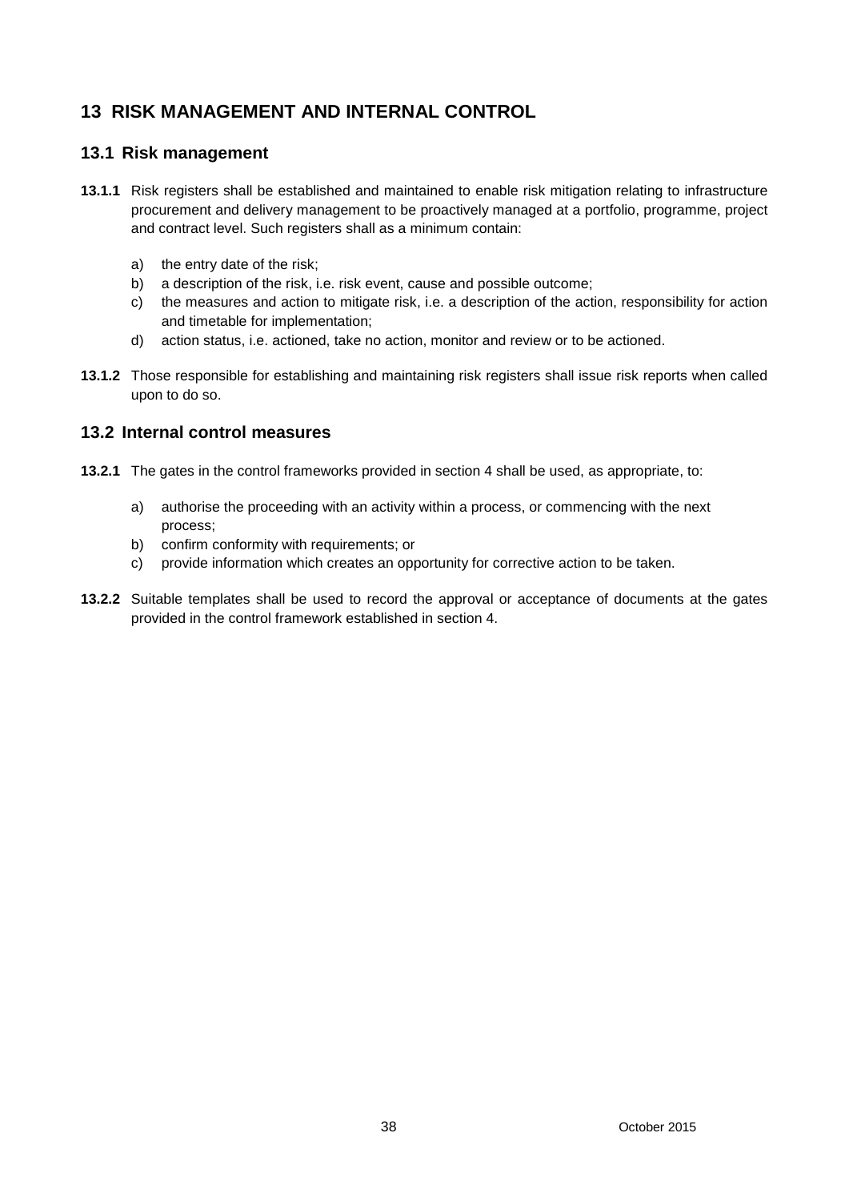# 13 RISK MANAGEMENT AND INTERNAL CONTROL

## 13.1 Risk management

**13.1.1** Risk registers shall be established and maintained to enable risk mitigation relating to infrastructure procurement and delivery management to be proactively managed at a portfolio, programme, project and contract level. Such registers shall as a minimum contain:

a) the entry date of the risk;
b) a description of the risk, i.e. risk event, cause and possible outcome;
c) the measures and action to mitigate risk, i.e. a description of the action, responsibility for action and timetable for implementation;
d) action status, i.e. actioned, take no action, monitor and review or to be actioned.

**13.1.2** Those responsible for establishing and maintaining risk registers shall issue risk reports when called upon to do so.

## 13.2 Internal control measures

**13.2.1** The gates in the control frameworks provided in section 4 shall be used, as appropriate, to:

a) authorise the proceeding with an activity within a process, or commencing with the next process;
b) confirm conformity with requirements; or
c) provide information which creates an opportunity for corrective action to be taken.

**13.2.2** Suitable templates shall be used to record the approval or acceptance of documents at the gates provided in the control framework established in section 4.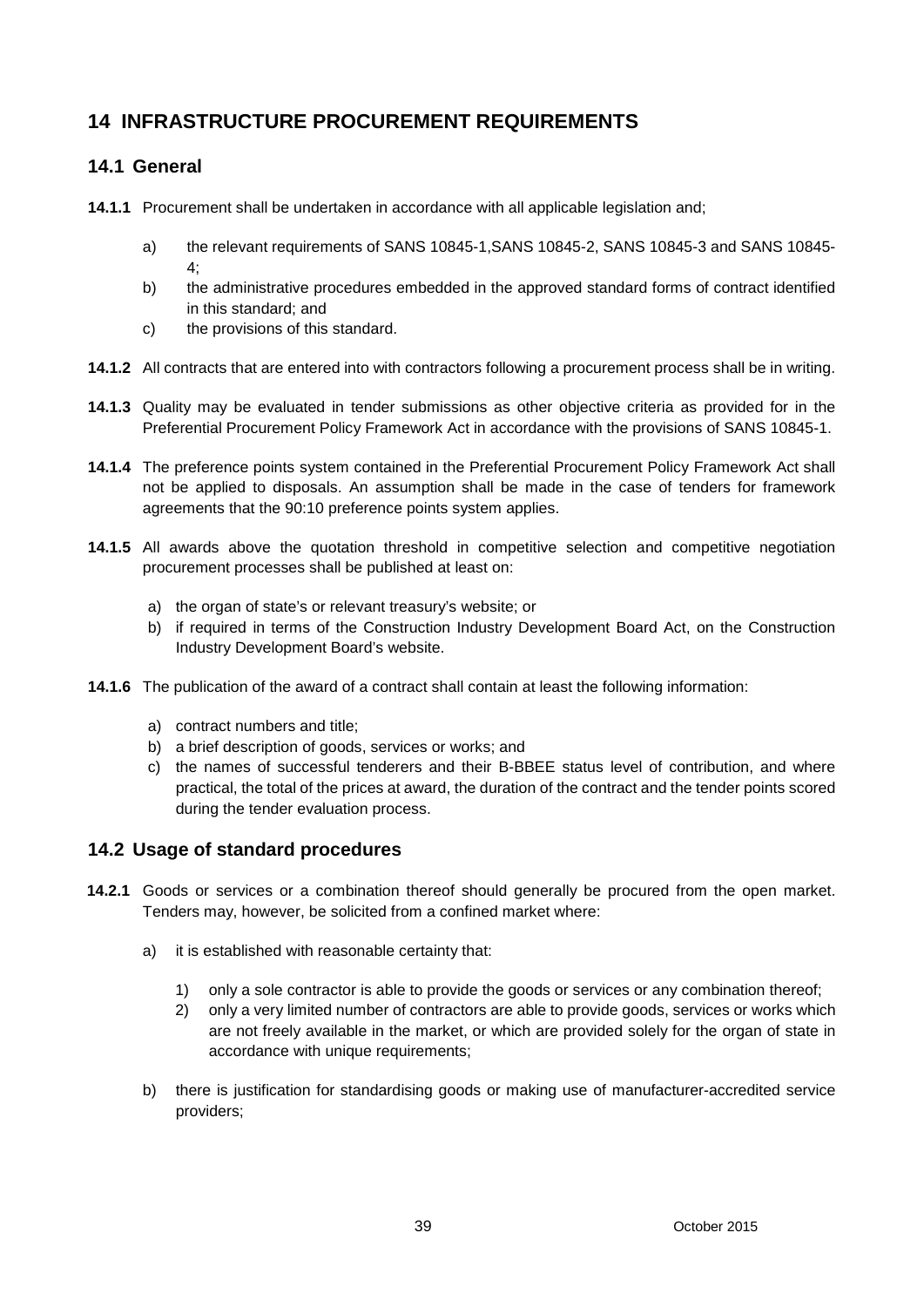# 14 INFRASTRUCTURE PROCUREMENT REQUIREMENTS

## 14.1 General

**14.1.1** Procurement shall be undertaken in accordance with all applicable legislation and;

a) the relevant requirements of SANS 10845-1,SANS 10845-2, SANS 10845-3 and SANS 10845-4;
b) the administrative procedures embedded in the approved standard forms of contract identified in this standard; and
c) the provisions of this standard.

**14.1.2** All contracts that are entered into with contractors following a procurement process shall be in writing.

**14.1.3** Quality may be evaluated in tender submissions as other objective criteria as provided for in the Preferential Procurement Policy Framework Act in accordance with the provisions of SANS 10845-1.

**14.1.4** The preference points system contained in the Preferential Procurement Policy Framework Act shall not be applied to disposals. An assumption shall be made in the case of tenders for framework agreements that the 90:10 preference points system applies.

**14.1.5** All awards above the quotation threshold in competitive selection and competitive negotiation procurement processes shall be published at least on:

a) the organ of state's or relevant treasury's website; or
b) if required in terms of the Construction Industry Development Board Act, on the Construction Industry Development Board's website.

**14.1.6** The publication of the award of a contract shall contain at least the following information:

a) contract numbers and title;
b) a brief description of goods, services or works; and
c) the names of successful tenderers and their B-BBEE status level of contribution, and where practical, the total of the prices at award, the duration of the contract and the tender points scored during the tender evaluation process.

## 14.2 Usage of standard procedures

**14.2.1** Goods or services or a combination thereof should generally be procured from the open market. Tenders may, however, be solicited from a confined market where:

a) it is established with reasonable certainty that:

1) only a sole contractor is able to provide the goods or services or any combination thereof;
2) only a very limited number of contractors are able to provide goods, services or works which are not freely available in the market, or which are provided solely for the organ of state in accordance with unique requirements;

b) there is justification for standardising goods or making use of manufacturer-accredited service providers;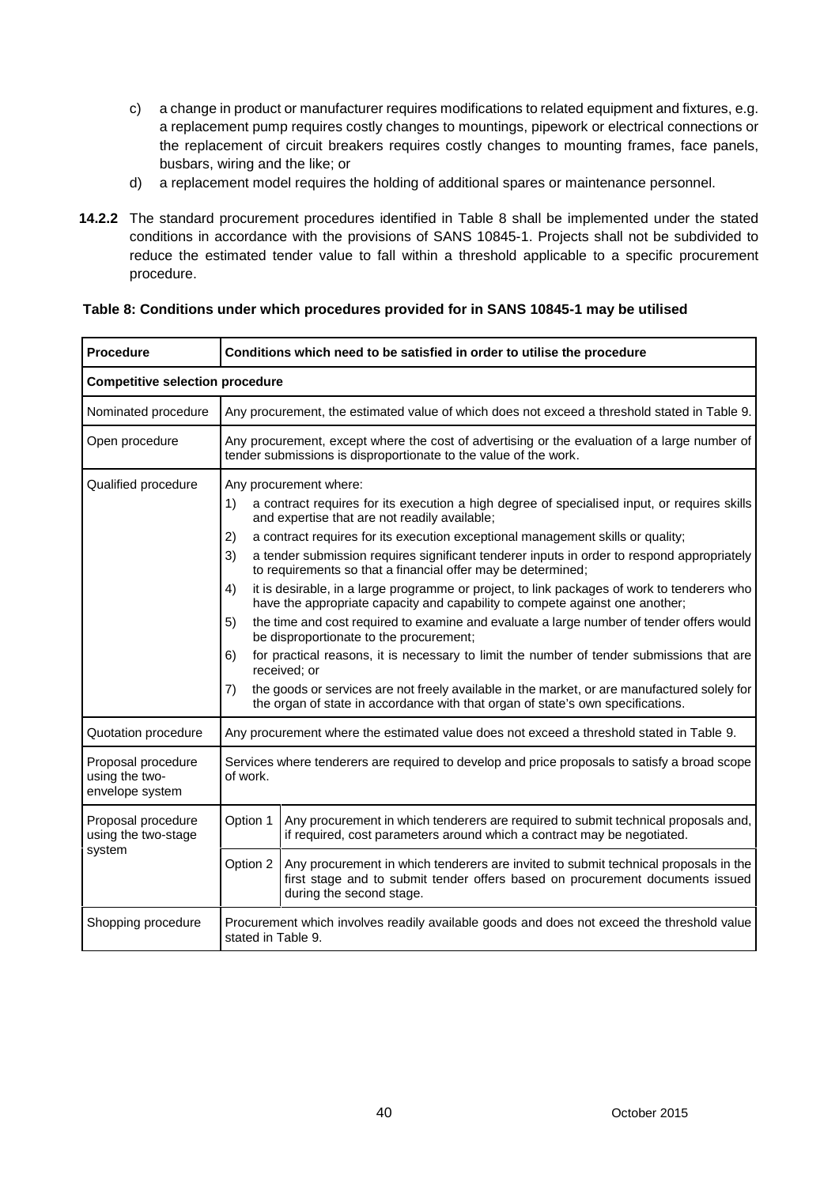c) a change in product or manufacturer requires modifications to related equipment and fixtures, e.g. a replacement pump requires costly changes to mountings, pipework or electrical connections or the replacement of circuit breakers requires costly changes to mounting frames, face panels, busbars, wiring and the like; or

d) a replacement model requires the holding of additional spares or maintenance personnel.

**14.2.2** The standard procurement procedures identified in Table 8 shall be implemented under the stated conditions in accordance with the provisions of SANS 10845-1. Projects shall not be subdivided to reduce the estimated tender value to fall within a threshold applicable to a specific procurement procedure.

**Table 8: Conditions under which procedures provided for in SANS 10845-1 may be utilised**

| Procedure | Conditions which need to be satisfied in order to utilise the procedure | |
|---|---|---|
| **Competitive selection procedure** | | |
| Nominated procedure | Any procurement, the estimated value of which does not exceed a threshold stated in Table 9. | |
| Open procedure | Any procurement, except where the cost of advertising or the evaluation of a large number of tender submissions is disproportionate to the value of the work. | |
| Qualified procedure | Any procurement where:<br>1) a contract requires for its execution a high degree of specialised input, or requires skills and expertise that are not readily available;<br>2) a contract requires for its execution exceptional management skills or quality;<br>3) a tender submission requires significant tenderer inputs in order to respond appropriately to requirements so that a financial offer may be determined;<br>4) it is desirable, in a large programme or project, to link packages of work to tenderers who have the appropriate capacity and capability to compete against one another;<br>5) the time and cost required to examine and evaluate a large number of tender offers would be disproportionate to the procurement;<br>6) for practical reasons, it is necessary to limit the number of tender submissions that are received; or<br>7) the goods or services are not freely available in the market, or are manufactured solely for the organ of state in accordance with that organ of state's own specifications. | |
| Quotation procedure | Any procurement where the estimated value does not exceed a threshold stated in Table 9. | |
| Proposal procedure using the two-envelope system | Services where tenderers are required to develop and price proposals to satisfy a broad scope of work. | |
| Proposal procedure using the two-stage system | Option 1 | Any procurement in which tenderers are required to submit technical proposals and, if required, cost parameters around which a contract may be negotiated. |
| | Option 2 | Any procurement in which tenderers are invited to submit technical proposals in the first stage and to submit tender offers based on procurement documents issued during the second stage. |
| Shopping procedure | Procurement which involves readily available goods and does not exceed the threshold value stated in Table 9. | |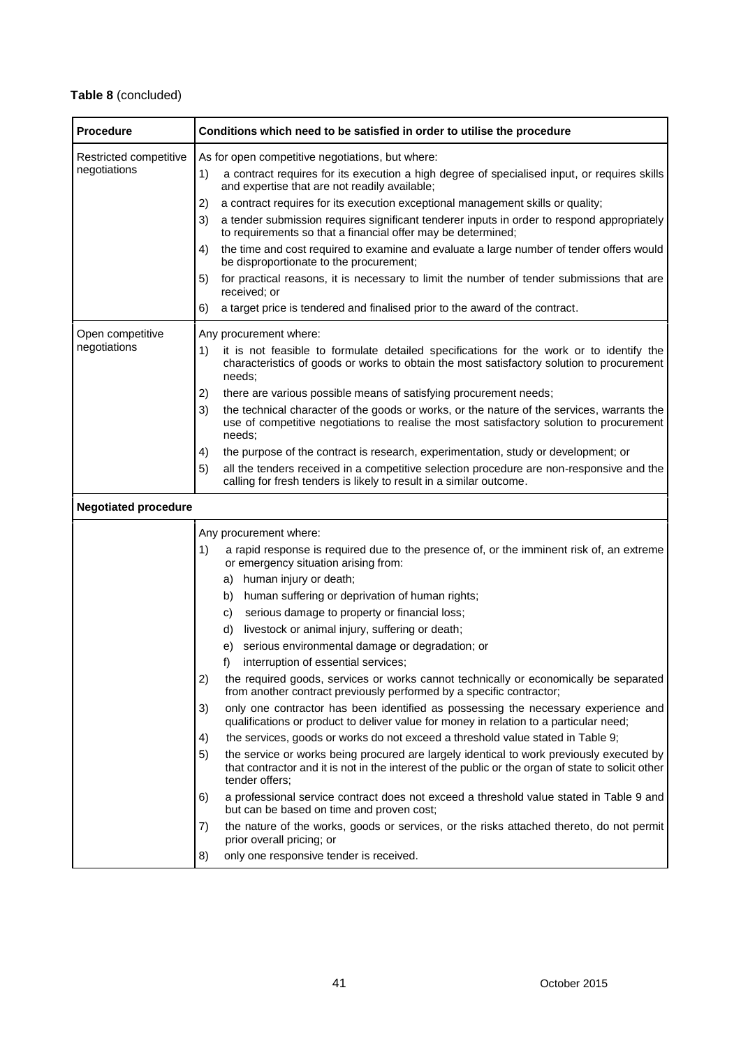**Table 8** (concluded)

| Procedure | Conditions which need to be satisfied in order to utilise the procedure |
|---|---|
| Restricted competitive negotiations | As for open competitive negotiations, but where:<br>1) a contract requires for its execution a high degree of specialised input, or requires skills and expertise that are not readily available;<br>2) a contract requires for its execution exceptional management skills or quality;<br>3) a tender submission requires significant tenderer inputs in order to respond appropriately to requirements so that a financial offer may be determined;<br>4) the time and cost required to examine and evaluate a large number of tender offers would be disproportionate to the procurement;<br>5) for practical reasons, it is necessary to limit the number of tender submissions that are received; or<br>6) a target price is tendered and finalised prior to the award of the contract. |
| Open competitive negotiations | Any procurement where:<br>1) it is not feasible to formulate detailed specifications for the work or to identify the characteristics of goods or works to obtain the most satisfactory solution to procurement needs;<br>2) there are various possible means of satisfying procurement needs;<br>3) the technical character of the goods or works, or the nature of the services, warrants the use of competitive negotiations to realise the most satisfactory solution to procurement needs;<br>4) the purpose of the contract is research, experimentation, study or development; or<br>5) all the tenders received in a competitive selection procedure are non-responsive and the calling for fresh tenders is likely to result in a similar outcome. |
| **Negotiated procedure** | |
| | Any procurement where:<br>1) a rapid response is required due to the presence of, or the imminent risk of, an extreme or emergency situation arising from:<br>a) human injury or death;<br>b) human suffering or deprivation of human rights;<br>c) serious damage to property or financial loss;<br>d) livestock or animal injury, suffering or death;<br>e) serious environmental damage or degradation; or<br>f) interruption of essential services;<br>2) the required goods, services or works cannot technically or economically be separated from another contract previously performed by a specific contractor;<br>3) only one contractor has been identified as possessing the necessary experience and qualifications or product to deliver value for money in relation to a particular need;<br>4) the services, goods or works do not exceed a threshold value stated in Table 9;<br>5) the service or works being procured are largely identical to work previously executed by that contractor and it is not in the interest of the public or the organ of state to solicit other tender offers;<br>6) a professional service contract does not exceed a threshold value stated in Table 9 and but can be based on time and proven cost;<br>7) the nature of the works, goods or services, or the risks attached thereto, do not permit prior overall pricing; or<br>8) only one responsive tender is received. |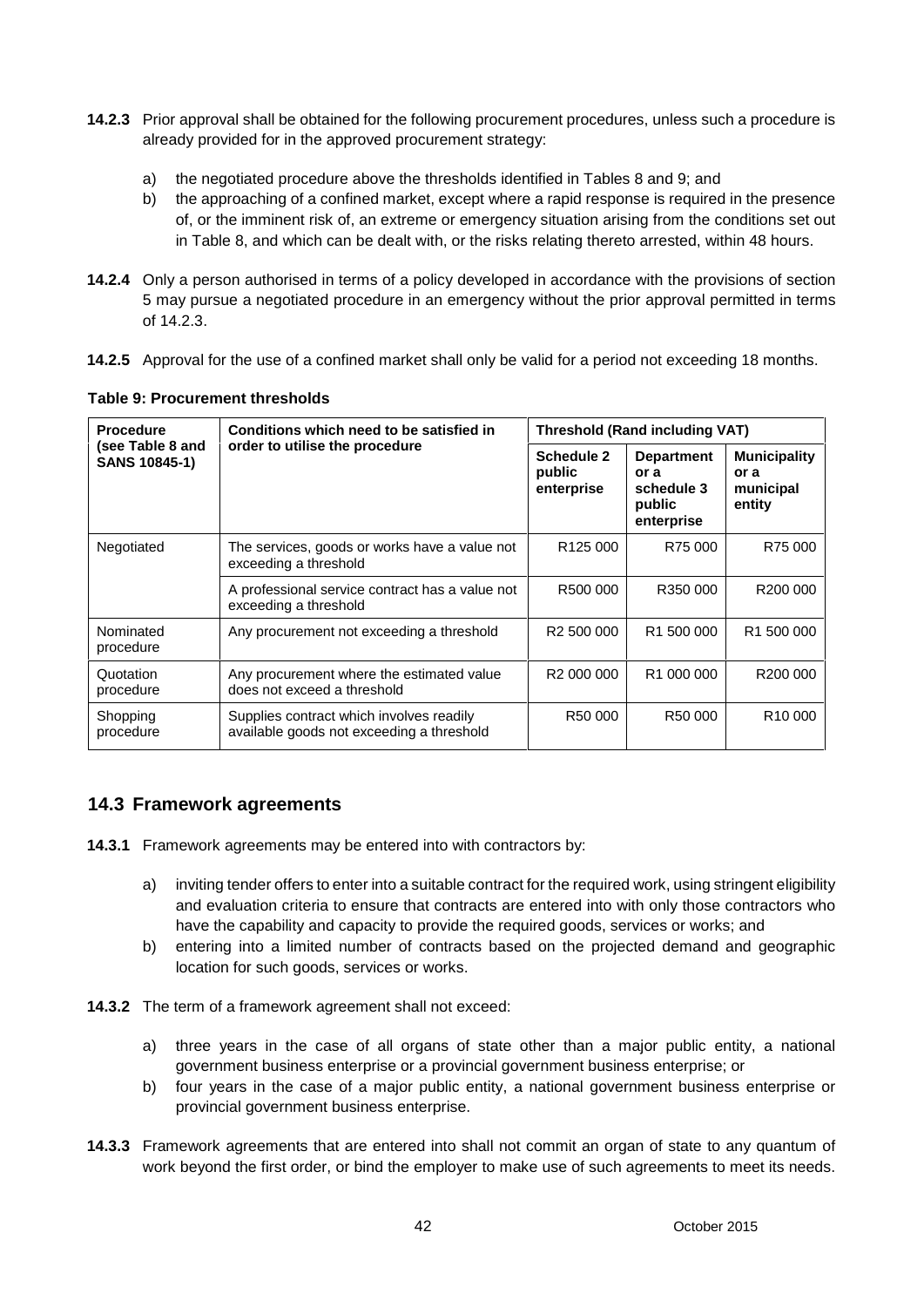**14.2.3** Prior approval shall be obtained for the following procurement procedures, unless such a procedure is already provided for in the approved procurement strategy:

a) the negotiated procedure above the thresholds identified in Tables 8 and 9; and
b) the approaching of a confined market, except where a rapid response is required in the presence of, or the imminent risk of, an extreme or emergency situation arising from the conditions set out in Table 8, and which can be dealt with, or the risks relating thereto arrested, within 48 hours.

**14.2.4** Only a person authorised in terms of a policy developed in accordance with the provisions of section 5 may pursue a negotiated procedure in an emergency without the prior approval permitted in terms of 14.2.3.

**14.2.5** Approval for the use of a confined market shall only be valid for a period not exceeding 18 months.

**Table 9: Procurement thresholds**

| Procedure (see Table 8 and SANS 10845-1) | Conditions which need to be satisfied in order to utilise the procedure | Threshold (Rand including VAT) | | |
|---|---|---|---|---|
| | | Schedule 2 public enterprise | Department or a schedule 3 public enterprise | Municipality or a municipal entity |
| Negotiated | The services, goods or works have a value not exceeding a threshold | R125 000 | R75 000 | R75 000 |
| | A professional service contract has a value not exceeding a threshold | R500 000 | R350 000 | R200 000 |
| Nominated procedure | Any procurement not exceeding a threshold | R2 500 000 | R1 500 000 | R1 500 000 |
| Quotation procedure | Any procurement where the estimated value does not exceed a threshold | R2 000 000 | R1 000 000 | R200 000 |
| Shopping procedure | Supplies contract which involves readily available goods not exceeding a threshold | R50 000 | R50 000 | R10 000 |

## 14.3 Framework agreements

**14.3.1** Framework agreements may be entered into with contractors by:

a) inviting tender offers to enter into a suitable contract for the required work, using stringent eligibility and evaluation criteria to ensure that contracts are entered into with only those contractors who have the capability and capacity to provide the required goods, services or works; and
b) entering into a limited number of contracts based on the projected demand and geographic location for such goods, services or works.

**14.3.2** The term of a framework agreement shall not exceed:

a) three years in the case of all organs of state other than a major public entity, a national government business enterprise or a provincial government business enterprise; or
b) four years in the case of a major public entity, a national government business enterprise or provincial government business enterprise.

**14.3.3** Framework agreements that are entered into shall not commit an organ of state to any quantum of work beyond the first order, or bind the employer to make use of such agreements to meet its needs.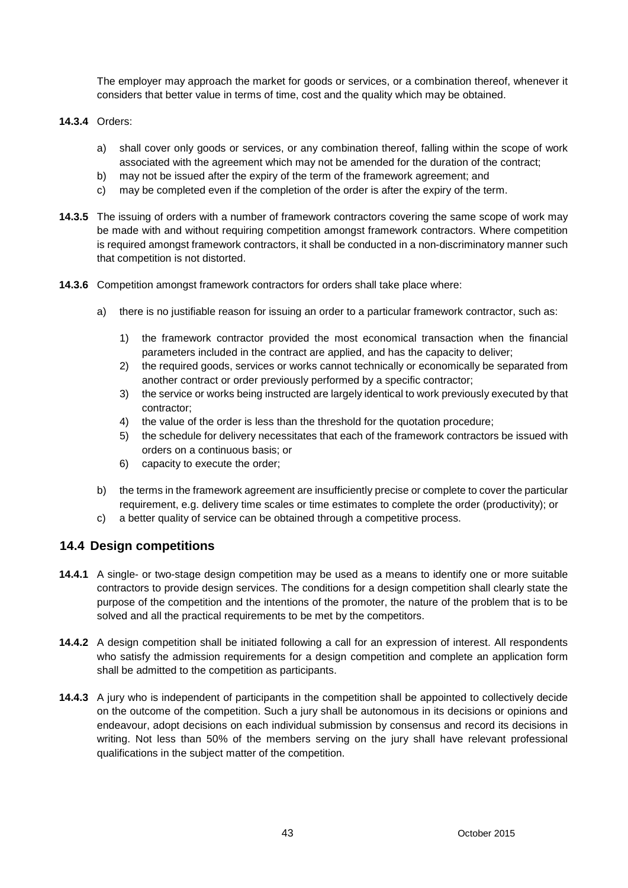The employer may approach the market for goods or services, or a combination thereof, whenever it considers that better value in terms of time, cost and the quality which may be obtained.

**14.3.4** Orders:

a) shall cover only goods or services, or any combination thereof, falling within the scope of work associated with the agreement which may not be amended for the duration of the contract;
b) may not be issued after the expiry of the term of the framework agreement; and
c) may be completed even if the completion of the order is after the expiry of the term.

**14.3.5** The issuing of orders with a number of framework contractors covering the same scope of work may be made with and without requiring competition amongst framework contractors. Where competition is required amongst framework contractors, it shall be conducted in a non-discriminatory manner such that competition is not distorted.

**14.3.6** Competition amongst framework contractors for orders shall take place where:

a) there is no justifiable reason for issuing an order to a particular framework contractor, such as:

   1) the framework contractor provided the most economical transaction when the financial parameters included in the contract are applied, and has the capacity to deliver;
   2) the required goods, services or works cannot technically or economically be separated from another contract or order previously performed by a specific contractor;
   3) the service or works being instructed are largely identical to work previously executed by that contractor;
   4) the value of the order is less than the threshold for the quotation procedure;
   5) the schedule for delivery necessitates that each of the framework contractors be issued with orders on a continuous basis; or
   6) capacity to execute the order;

b) the terms in the framework agreement are insufficiently precise or complete to cover the particular requirement, e.g. delivery time scales or time estimates to complete the order (productivity); or
c) a better quality of service can be obtained through a competitive process.

## 14.4 Design competitions

**14.4.1** A single- or two-stage design competition may be used as a means to identify one or more suitable contractors to provide design services. The conditions for a design competition shall clearly state the purpose of the competition and the intentions of the promoter, the nature of the problem that is to be solved and all the practical requirements to be met by the competitors.

**14.4.2** A design competition shall be initiated following a call for an expression of interest. All respondents who satisfy the admission requirements for a design competition and complete an application form shall be admitted to the competition as participants.

**14.4.3** A jury who is independent of participants in the competition shall be appointed to collectively decide on the outcome of the competition. Such a jury shall be autonomous in its decisions or opinions and endeavour, adopt decisions on each individual submission by consensus and record its decisions in writing. Not less than 50% of the members serving on the jury shall have relevant professional qualifications in the subject matter of the competition.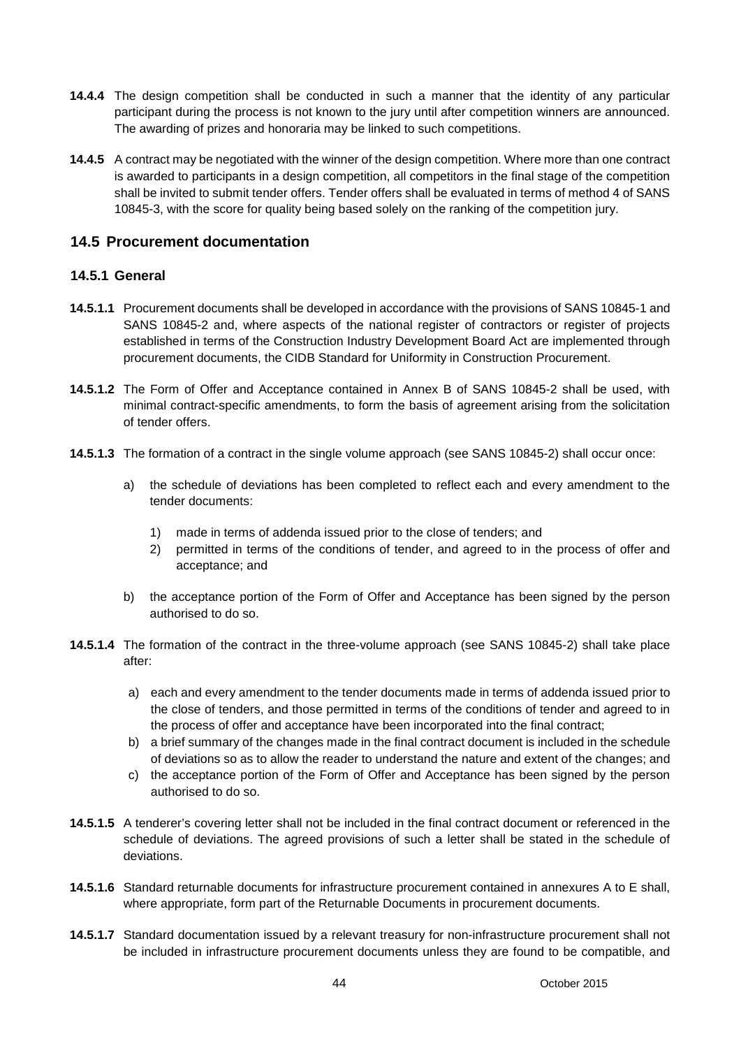**14.4.4** The design competition shall be conducted in such a manner that the identity of any particular participant during the process is not known to the jury until after competition winners are announced. The awarding of prizes and honoraria may be linked to such competitions.

**14.4.5** A contract may be negotiated with the winner of the design competition. Where more than one contract is awarded to participants in a design competition, all competitors in the final stage of the competition shall be invited to submit tender offers. Tender offers shall be evaluated in terms of method 4 of SANS 10845-3, with the score for quality being based solely on the ranking of the competition jury.

## 14.5 Procurement documentation

### 14.5.1 General

**14.5.1.1** Procurement documents shall be developed in accordance with the provisions of SANS 10845-1 and SANS 10845-2 and, where aspects of the national register of contractors or register of projects established in terms of the Construction Industry Development Board Act are implemented through procurement documents, the CIDB Standard for Uniformity in Construction Procurement.

**14.5.1.2** The Form of Offer and Acceptance contained in Annex B of SANS 10845-2 shall be used, with minimal contract-specific amendments, to form the basis of agreement arising from the solicitation of tender offers.

**14.5.1.3** The formation of a contract in the single volume approach (see SANS 10845-2) shall occur once:

a) the schedule of deviations has been completed to reflect each and every amendment to the tender documents:

   1) made in terms of addenda issued prior to the close of tenders; and
   2) permitted in terms of the conditions of tender, and agreed to in the process of offer and acceptance; and

b) the acceptance portion of the Form of Offer and Acceptance has been signed by the person authorised to do so.

**14.5.1.4** The formation of the contract in the three-volume approach (see SANS 10845-2) shall take place after:

a) each and every amendment to the tender documents made in terms of addenda issued prior to the close of tenders, and those permitted in terms of the conditions of tender and agreed to in the process of offer and acceptance have been incorporated into the final contract;
b) a brief summary of the changes made in the final contract document is included in the schedule of deviations so as to allow the reader to understand the nature and extent of the changes; and
c) the acceptance portion of the Form of Offer and Acceptance has been signed by the person authorised to do so.

**14.5.1.5** A tenderer's covering letter shall not be included in the final contract document or referenced in the schedule of deviations. The agreed provisions of such a letter shall be stated in the schedule of deviations.

**14.5.1.6** Standard returnable documents for infrastructure procurement contained in annexures A to E shall, where appropriate, form part of the Returnable Documents in procurement documents.

**14.5.1.7** Standard documentation issued by a relevant treasury for non-infrastructure procurement shall not be included in infrastructure procurement documents unless they are found to be compatible, and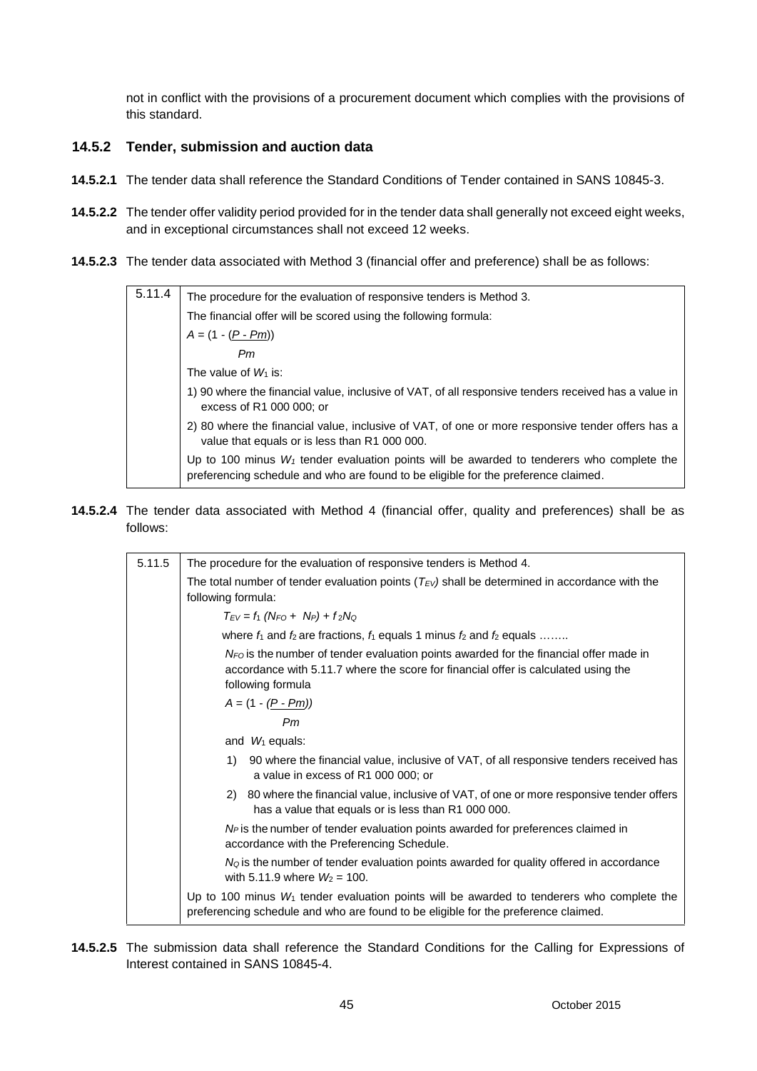not in conflict with the provisions of a procurement document which complies with the provisions of this standard.

### 14.5.2 Tender, submission and auction data

**14.5.2.1** The tender data shall reference the Standard Conditions of Tender contained in SANS 10845-3.

**14.5.2.2** The tender offer validity period provided for in the tender data shall generally not exceed eight weeks, and in exceptional circumstances shall not exceed 12 weeks.

**14.5.2.3** The tender data associated with Method 3 (financial offer and preference) shall be as follows:

| | |
|---|---|
| 5.11.4 | The procedure for the evaluation of responsive tenders is Method 3.<br>The financial offer will be scored using the following formula:<br>$A = \left(1 - \frac{P - Pm}{Pm}\right)$<br>The value of $W_1$ is:<br>1) 90 where the financial value, inclusive of VAT, of all responsive tenders received has a value in excess of R1 000 000; or<br>2) 80 where the financial value, inclusive of VAT, of one or more responsive tender offers has a value that equals or is less than R1 000 000.<br>Up to 100 minus $W_1$ tender evaluation points will be awarded to tenderers who complete the preferencing schedule and who are found to be eligible for the preference claimed. |

**14.5.2.4** The tender data associated with Method 4 (financial offer, quality and preferences) shall be as follows:

| | |
|---|---|
| 5.11.5 | The procedure for the evaluation of responsive tenders is Method 4.<br>The total number of tender evaluation points ($T_{EV}$) shall be determined in accordance with the following formula:<br>$T_{EV} = f_1 (N_{FO} + N_P) + f_2 N_Q$<br>where $f_1$ and $f_2$ are fractions, $f_1$ equals 1 minus $f_2$ and $f_2$ equals ……..<br>$N_{FO}$ is the number of tender evaluation points awarded for the financial offer made in accordance with 5.11.7 where the score for financial offer is calculated using the following formula<br>$A = \left(1 - \frac{P - Pm}{Pm}\right)$<br>and $W_1$ equals:<br>1) 90 where the financial value, inclusive of VAT, of all responsive tenders received has a value in excess of R1 000 000; or<br>2) 80 where the financial value, inclusive of VAT, of one or more responsive tender offers has a value that equals or is less than R1 000 000.<br>$N_P$ is the number of tender evaluation points awarded for preferences claimed in accordance with the Preferencing Schedule.<br>$N_Q$ is the number of tender evaluation points awarded for quality offered in accordance with 5.11.9 where $W_2 = 100$.<br>Up to 100 minus $W_1$ tender evaluation points will be awarded to tenderers who complete the preferencing schedule and who are found to be eligible for the preference claimed. |

**14.5.2.5** The submission data shall reference the Standard Conditions for the Calling for Expressions of Interest contained in SANS 10845-4.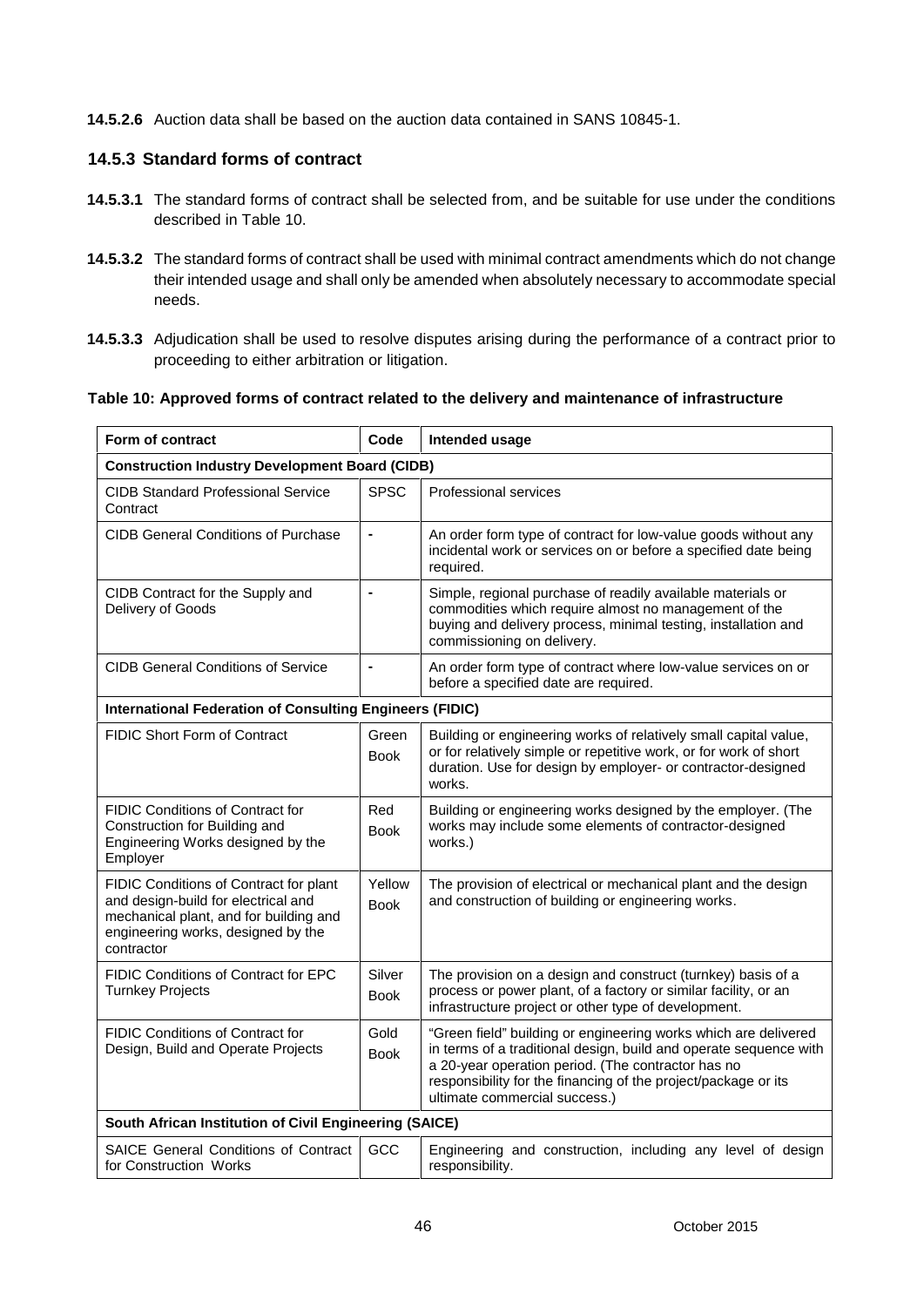**14.5.2.6** Auction data shall be based on the auction data contained in SANS 10845-1.

### 14.5.3 Standard forms of contract

**14.5.3.1** The standard forms of contract shall be selected from, and be suitable for use under the conditions described in Table 10.

**14.5.3.2** The standard forms of contract shall be used with minimal contract amendments which do not change their intended usage and shall only be amended when absolutely necessary to accommodate special needs.

**14.5.3.3** Adjudication shall be used to resolve disputes arising during the performance of a contract prior to proceeding to either arbitration or litigation.

**Table 10: Approved forms of contract related to the delivery and maintenance of infrastructure**

| Form of contract | Code | Intended usage |
|---|---|---|
| **Construction Industry Development Board (CIDB)** | | |
| CIDB Standard Professional Service Contract | SPSC | Professional services |
| CIDB General Conditions of Purchase | - | An order form type of contract for low-value goods without any incidental work or services on or before a specified date being required. |
| CIDB Contract for the Supply and Delivery of Goods | - | Simple, regional purchase of readily available materials or commodities which require almost no management of the buying and delivery process, minimal testing, installation and commissioning on delivery. |
| CIDB General Conditions of Service | - | An order form type of contract where low-value services on or before a specified date are required. |
| **International Federation of Consulting Engineers (FIDIC)** | | |
| FIDIC Short Form of Contract | Green Book | Building or engineering works of relatively small capital value, or for relatively simple or repetitive work, or for work of short duration. Use for design by employer- or contractor-designed works. |
| FIDIC Conditions of Contract for Construction for Building and Engineering Works designed by the Employer | Red Book | Building or engineering works designed by the employer. (The works may include some elements of contractor-designed works.) |
| FIDIC Conditions of Contract for plant and design-build for electrical and mechanical plant, and for building and engineering works, designed by the contractor | Yellow Book | The provision of electrical or mechanical plant and the design and construction of building or engineering works. |
| FIDIC Conditions of Contract for EPC Turnkey Projects | Silver Book | The provision on a design and construct (turnkey) basis of a process or power plant, of a factory or similar facility, or an infrastructure project or other type of development. |
| FIDIC Conditions of Contract for Design, Build and Operate Projects | Gold Book | "Green field" building or engineering works which are delivered in terms of a traditional design, build and operate sequence with a 20-year operation period. (The contractor has no responsibility for the financing of the project/package or its ultimate commercial success.) |
| **South African Institution of Civil Engineering (SAICE)** | | |
| SAICE General Conditions of Contract for Construction Works | GCC | Engineering and construction, including any level of design responsibility. |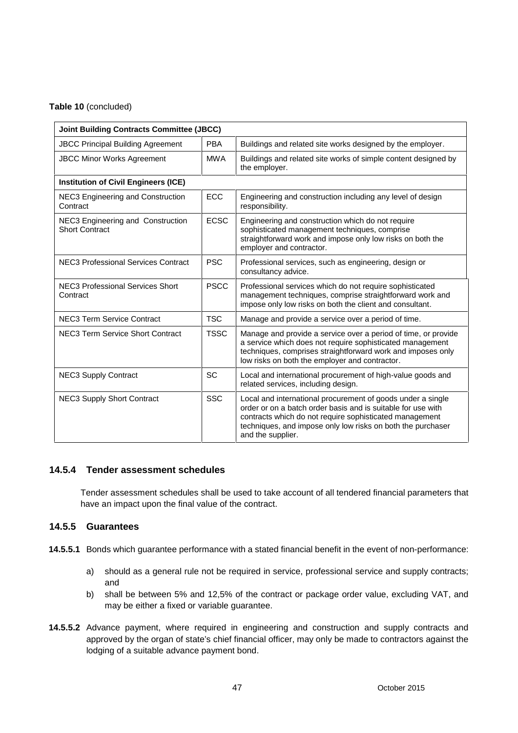**Table 10** (concluded)

| | | |
|---|---|---|
| **Joint Building Contracts Committee (JBCC)** | | |
| JBCC Principal Building Agreement | PBA | Buildings and related site works designed by the employer. |
| JBCC Minor Works Agreement | MWA | Buildings and related site works of simple content designed by the employer. |
| **Institution of Civil Engineers (ICE)** | | |
| NEC3 Engineering and Construction Contract | ECC | Engineering and construction including any level of design responsibility. |
| NEC3 Engineering and Construction Short Contract | ECSC | Engineering and construction which do not require sophisticated management techniques, comprise straightforward work and impose only low risks on both the employer and contractor. |
| NEC3 Professional Services Contract | PSC | Professional services, such as engineering, design or consultancy advice. |
| NEC3 Professional Services Short Contract | PSCC | Professional services which do not require sophisticated management techniques, comprise straightforward work and impose only low risks on both the client and consultant. |
| NEC3 Term Service Contract | TSC | Manage and provide a service over a period of time. |
| NEC3 Term Service Short Contract | TSSC | Manage and provide a service over a period of time, or provide a service which does not require sophisticated management techniques, comprises straightforward work and imposes only low risks on both the employer and contractor. |
| NEC3 Supply Contract | SC | Local and international procurement of high-value goods and related services, including design. |
| NEC3 Supply Short Contract | SSC | Local and international procurement of goods under a single order or on a batch order basis and is suitable for use with contracts which do not require sophisticated management techniques, and impose only low risks on both the purchaser and the supplier. |

### 14.5.4 Tender assessment schedules

Tender assessment schedules shall be used to take account of all tendered financial parameters that have an impact upon the final value of the contract.

### 14.5.5 Guarantees

**14.5.5.1** Bonds which guarantee performance with a stated financial benefit in the event of non-performance:

a) should as a general rule not be required in service, professional service and supply contracts; and
b) shall be between 5% and 12,5% of the contract or package order value, excluding VAT, and may be either a fixed or variable guarantee.

**14.5.5.2** Advance payment, where required in engineering and construction and supply contracts and approved by the organ of state's chief financial officer, may only be made to contractors against the lodging of a suitable advance payment bond.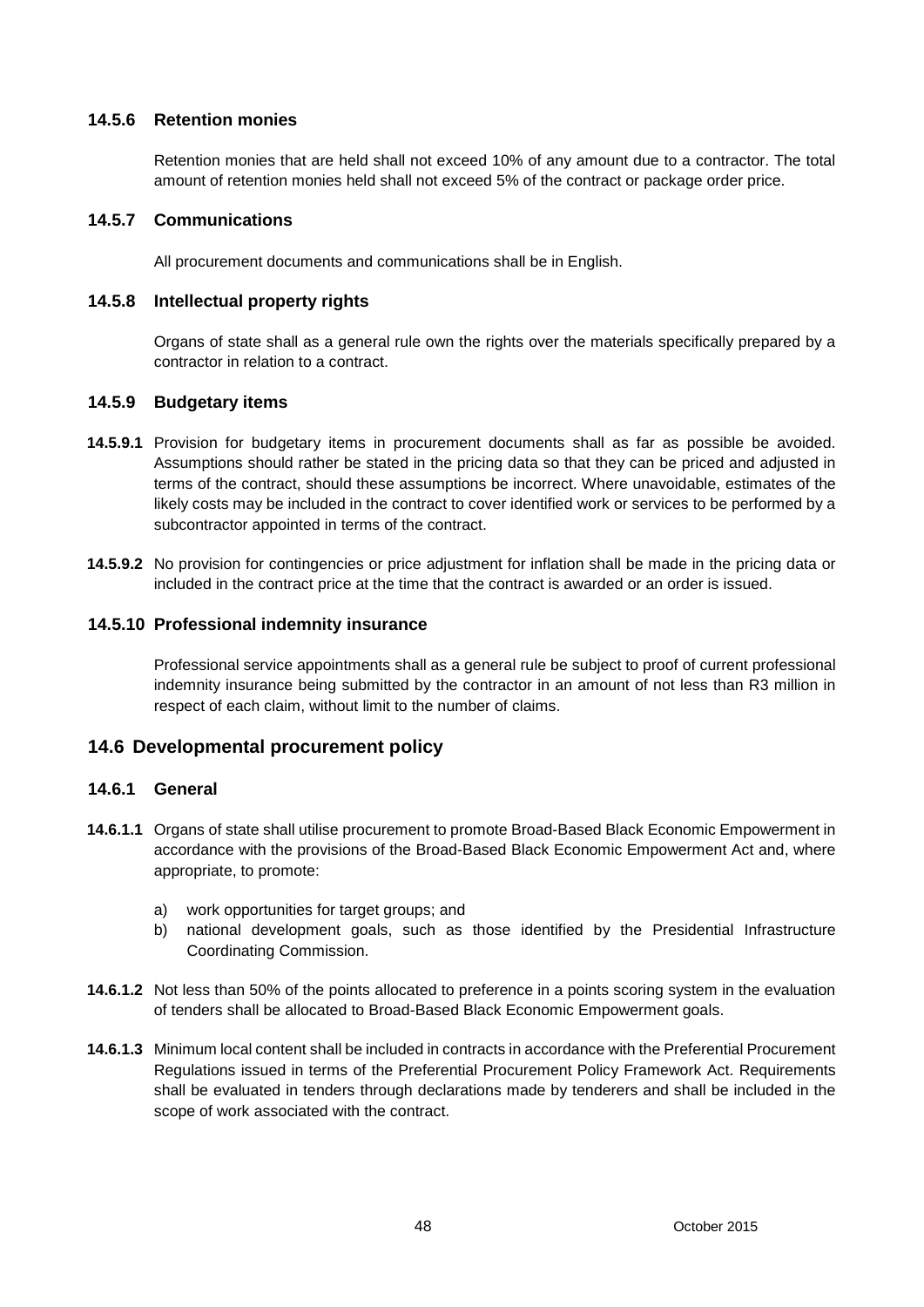### 14.5.6 Retention monies

Retention monies that are held shall not exceed 10% of any amount due to a contractor. The total amount of retention monies held shall not exceed 5% of the contract or package order price.

### 14.5.7 Communications

All procurement documents and communications shall be in English.

### 14.5.8 Intellectual property rights

Organs of state shall as a general rule own the rights over the materials specifically prepared by a contractor in relation to a contract.

### 14.5.9 Budgetary items

**14.5.9.1** Provision for budgetary items in procurement documents shall as far as possible be avoided. Assumptions should rather be stated in the pricing data so that they can be priced and adjusted in terms of the contract, should these assumptions be incorrect. Where unavoidable, estimates of the likely costs may be included in the contract to cover identified work or services to be performed by a subcontractor appointed in terms of the contract.

**14.5.9.2** No provision for contingencies or price adjustment for inflation shall be made in the pricing data or included in the contract price at the time that the contract is awarded or an order is issued.

### 14.5.10 Professional indemnity insurance

Professional service appointments shall as a general rule be subject to proof of current professional indemnity insurance being submitted by the contractor in an amount of not less than R3 million in respect of each claim, without limit to the number of claims.

## 14.6 Developmental procurement policy

### 14.6.1 General

**14.6.1.1** Organs of state shall utilise procurement to promote Broad-Based Black Economic Empowerment in accordance with the provisions of the Broad-Based Black Economic Empowerment Act and, where appropriate, to promote:

a) work opportunities for target groups; and
b) national development goals, such as those identified by the Presidential Infrastructure Coordinating Commission.

**14.6.1.2** Not less than 50% of the points allocated to preference in a points scoring system in the evaluation of tenders shall be allocated to Broad-Based Black Economic Empowerment goals.

**14.6.1.3** Minimum local content shall be included in contracts in accordance with the Preferential Procurement Regulations issued in terms of the Preferential Procurement Policy Framework Act. Requirements shall be evaluated in tenders through declarations made by tenderers and shall be included in the scope of work associated with the contract.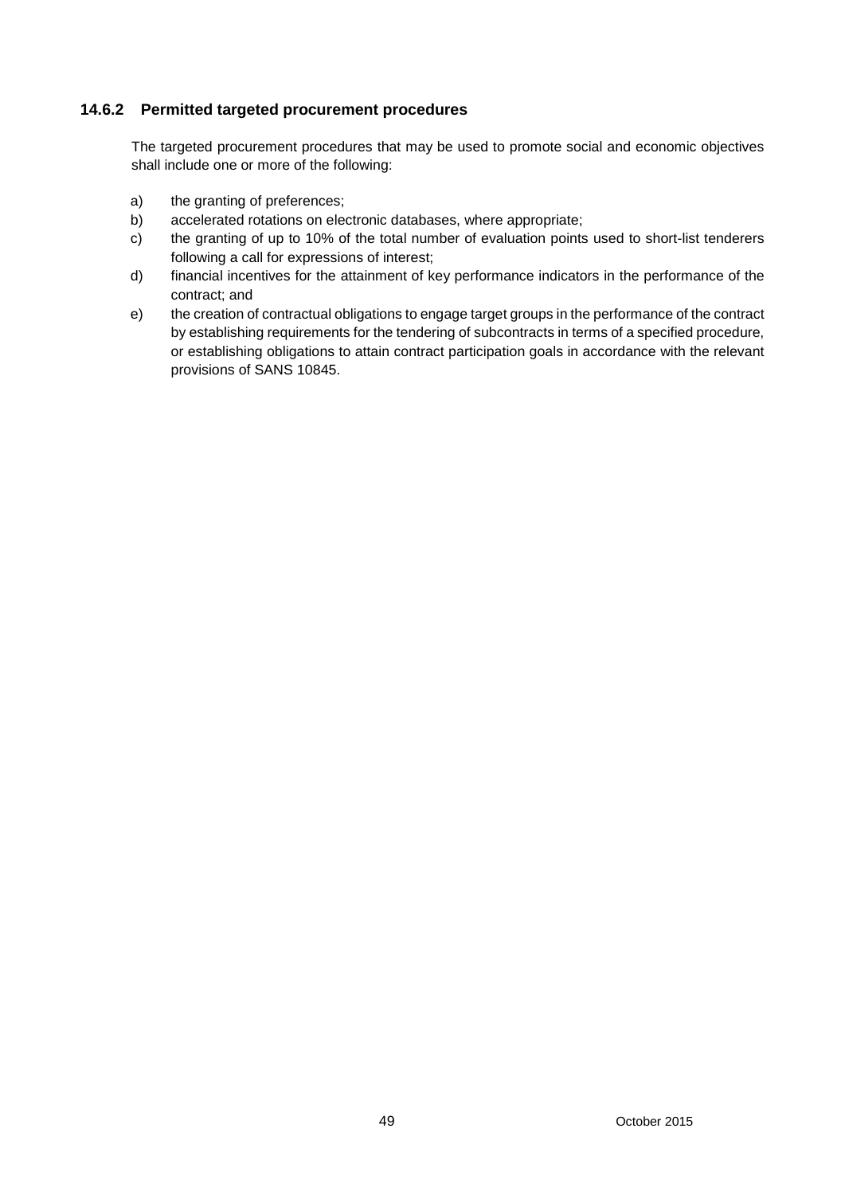### 14.6.2 Permitted targeted procurement procedures

The targeted procurement procedures that may be used to promote social and economic objectives shall include one or more of the following:

a) the granting of preferences;
b) accelerated rotations on electronic databases, where appropriate;
c) the granting of up to 10% of the total number of evaluation points used to short-list tenderers following a call for expressions of interest;
d) financial incentives for the attainment of key performance indicators in the performance of the contract; and
e) the creation of contractual obligations to engage target groups in the performance of the contract by establishing requirements for the tendering of subcontracts in terms of a specified procedure, or establishing obligations to attain contract participation goals in accordance with the relevant provisions of SANS 10845.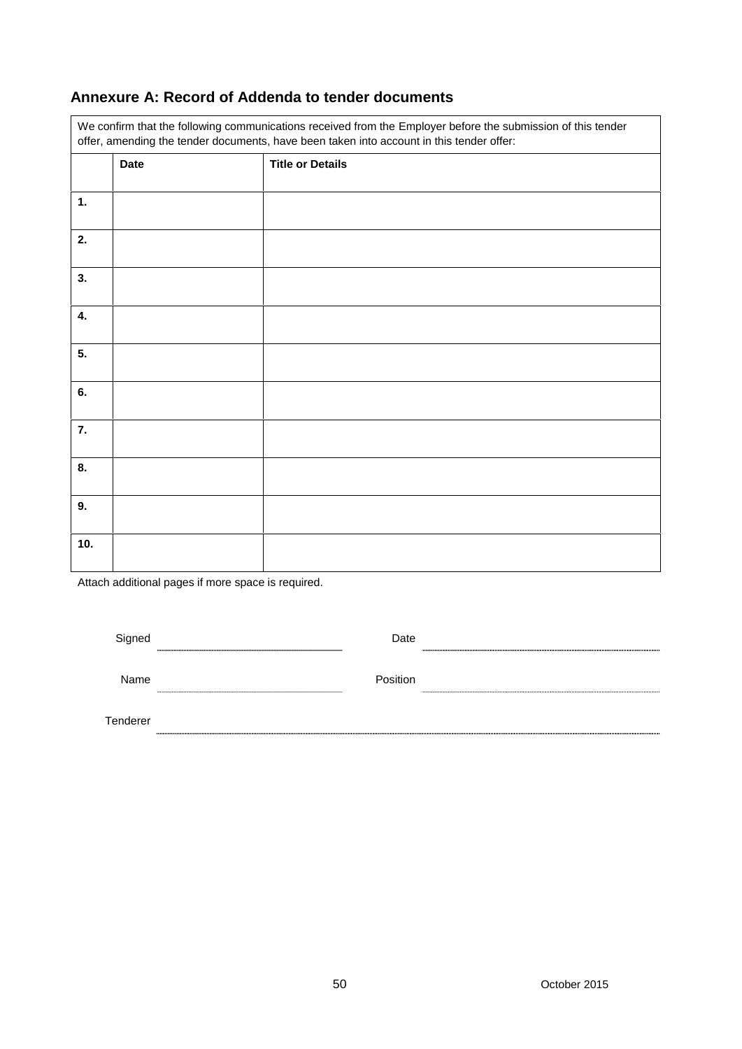## Annexure A: Record of Addenda to tender documents

We confirm that the following communications received from the Employer before the submission of this tender offer, amending the tender documents, have been taken into account in this tender offer:

| | Date | Title or Details |
|---|---|---|
| **1.** | | |
| **2.** | | |
| **3.** | | |
| **4.** | | |
| **5.** | | |
| **6.** | | |
| **7.** | | |
| **8.** | | |
| **9.** | | |
| **10.** | | |

Attach additional pages if more space is required.

Signed ______________________ Date ______________________

Name ______________________ Position ______________________

Tenderer ______________________________________________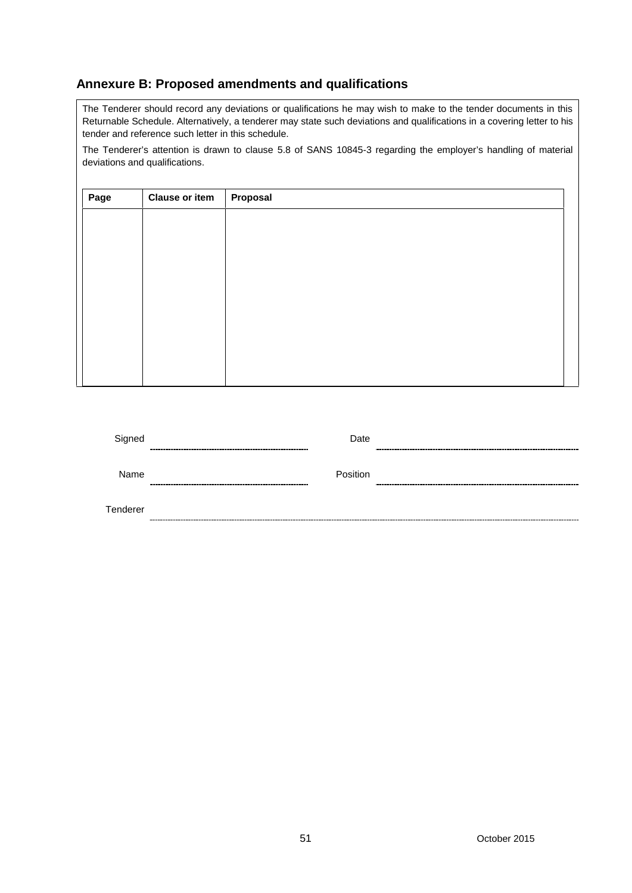## Annexure B: Proposed amendments and qualifications

The Tenderer should record any deviations or qualifications he may wish to make to the tender documents in this Returnable Schedule. Alternatively, a tenderer may state such deviations and qualifications in a covering letter to his tender and reference such letter in this schedule.

The Tenderer's attention is drawn to clause 5.8 of SANS 10845-3 regarding the employer's handling of material deviations and qualifications.

| Page | Clause or item | Proposal |
|---|---|---|
| | | |

Signed ........................................ Date ........................................

Name ........................................ Position ........................................

Tenderer ................................................................................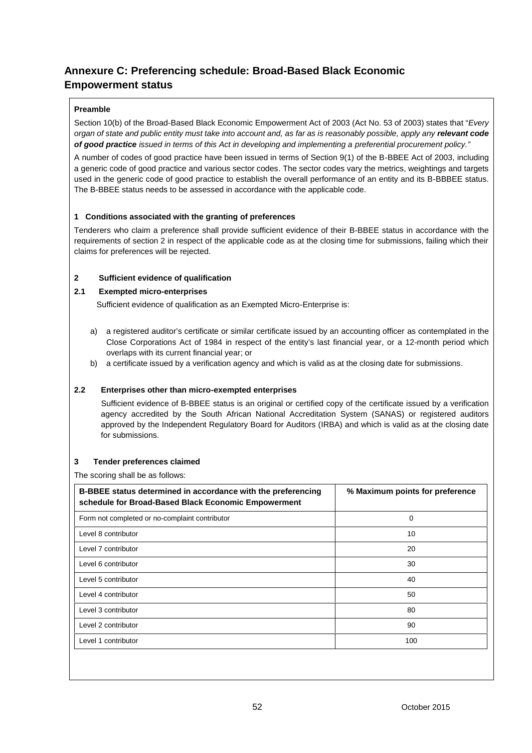## Annexure C: Preferencing schedule: Broad-Based Black Economic Empowerment status

**Preamble**

Section 10(b) of the Broad-Based Black Economic Empowerment Act of 2003 (Act No. 53 of 2003) states that "*Every organ of state and public entity must take into account and, as far as is reasonably possible, apply any **relevant code of good practice** issued in terms of this Act in developing and implementing a preferential procurement policy.*"

A number of codes of good practice have been issued in terms of Section 9(1) of the B-BBEE Act of 2003, including a generic code of good practice and various sector codes. The sector codes vary the metrics, weightings and targets used in the generic code of good practice to establish the overall performance of an entity and its B-BBBEE status. The B-BBEE status needs to be assessed in accordance with the applicable code.

**1 Conditions associated with the granting of preferences**

Tenderers who claim a preference shall provide sufficient evidence of their B-BBEE status in accordance with the requirements of section 2 in respect of the applicable code as at the closing time for submissions, failing which their claims for preferences will be rejected.

**2 Sufficient evidence of qualification**

**2.1 Exempted micro-enterprises**

Sufficient evidence of qualification as an Exempted Micro-Enterprise is:

a) a registered auditor's certificate or similar certificate issued by an accounting officer as contemplated in the Close Corporations Act of 1984 in respect of the entity's last financial year, or a 12-month period which overlaps with its current financial year; or

b) a certificate issued by a verification agency and which is valid as at the closing date for submissions.

**2.2 Enterprises other than micro-exempted enterprises**

Sufficient evidence of B-BBEE status is an original or certified copy of the certificate issued by a verification agency accredited by the South African National Accreditation System (SANAS) or registered auditors approved by the Independent Regulatory Board for Auditors (IRBA) and which is valid as at the closing date for submissions.

**3 Tender preferences claimed**

The scoring shall be as follows:

| B-BBEE status determined in accordance with the preferencing schedule for Broad-Based Black Economic Empowerment | % Maximum points for preference |
|---|---|
| Form not completed or no-complaint contributor | 0 |
| Level 8 contributor | 10 |
| Level 7 contributor | 20 |
| Level 6 contributor | 30 |
| Level 5 contributor | 40 |
| Level 4 contributor | 50 |
| Level 3 contributor | 80 |
| Level 2 contributor | 90 |
| Level 1 contributor | 100 |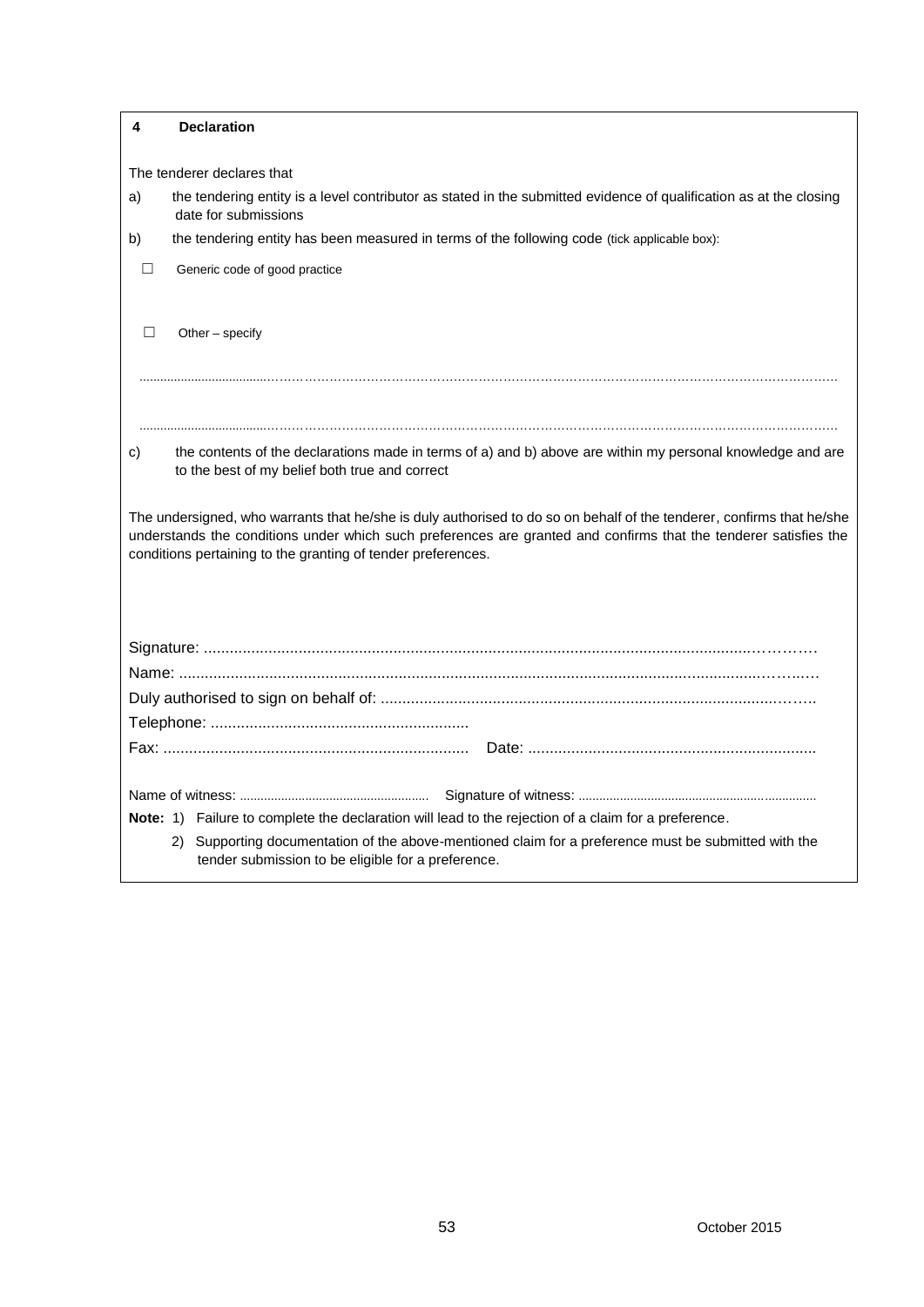## 4 Declaration

The tenderer declares that

a) the tendering entity is a level contributor as stated in the submitted evidence of qualification as at the closing date for submissions

b) the tendering entity has been measured in terms of the following code (tick applicable box):

☐ Generic code of good practice

☐ Other – specify

..........................................................................................................................................................................

..........................................................................................................................................................................

c) the contents of the declarations made in terms of a) and b) above are within my personal knowledge and are to the best of my belief both true and correct

The undersigned, who warrants that he/she is duly authorised to do so on behalf of the tenderer, confirms that he/she understands the conditions under which such preferences are granted and confirms that the tenderer satisfies the conditions pertaining to the granting of tender preferences.

Signature: ..............................................................................................................................................

Name: ....................................................................................................................................................

Duly authorised to sign on behalf of: ......................................................................................................

Telephone: ............................................................

Fax: ....................................................................... Date: ...................................................................

Name of witness: ........................................................ Signature of witness: .....................................................................

**Note:** 1) Failure to complete the declaration will lead to the rejection of a claim for a preference.

2) Supporting documentation of the above-mentioned claim for a preference must be submitted with the tender submission to be eligible for a preference.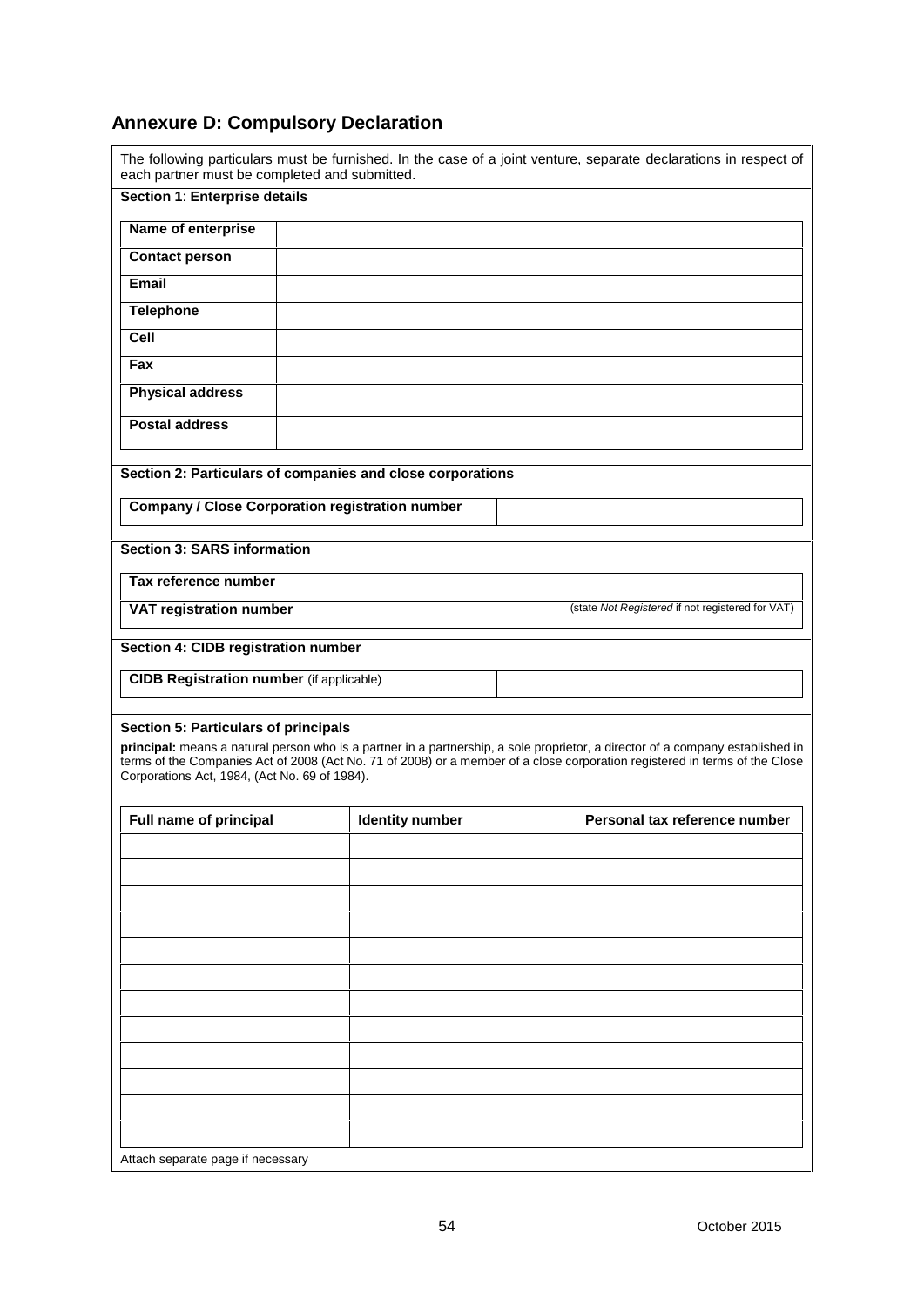## Annexure D: Compulsory Declaration

The following particulars must be furnished. In the case of a joint venture, separate declarations in respect of each partner must be completed and submitted.

**Section 1: Enterprise details**

| | |
|---|---|
| **Name of enterprise** | |
| **Contact person** | |
| **Email** | |
| **Telephone** | |
| **Cell** | |
| **Fax** | |
| **Physical address** | |
| **Postal address** | |

**Section 2: Particulars of companies and close corporations**

| | |
|---|---|
| **Company / Close Corporation registration number** | |

**Section 3: SARS information**

| | |
|---|---|
| **Tax reference number** | |
| **VAT registration number** | (state *Not Registered* if not registered for VAT) |

**Section 4: CIDB registration number**

| | |
|---|---|
| **CIDB Registration number** (if applicable) | |

**Section 5: Particulars of principals**

**principal:** means a natural person who is a partner in a partnership, a sole proprietor, a director of a company established in terms of the Companies Act of 2008 (Act No. 71 of 2008) or a member of a close corporation registered in terms of the Close Corporations Act, 1984, (Act No. 69 of 1984).

| Full name of principal | Identity number | Personal tax reference number |
|---|---|---|
| | | |
| | | |
| | | |
| | | |
| | | |
| | | |
| | | |
| | | |
| | | |
| | | |
| | | |
| | | |

Attach separate page if necessary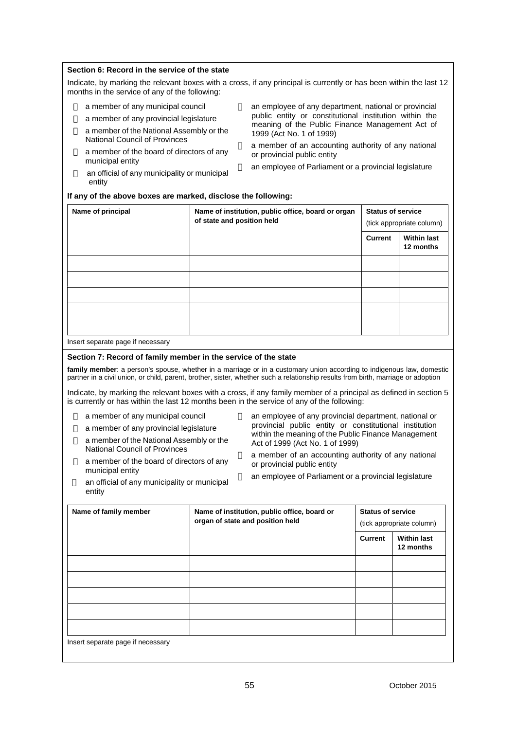### Section 6: Record in the service of the state

Indicate, by marking the relevant boxes with a cross, if any principal is currently or has been within the last 12 months in the service of any of the following:

- a member of any municipal council
- a member of any provincial legislature
- a member of the National Assembly or the National Council of Provinces
- a member of the board of directors of any municipal entity
- an official of any municipality or municipal entity
- an employee of any department, national or provincial public entity or constitutional institution within the meaning of the Public Finance Management Act of 1999 (Act No. 1 of 1999)
- a member of an accounting authority of any national or provincial public entity
- an employee of Parliament or a provincial legislature

**If any of the above boxes are marked, disclose the following:**

| Name of principal | Name of institution, public office, board or organ of state and position held | Status of service (tick appropriate column) | |
|---|---|---|---|
| | | **Current** | **Within last 12 months** |
| | | | |
| | | | |
| | | | |
| | | | |
| | | | |

Insert separate page if necessary

### Section 7: Record of family member in the service of the state

**family member**: a person's spouse, whether in a marriage or in a customary union according to indigenous law, domestic partner in a civil union, or child, parent, brother, sister, whether such a relationship results from birth, marriage or adoption

Indicate, by marking the relevant boxes with a cross, if any family member of a principal as defined in section 5 is currently or has within the last 12 months been in the service of any of the following:

- a member of any municipal council
- a member of any provincial legislature
- a member of the National Assembly or the National Council of Provinces
- a member of the board of directors of any municipal entity
- an official of any municipality or municipal entity
- an employee of any provincial department, national or provincial public entity or constitutional institution within the meaning of the Public Finance Management Act of 1999 (Act No. 1 of 1999)
- a member of an accounting authority of any national or provincial public entity
- an employee of Parliament or a provincial legislature

| Name of family member | Name of institution, public office, board or organ of state and position held | Status of service (tick appropriate column) | |
|---|---|---|---|
| | | **Current** | **Within last 12 months** |
| | | | |
| | | | |
| | | | |
| | | | |
| | | | |

Insert separate page if necessary

October 2015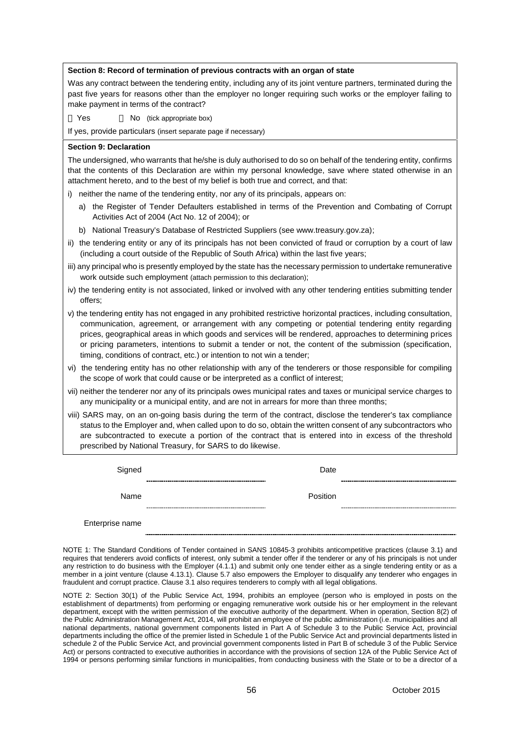**Section 8: Record of termination of previous contracts with an organ of state**

Was any contract between the tendering entity, including any of its joint venture partners, terminated during the past five years for reasons other than the employer no longer requiring such works or the employer failing to make payment in terms of the contract?

☐ Yes ☐ No (tick appropriate box)

If yes, provide particulars (insert separate page if necessary)

**Section 9: Declaration**

The undersigned, who warrants that he/she is duly authorised to do so on behalf of the tendering entity, confirms that the contents of this Declaration are within my personal knowledge, save where stated otherwise in an attachment hereto, and to the best of my belief is both true and correct, and that:

i) neither the name of the tendering entity, nor any of its principals, appears on:
   a) the Register of Tender Defaulters established in terms of the Prevention and Combating of Corrupt Activities Act of 2004 (Act No. 12 of 2004); or
   b) National Treasury's Database of Restricted Suppliers (see www.treasury.gov.za);

ii) the tendering entity or any of its principals has not been convicted of fraud or corruption by a court of law (including a court outside of the Republic of South Africa) within the last five years;

iii) any principal who is presently employed by the state has the necessary permission to undertake remunerative work outside such employment (attach permission to this declaration);

iv) the tendering entity is not associated, linked or involved with any other tendering entities submitting tender offers;

v) the tendering entity has not engaged in any prohibited restrictive horizontal practices, including consultation, communication, agreement, or arrangement with any competing or potential tendering entity regarding prices, geographical areas in which goods and services will be rendered, approaches to determining prices or pricing parameters, intentions to submit a tender or not, the content of the submission (specification, timing, conditions of contract, etc.) or intention to not win a tender;

vi) the tendering entity has no other relationship with any of the tenderers or those responsible for compiling the scope of work that could cause or be interpreted as a conflict of interest;

vii) neither the tenderer nor any of its principals owes municipal rates and taxes or municipal service charges to any municipality or a municipal entity, and are not in arrears for more than three months;

viii) SARS may, on an on-going basis during the term of the contract, disclose the tenderer's tax compliance status to the Employer and, when called upon to do so, obtain the written consent of any subcontractors who are subcontracted to execute a portion of the contract that is entered into in excess of the threshold prescribed by National Treasury, for SARS to do likewise.

| | | | |
|---|---|---|---|
| Signed | ................................................ | Date | ................................................ |
| Name | ................................................ | Position | ................................................ |
| Enterprise name | ................................................................................................ | | |

NOTE 1: The Standard Conditions of Tender contained in SANS 10845-3 prohibits anticompetitive practices (clause 3.1) and requires that tenderers avoid conflicts of interest, only submit a tender offer if the tenderer or any of his principals is not under any restriction to do business with the Employer (4.1.1) and submit only one tender either as a single tendering entity or as a member in a joint venture (clause 4.13.1). Clause 5.7 also empowers the Employer to disqualify any tenderer who engages in fraudulent and corrupt practice. Clause 3.1 also requires tenderers to comply with all legal obligations.

NOTE 2: Section 30(1) of the Public Service Act, 1994, prohibits an employee (person who is employed in posts on the establishment of departments) from performing or engaging remunerative work outside his or her employment in the relevant department, except with the written permission of the executive authority of the department. When in operation, Section 8(2) of the Public Administration Management Act, 2014, will prohibit an employee of the public administration (i.e. municipalities and all national departments, national government components listed in Part A of Schedule 3 to the Public Service Act, provincial departments including the office of the premier listed in Schedule 1 of the Public Service Act and provincial departments listed in schedule 2 of the Public Service Act, and provincial government components listed in Part B of schedule 3 of the Public Service Act) or persons contracted to executive authorities in accordance with the provisions of section 12A of the Public Service Act of 1994 or persons performing similar functions in municipalities, from conducting business with the State or to be a director of a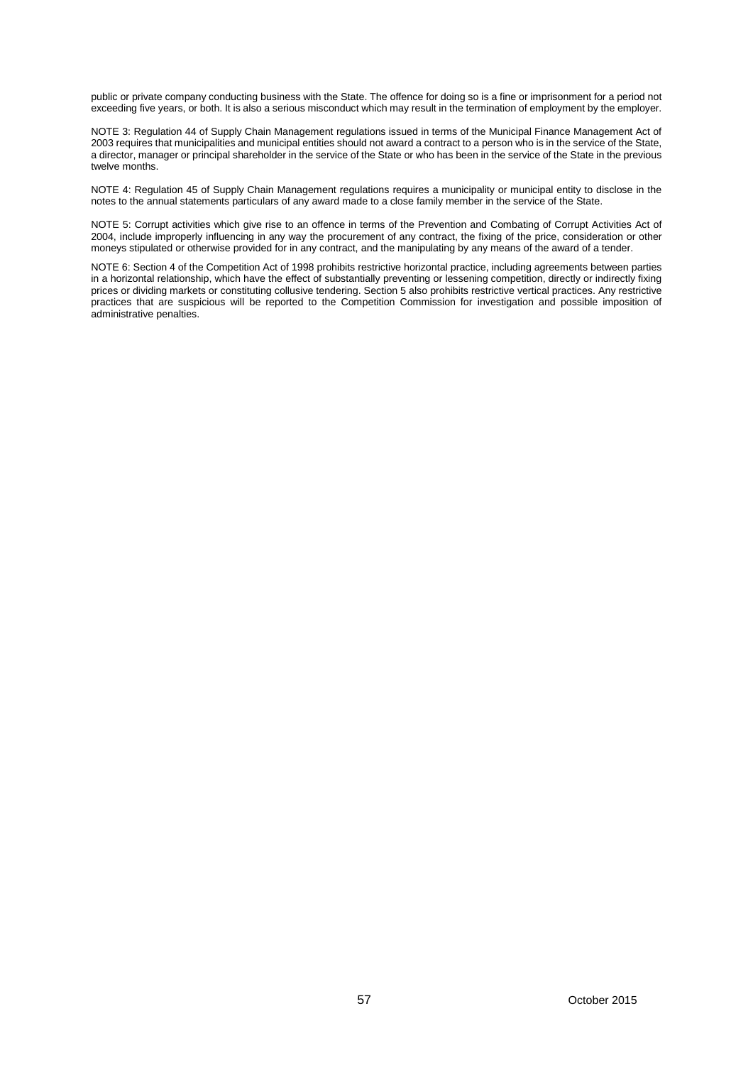public or private company conducting business with the State. The offence for doing so is a fine or imprisonment for a period not exceeding five years, or both. It is also a serious misconduct which may result in the termination of employment by the employer.

NOTE 3: Regulation 44 of Supply Chain Management regulations issued in terms of the Municipal Finance Management Act of 2003 requires that municipalities and municipal entities should not award a contract to a person who is in the service of the State, a director, manager or principal shareholder in the service of the State or who has been in the service of the State in the previous twelve months.

NOTE 4: Regulation 45 of Supply Chain Management regulations requires a municipality or municipal entity to disclose in the notes to the annual statements particulars of any award made to a close family member in the service of the State.

NOTE 5: Corrupt activities which give rise to an offence in terms of the Prevention and Combating of Corrupt Activities Act of 2004, include improperly influencing in any way the procurement of any contract, the fixing of the price, consideration or other moneys stipulated or otherwise provided for in any contract, and the manipulating by any means of the award of a tender.

NOTE 6: Section 4 of the Competition Act of 1998 prohibits restrictive horizontal practice, including agreements between parties in a horizontal relationship, which have the effect of substantially preventing or lessening competition, directly or indirectly fixing prices or dividing markets or constituting collusive tendering. Section 5 also prohibits restrictive vertical practices. Any restrictive practices that are suspicious will be reported to the Competition Commission for investigation and possible imposition of administrative penalties.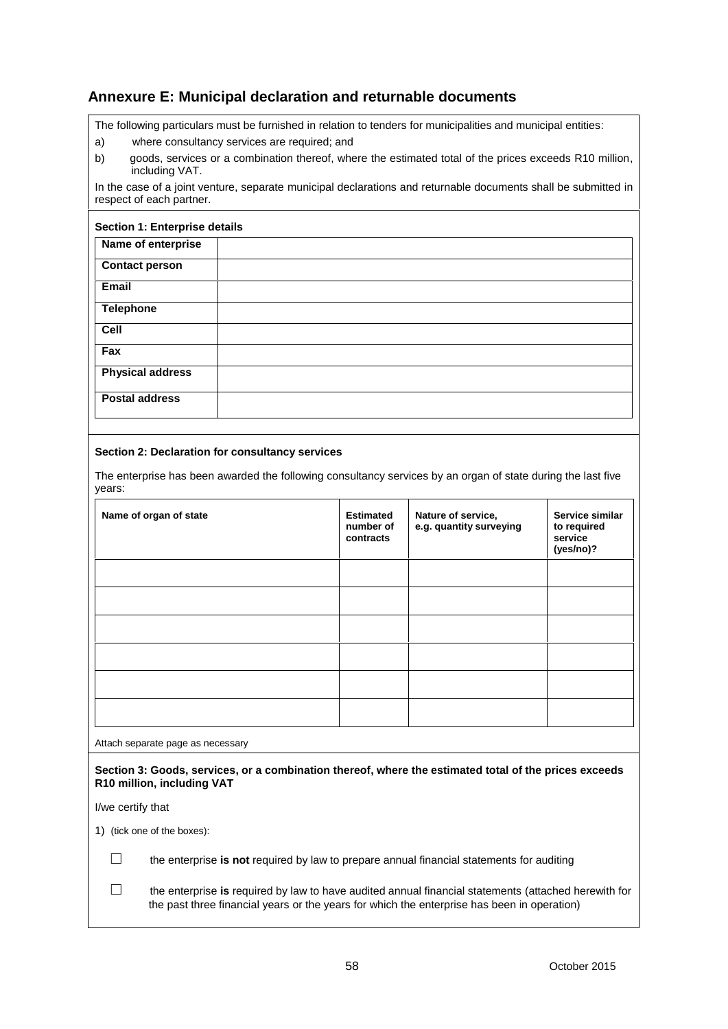## Annexure E: Municipal declaration and returnable documents

The following particulars must be furnished in relation to tenders for municipalities and municipal entities:

a) where consultancy services are required; and

b) goods, services or a combination thereof, where the estimated total of the prices exceeds R10 million, including VAT.

In the case of a joint venture, separate municipal declarations and returnable documents shall be submitted in respect of each partner.

**Section 1: Enterprise details**

| | |
|---|---|
| **Name of enterprise** | |
| **Contact person** | |
| **Email** | |
| **Telephone** | |
| **Cell** | |
| **Fax** | |
| **Physical address** | |
| **Postal address** | |

**Section 2: Declaration for consultancy services**

The enterprise has been awarded the following consultancy services by an organ of state during the last five years:

| Name of organ of state | Estimated number of contracts | Nature of service, e.g. quantity surveying | Service similar to required service (yes/no)? |
|---|---|---|---|
| | | | |
| | | | |
| | | | |
| | | | |
| | | | |
| | | | |

Attach separate page as necessary

**Section 3: Goods, services, or a combination thereof, where the estimated total of the prices exceeds R10 million, including VAT**

I/we certify that

1) (tick one of the boxes):

☐ the enterprise **is not** required by law to prepare annual financial statements for auditing

☐ the enterprise **is** required by law to have audited annual financial statements (attached herewith for the past three financial years or the years for which the enterprise has been in operation)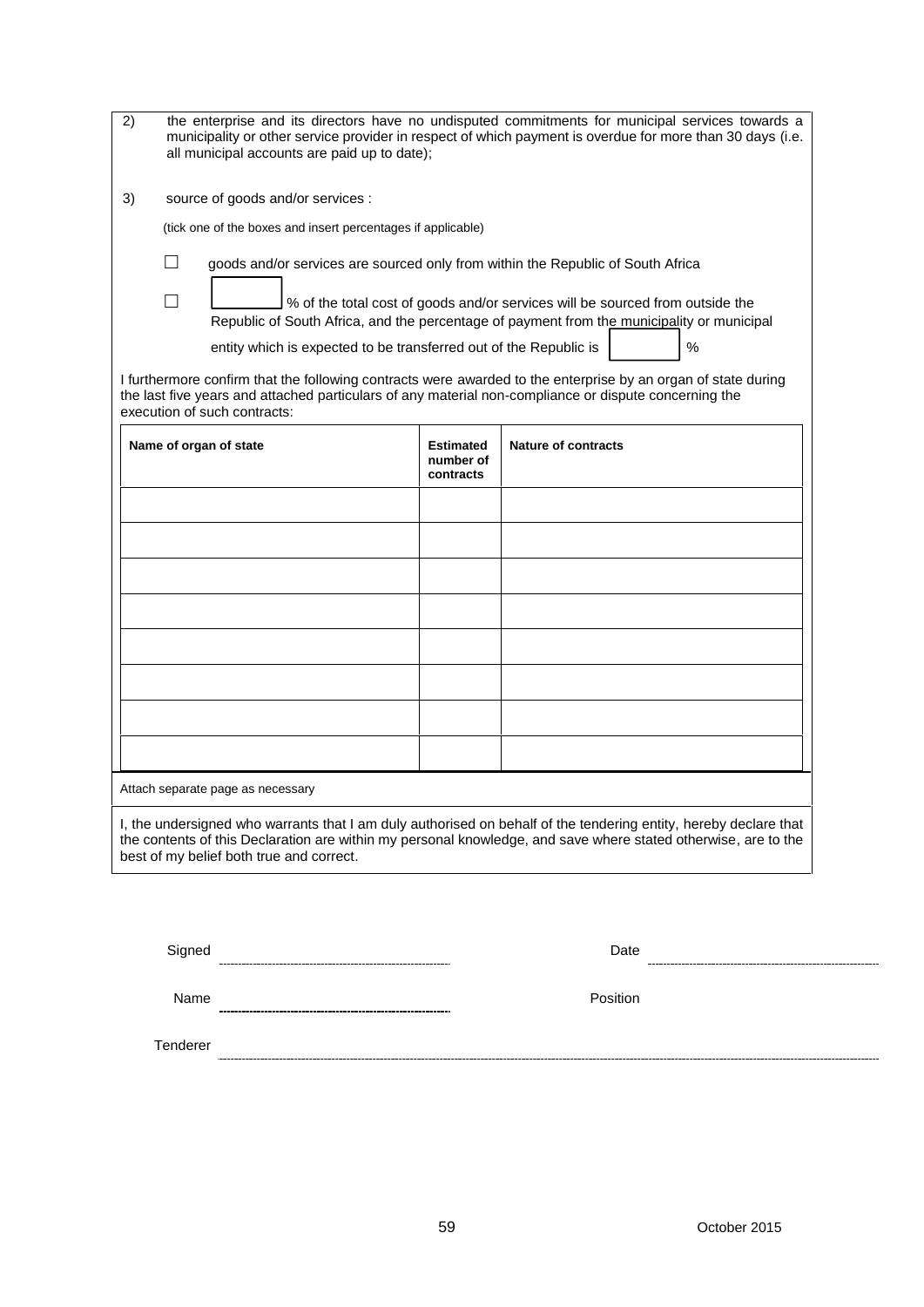2) the enterprise and its directors have no undisputed commitments for municipal services towards a municipality or other service provider in respect of which payment is overdue for more than 30 days (i.e. all municipal accounts are paid up to date);

3) source of goods and/or services :

(tick one of the boxes and insert percentages if applicable)

☐ goods and/or services are sourced only from within the Republic of South Africa

☐ ______ % of the total cost of goods and/or services will be sourced from outside the Republic of South Africa, and the percentage of payment from the municipality or municipal entity which is expected to be transferred out of the Republic is ______ %

I furthermore confirm that the following contracts were awarded to the enterprise by an organ of state during the last five years and attached particulars of any material non-compliance or dispute concerning the execution of such contracts:

| Name of organ of state | Estimated number of contracts | Nature of contracts |
|---|---|---|
| | | |
| | | |
| | | |
| | | |
| | | |
| | | |
| | | |
| | | |

Attach separate page as necessary

I, the undersigned who warrants that I am duly authorised on behalf of the tendering entity, hereby declare that the contents of this Declaration are within my personal knowledge, and save where stated otherwise, are to the best of my belief both true and correct.

Signed ______________________ Date ______________________

Name ______________________ Position

Tenderer ______________________

October 2015